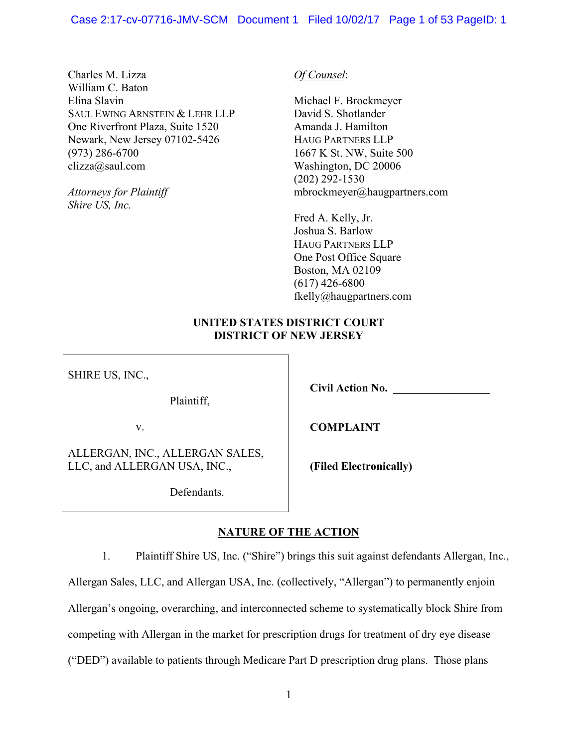Charles M. Lizza
William C. Baton
Elina Slavin
SAUL EWING ARNSTEIN & LEHR LLP
One Riverfront Plaza, Suite 1520
Newark, New Jersey 07102-5426
(973) 286-6700
clizza@saul.com

*Attorneys for Plaintiff*
*Shire US, Inc.*

*Of Counsel*:

Michael F. Brockmeyer
David S. Shotlander
Amanda J. Hamilton
HAUG PARTNERS LLP
1667 K St. NW, Suite 500
Washington, DC 20006
(202) 292-1530
mbrockmeyer@haugpartners.com

Fred A. Kelly, Jr.
Joshua S. Barlow
HAUG PARTNERS LLP
One Post Office Square
Boston, MA 02109
(617) 426-6800
fkelly@haugpartners.com

**UNITED STATES DISTRICT COURT**
**DISTRICT OF NEW JERSEY**

SHIRE US, INC.,

Plaintiff,

v.

ALLERGAN, INC., ALLERGAN SALES, LLC, and ALLERGAN USA, INC.,

Defendants.

**Civil Action No. ________________**

**COMPLAINT**

**(Filed Electronically)**

## NATURE OF THE ACTION

1. Plaintiff Shire US, Inc. ("Shire") brings this suit against defendants Allergan, Inc., Allergan Sales, LLC, and Allergan USA, Inc. (collectively, "Allergan") to permanently enjoin Allergan's ongoing, overarching, and interconnected scheme to systematically block Shire from competing with Allergan in the market for prescription drugs for treatment of dry eye disease ("DED") available to patients through Medicare Part D prescription drug plans. Those plans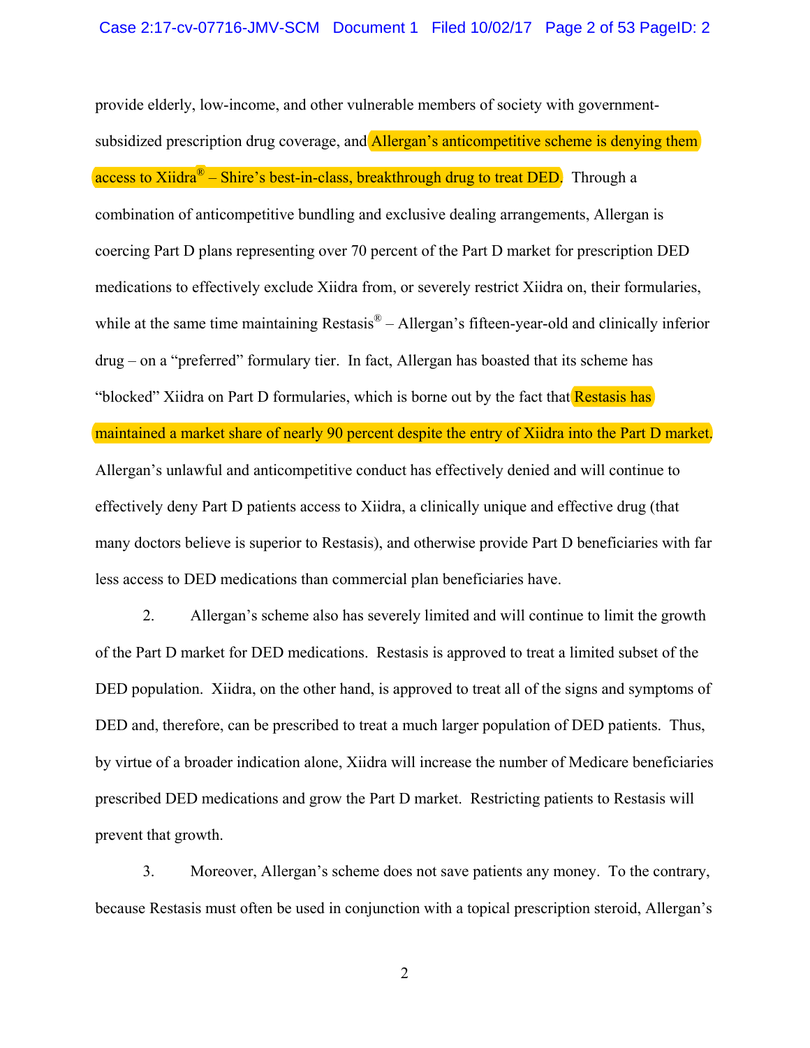provide elderly, low-income, and other vulnerable members of society with government-subsidized prescription drug coverage, and Allergan's anticompetitive scheme is denying them access to Xiidra® – Shire's best-in-class, breakthrough drug to treat DED. Through a combination of anticompetitive bundling and exclusive dealing arrangements, Allergan is coercing Part D plans representing over 70 percent of the Part D market for prescription DED medications to effectively exclude Xiidra from, or severely restrict Xiidra on, their formularies, while at the same time maintaining Restasis® – Allergan's fifteen-year-old and clinically inferior drug – on a "preferred" formulary tier. In fact, Allergan has boasted that its scheme has "blocked" Xiidra on Part D formularies, which is borne out by the fact that Restasis has maintained a market share of nearly 90 percent despite the entry of Xiidra into the Part D market. Allergan's unlawful and anticompetitive conduct has effectively denied and will continue to effectively deny Part D patients access to Xiidra, a clinically unique and effective drug (that many doctors believe is superior to Restasis), and otherwise provide Part D beneficiaries with far less access to DED medications than commercial plan beneficiaries have.

2. Allergan's scheme also has severely limited and will continue to limit the growth of the Part D market for DED medications. Restasis is approved to treat a limited subset of the DED population. Xiidra, on the other hand, is approved to treat all of the signs and symptoms of DED and, therefore, can be prescribed to treat a much larger population of DED patients. Thus, by virtue of a broader indication alone, Xiidra will increase the number of Medicare beneficiaries prescribed DED medications and grow the Part D market. Restricting patients to Restasis will prevent that growth.

3. Moreover, Allergan's scheme does not save patients any money. To the contrary, because Restasis must often be used in conjunction with a topical prescription steroid, Allergan's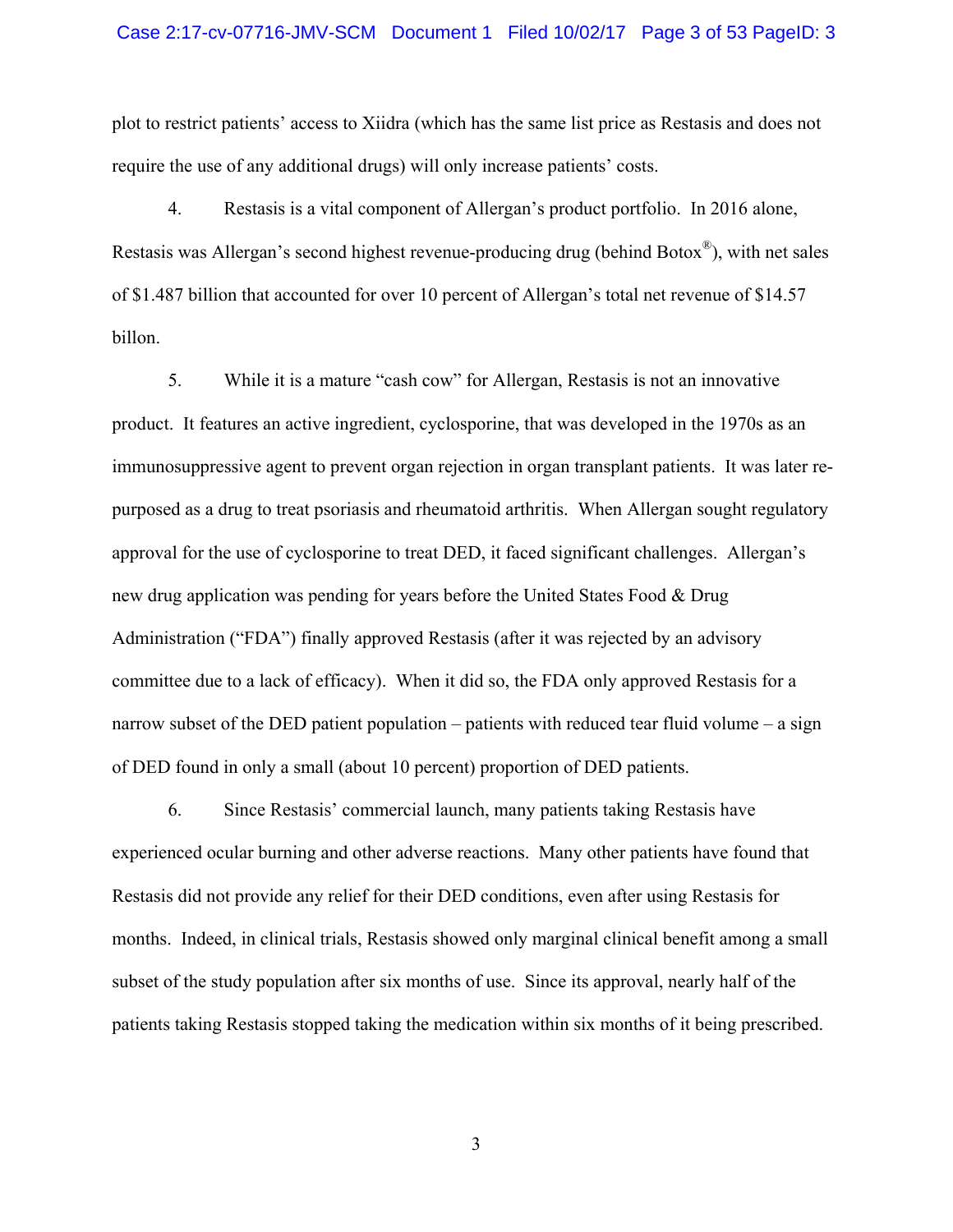plot to restrict patients' access to Xiidra (which has the same list price as Restasis and does not require the use of any additional drugs) will only increase patients' costs.

4. Restasis is a vital component of Allergan's product portfolio. In 2016 alone, Restasis was Allergan's second highest revenue-producing drug (behind Botox®), with net sales of $1.487 billion that accounted for over 10 percent of Allergan's total net revenue of $14.57 billon.

5. While it is a mature "cash cow" for Allergan, Restasis is not an innovative product. It features an active ingredient, cyclosporine, that was developed in the 1970s as an immunosuppressive agent to prevent organ rejection in organ transplant patients. It was later re-purposed as a drug to treat psoriasis and rheumatoid arthritis. When Allergan sought regulatory approval for the use of cyclosporine to treat DED, it faced significant challenges. Allergan's new drug application was pending for years before the United States Food & Drug Administration ("FDA") finally approved Restasis (after it was rejected by an advisory committee due to a lack of efficacy). When it did so, the FDA only approved Restasis for a narrow subset of the DED patient population – patients with reduced tear fluid volume – a sign of DED found in only a small (about 10 percent) proportion of DED patients.

6. Since Restasis' commercial launch, many patients taking Restasis have experienced ocular burning and other adverse reactions. Many other patients have found that Restasis did not provide any relief for their DED conditions, even after using Restasis for months. Indeed, in clinical trials, Restasis showed only marginal clinical benefit among a small subset of the study population after six months of use. Since its approval, nearly half of the patients taking Restasis stopped taking the medication within six months of it being prescribed.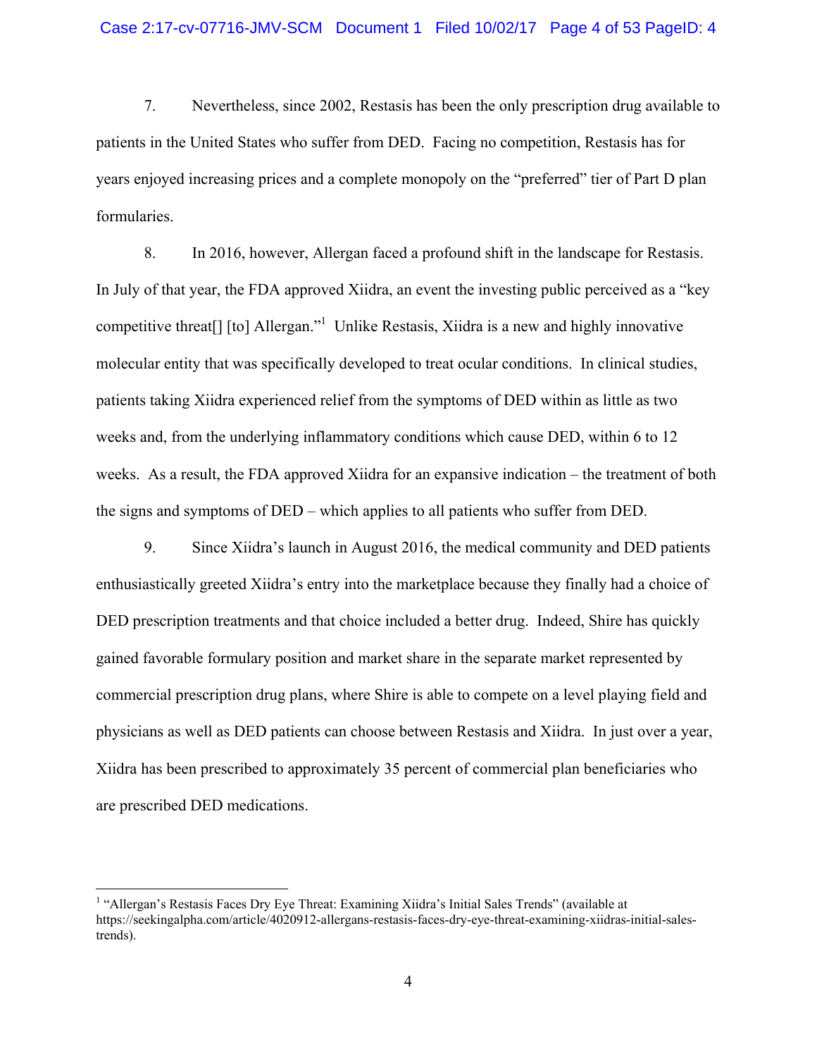7. Nevertheless, since 2002, Restasis has been the only prescription drug available to patients in the United States who suffer from DED. Facing no competition, Restasis has for years enjoyed increasing prices and a complete monopoly on the "preferred" tier of Part D plan formularies.

8. In 2016, however, Allergan faced a profound shift in the landscape for Restasis. In July of that year, the FDA approved Xiidra, an event the investing public perceived as a "key competitive threat[] [to] Allergan."[1] Unlike Restasis, Xiidra is a new and highly innovative molecular entity that was specifically developed to treat ocular conditions. In clinical studies, patients taking Xiidra experienced relief from the symptoms of DED within as little as two weeks and, from the underlying inflammatory conditions which cause DED, within 6 to 12 weeks. As a result, the FDA approved Xiidra for an expansive indication – the treatment of both the signs and symptoms of DED – which applies to all patients who suffer from DED.

9. Since Xiidra's launch in August 2016, the medical community and DED patients enthusiastically greeted Xiidra's entry into the marketplace because they finally had a choice of DED prescription treatments and that choice included a better drug. Indeed, Shire has quickly gained favorable formulary position and market share in the separate market represented by commercial prescription drug plans, where Shire is able to compete on a level playing field and physicians as well as DED patients can choose between Restasis and Xiidra. In just over a year, Xiidra has been prescribed to approximately 35 percent of commercial plan beneficiaries who are prescribed DED medications.

---

[1] "Allergan's Restasis Faces Dry Eye Threat: Examining Xiidra's Initial Sales Trends" (available at https://seekingalpha.com/article/4020912-allergans-restasis-faces-dry-eye-threat-examining-xiidras-initial-sales-trends).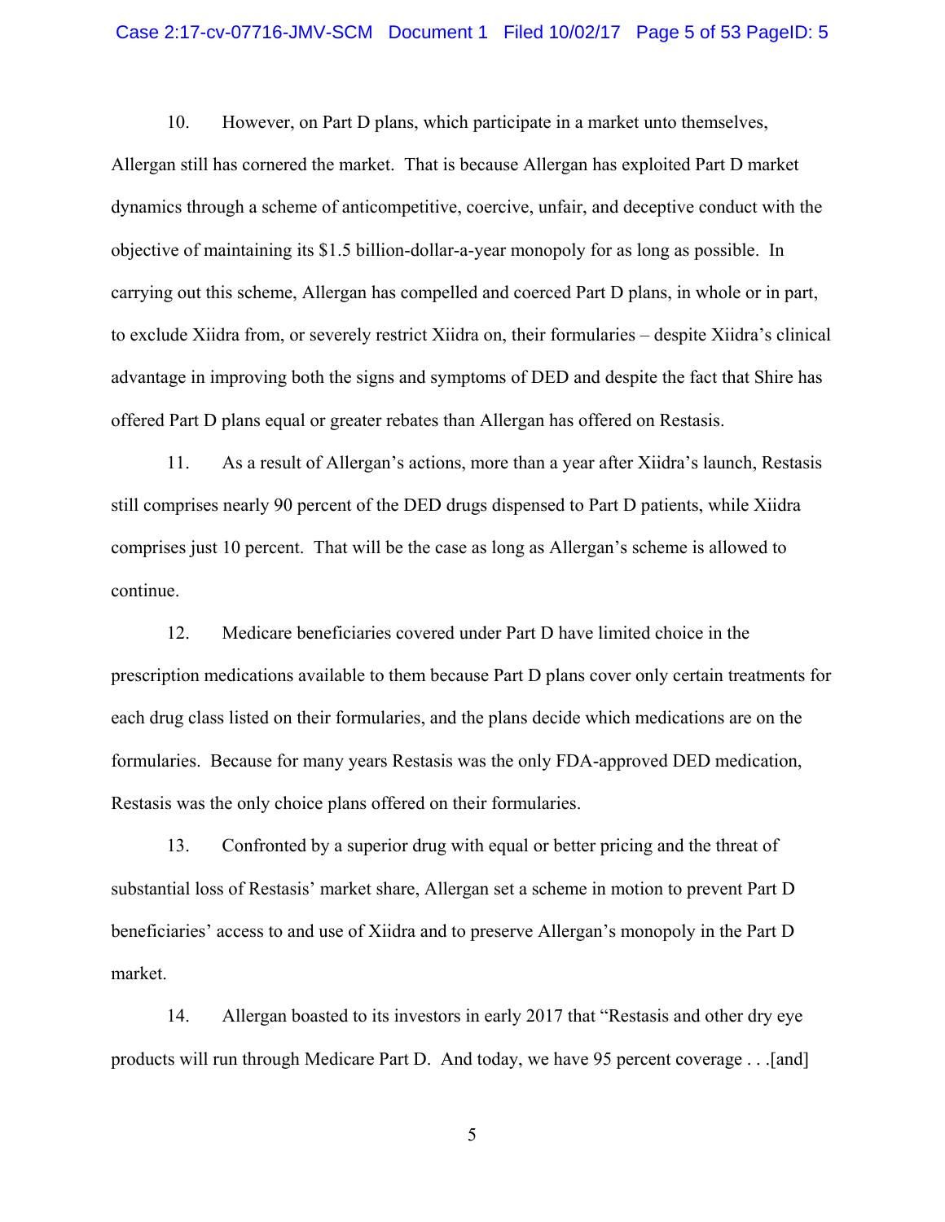10. However, on Part D plans, which participate in a market unto themselves, Allergan still has cornered the market. That is because Allergan has exploited Part D market dynamics through a scheme of anticompetitive, coercive, unfair, and deceptive conduct with the objective of maintaining its $1.5 billion-dollar-a-year monopoly for as long as possible. In carrying out this scheme, Allergan has compelled and coerced Part D plans, in whole or in part, to exclude Xiidra from, or severely restrict Xiidra on, their formularies – despite Xiidra's clinical advantage in improving both the signs and symptoms of DED and despite the fact that Shire has offered Part D plans equal or greater rebates than Allergan has offered on Restasis.

11. As a result of Allergan's actions, more than a year after Xiidra's launch, Restasis still comprises nearly 90 percent of the DED drugs dispensed to Part D patients, while Xiidra comprises just 10 percent. That will be the case as long as Allergan's scheme is allowed to continue.

12. Medicare beneficiaries covered under Part D have limited choice in the prescription medications available to them because Part D plans cover only certain treatments for each drug class listed on their formularies, and the plans decide which medications are on the formularies. Because for many years Restasis was the only FDA-approved DED medication, Restasis was the only choice plans offered on their formularies.

13. Confronted by a superior drug with equal or better pricing and the threat of substantial loss of Restasis' market share, Allergan set a scheme in motion to prevent Part D beneficiaries' access to and use of Xiidra and to preserve Allergan's monopoly in the Part D market.

14. Allergan boasted to its investors in early 2017 that "Restasis and other dry eye products will run through Medicare Part D. And today, we have 95 percent coverage . . .[and]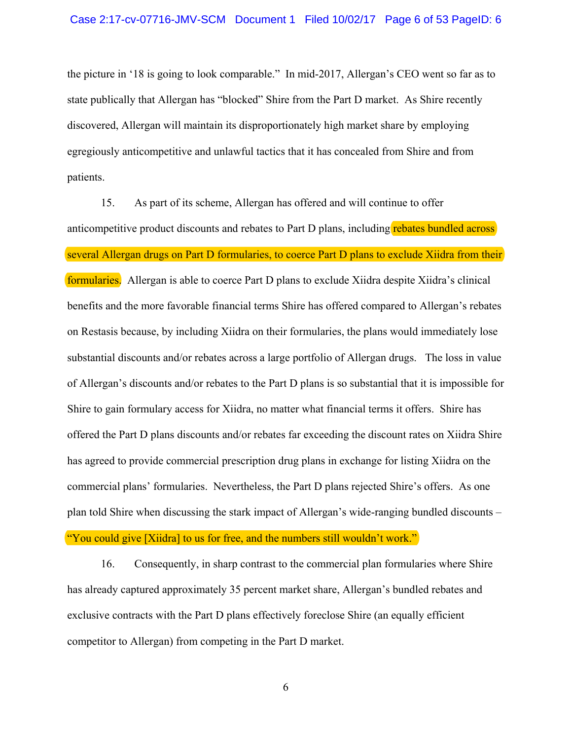the picture in '18 is going to look comparable." In mid-2017, Allergan's CEO went so far as to state publically that Allergan has "blocked" Shire from the Part D market. As Shire recently discovered, Allergan will maintain its disproportionately high market share by employing egregiously anticompetitive and unlawful tactics that it has concealed from Shire and from patients.

15. As part of its scheme, Allergan has offered and will continue to offer anticompetitive product discounts and rebates to Part D plans, including rebates bundled across several Allergan drugs on Part D formularies, to coerce Part D plans to exclude Xiidra from their formularies. Allergan is able to coerce Part D plans to exclude Xiidra despite Xiidra's clinical benefits and the more favorable financial terms Shire has offered compared to Allergan's rebates on Restasis because, by including Xiidra on their formularies, the plans would immediately lose substantial discounts and/or rebates across a large portfolio of Allergan drugs. The loss in value of Allergan's discounts and/or rebates to the Part D plans is so substantial that it is impossible for Shire to gain formulary access for Xiidra, no matter what financial terms it offers. Shire has offered the Part D plans discounts and/or rebates far exceeding the discount rates on Xiidra Shire has agreed to provide commercial prescription drug plans in exchange for listing Xiidra on the commercial plans' formularies. Nevertheless, the Part D plans rejected Shire's offers. As one plan told Shire when discussing the stark impact of Allergan's wide-ranging bundled discounts – "You could give [Xiidra] to us for free, and the numbers still wouldn't work."

16. Consequently, in sharp contrast to the commercial plan formularies where Shire has already captured approximately 35 percent market share, Allergan's bundled rebates and exclusive contracts with the Part D plans effectively foreclose Shire (an equally efficient competitor to Allergan) from competing in the Part D market.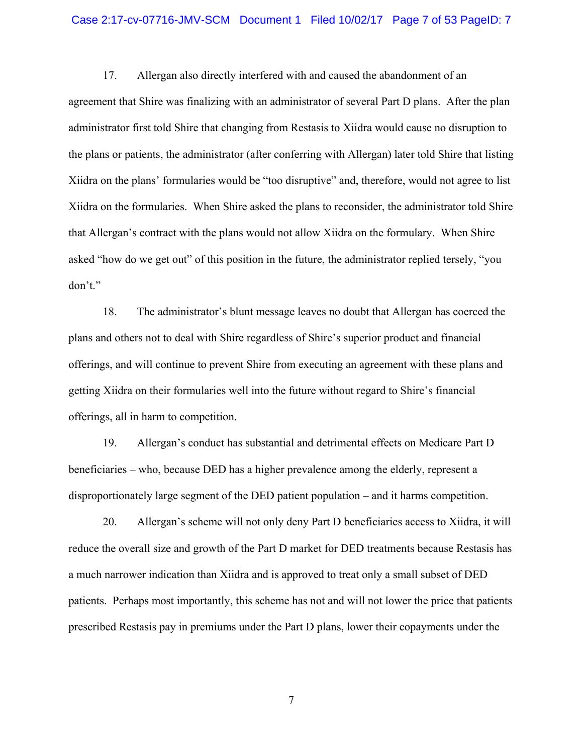17. Allergan also directly interfered with and caused the abandonment of an agreement that Shire was finalizing with an administrator of several Part D plans. After the plan administrator first told Shire that changing from Restasis to Xiidra would cause no disruption to the plans or patients, the administrator (after conferring with Allergan) later told Shire that listing Xiidra on the plans' formularies would be "too disruptive" and, therefore, would not agree to list Xiidra on the formularies. When Shire asked the plans to reconsider, the administrator told Shire that Allergan's contract with the plans would not allow Xiidra on the formulary. When Shire asked "how do we get out" of this position in the future, the administrator replied tersely, "you don't."

18. The administrator's blunt message leaves no doubt that Allergan has coerced the plans and others not to deal with Shire regardless of Shire's superior product and financial offerings, and will continue to prevent Shire from executing an agreement with these plans and getting Xiidra on their formularies well into the future without regard to Shire's financial offerings, all in harm to competition.

19. Allergan's conduct has substantial and detrimental effects on Medicare Part D beneficiaries – who, because DED has a higher prevalence among the elderly, represent a disproportionately large segment of the DED patient population – and it harms competition.

20. Allergan's scheme will not only deny Part D beneficiaries access to Xiidra, it will reduce the overall size and growth of the Part D market for DED treatments because Restasis has a much narrower indication than Xiidra and is approved to treat only a small subset of DED patients. Perhaps most importantly, this scheme has not and will not lower the price that patients prescribed Restasis pay in premiums under the Part D plans, lower their copayments under the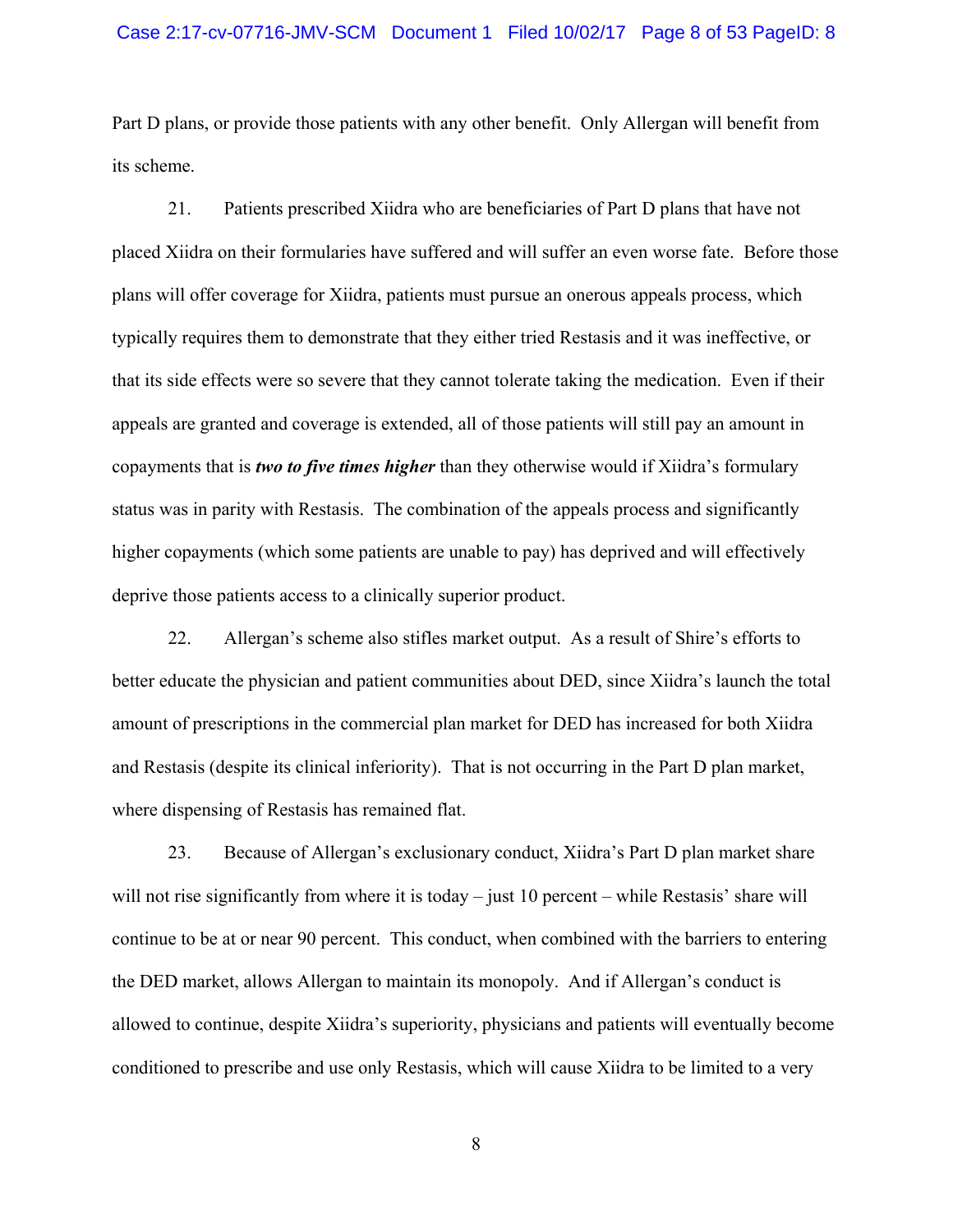Part D plans, or provide those patients with any other benefit. Only Allergan will benefit from its scheme.

21. Patients prescribed Xiidra who are beneficiaries of Part D plans that have not placed Xiidra on their formularies have suffered and will suffer an even worse fate. Before those plans will offer coverage for Xiidra, patients must pursue an onerous appeals process, which typically requires them to demonstrate that they either tried Restasis and it was ineffective, or that its side effects were so severe that they cannot tolerate taking the medication. Even if their appeals are granted and coverage is extended, all of those patients will still pay an amount in copayments that is ***two to five times higher*** than they otherwise would if Xiidra's formulary status was in parity with Restasis. The combination of the appeals process and significantly higher copayments (which some patients are unable to pay) has deprived and will effectively deprive those patients access to a clinically superior product.

22. Allergan's scheme also stifles market output. As a result of Shire's efforts to better educate the physician and patient communities about DED, since Xiidra's launch the total amount of prescriptions in the commercial plan market for DED has increased for both Xiidra and Restasis (despite its clinical inferiority). That is not occurring in the Part D plan market, where dispensing of Restasis has remained flat.

23. Because of Allergan's exclusionary conduct, Xiidra's Part D plan market share will not rise significantly from where it is today – just 10 percent – while Restasis' share will continue to be at or near 90 percent. This conduct, when combined with the barriers to entering the DED market, allows Allergan to maintain its monopoly. And if Allergan's conduct is allowed to continue, despite Xiidra's superiority, physicians and patients will eventually become conditioned to prescribe and use only Restasis, which will cause Xiidra to be limited to a very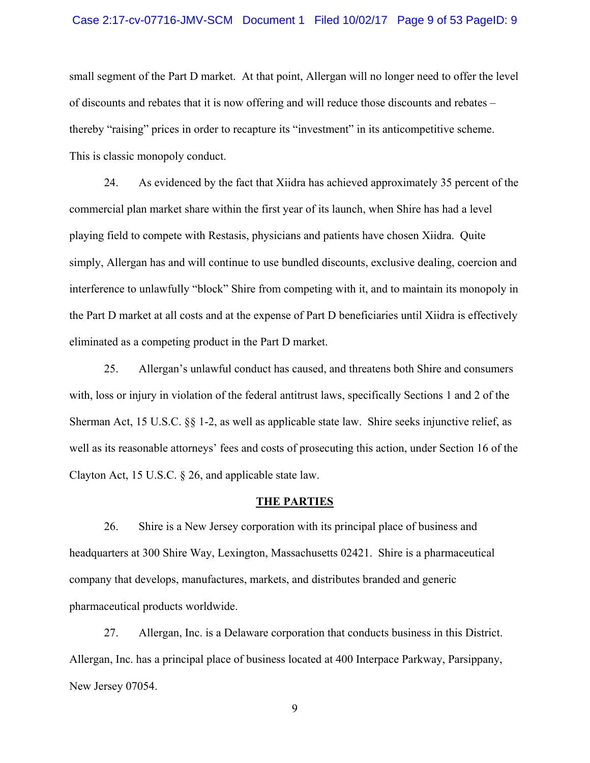small segment of the Part D market. At that point, Allergan will no longer need to offer the level of discounts and rebates that it is now offering and will reduce those discounts and rebates – thereby "raising" prices in order to recapture its "investment" in its anticompetitive scheme. This is classic monopoly conduct.

24. As evidenced by the fact that Xiidra has achieved approximately 35 percent of the commercial plan market share within the first year of its launch, when Shire has had a level playing field to compete with Restasis, physicians and patients have chosen Xiidra. Quite simply, Allergan has and will continue to use bundled discounts, exclusive dealing, coercion and interference to unlawfully "block" Shire from competing with it, and to maintain its monopoly in the Part D market at all costs and at the expense of Part D beneficiaries until Xiidra is effectively eliminated as a competing product in the Part D market.

25. Allergan's unlawful conduct has caused, and threatens both Shire and consumers with, loss or injury in violation of the federal antitrust laws, specifically Sections 1 and 2 of the Sherman Act, 15 U.S.C. §§ 1-2, as well as applicable state law. Shire seeks injunctive relief, as well as its reasonable attorneys' fees and costs of prosecuting this action, under Section 16 of the Clayton Act, 15 U.S.C. § 26, and applicable state law.

## THE PARTIES

26. Shire is a New Jersey corporation with its principal place of business and headquarters at 300 Shire Way, Lexington, Massachusetts 02421. Shire is a pharmaceutical company that develops, manufactures, markets, and distributes branded and generic pharmaceutical products worldwide.

27. Allergan, Inc. is a Delaware corporation that conducts business in this District. Allergan, Inc. has a principal place of business located at 400 Interpace Parkway, Parsippany, New Jersey 07054.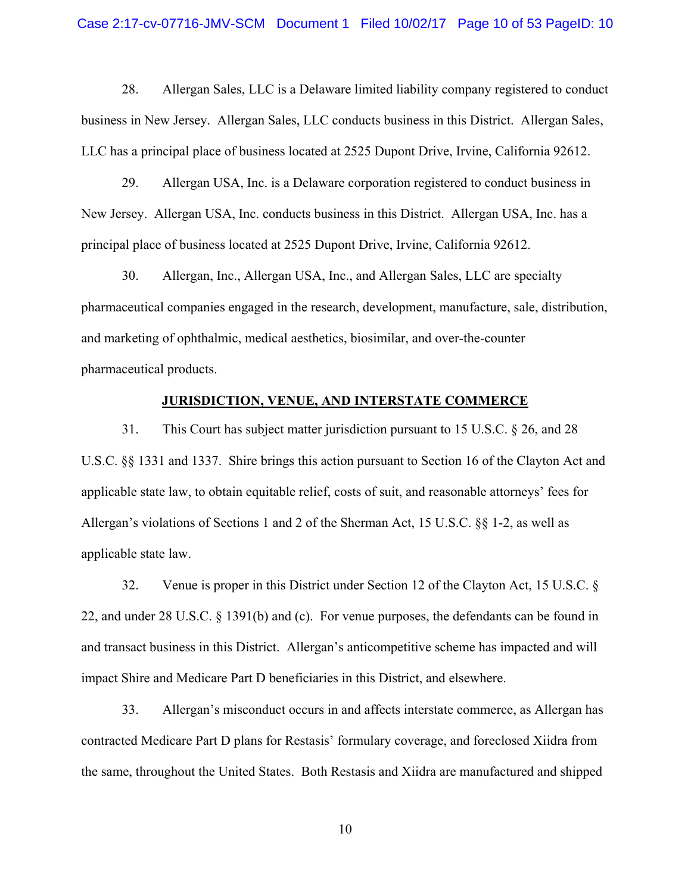28. Allergan Sales, LLC is a Delaware limited liability company registered to conduct business in New Jersey. Allergan Sales, LLC conducts business in this District. Allergan Sales, LLC has a principal place of business located at 2525 Dupont Drive, Irvine, California 92612.

29. Allergan USA, Inc. is a Delaware corporation registered to conduct business in New Jersey. Allergan USA, Inc. conducts business in this District. Allergan USA, Inc. has a principal place of business located at 2525 Dupont Drive, Irvine, California 92612.

30. Allergan, Inc., Allergan USA, Inc., and Allergan Sales, LLC are specialty pharmaceutical companies engaged in the research, development, manufacture, sale, distribution, and marketing of ophthalmic, medical aesthetics, biosimilar, and over-the-counter pharmaceutical products.

## JURISDICTION, VENUE, AND INTERSTATE COMMERCE

31. This Court has subject matter jurisdiction pursuant to 15 U.S.C. § 26, and 28 U.S.C. §§ 1331 and 1337. Shire brings this action pursuant to Section 16 of the Clayton Act and applicable state law, to obtain equitable relief, costs of suit, and reasonable attorneys' fees for Allergan's violations of Sections 1 and 2 of the Sherman Act, 15 U.S.C. §§ 1-2, as well as applicable state law.

32. Venue is proper in this District under Section 12 of the Clayton Act, 15 U.S.C. § 22, and under 28 U.S.C. § 1391(b) and (c). For venue purposes, the defendants can be found in and transact business in this District. Allergan's anticompetitive scheme has impacted and will impact Shire and Medicare Part D beneficiaries in this District, and elsewhere.

33. Allergan's misconduct occurs in and affects interstate commerce, as Allergan has contracted Medicare Part D plans for Restasis' formulary coverage, and foreclosed Xiidra from the same, throughout the United States. Both Restasis and Xiidra are manufactured and shipped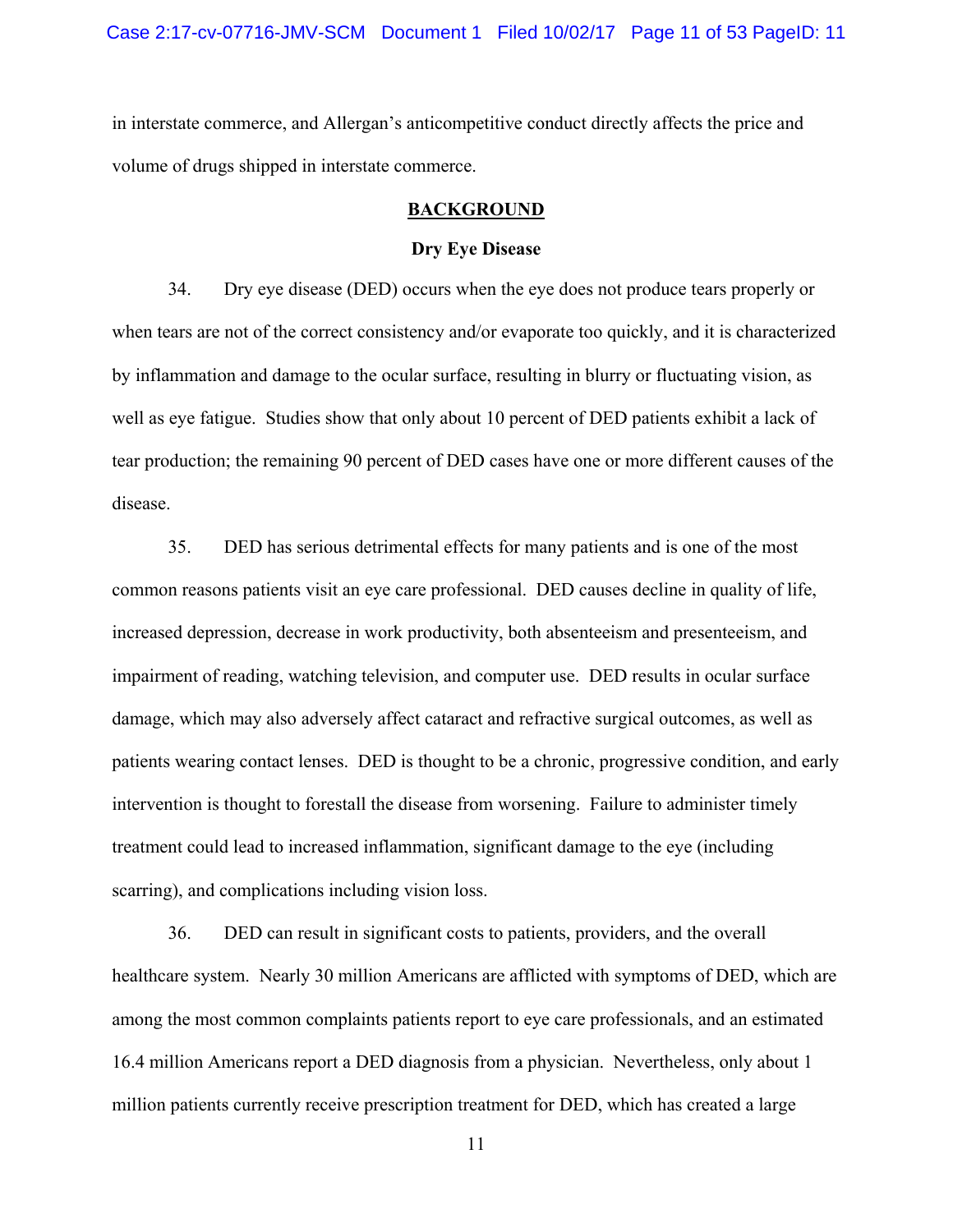in interstate commerce, and Allergan's anticompetitive conduct directly affects the price and volume of drugs shipped in interstate commerce.

## BACKGROUND

### Dry Eye Disease

34. Dry eye disease (DED) occurs when the eye does not produce tears properly or when tears are not of the correct consistency and/or evaporate too quickly, and it is characterized by inflammation and damage to the ocular surface, resulting in blurry or fluctuating vision, as well as eye fatigue. Studies show that only about 10 percent of DED patients exhibit a lack of tear production; the remaining 90 percent of DED cases have one or more different causes of the disease.

35. DED has serious detrimental effects for many patients and is one of the most common reasons patients visit an eye care professional. DED causes decline in quality of life, increased depression, decrease in work productivity, both absenteeism and presenteeism, and impairment of reading, watching television, and computer use. DED results in ocular surface damage, which may also adversely affect cataract and refractive surgical outcomes, as well as patients wearing contact lenses. DED is thought to be a chronic, progressive condition, and early intervention is thought to forestall the disease from worsening. Failure to administer timely treatment could lead to increased inflammation, significant damage to the eye (including scarring), and complications including vision loss.

36. DED can result in significant costs to patients, providers, and the overall healthcare system. Nearly 30 million Americans are afflicted with symptoms of DED, which are among the most common complaints patients report to eye care professionals, and an estimated 16.4 million Americans report a DED diagnosis from a physician. Nevertheless, only about 1 million patients currently receive prescription treatment for DED, which has created a large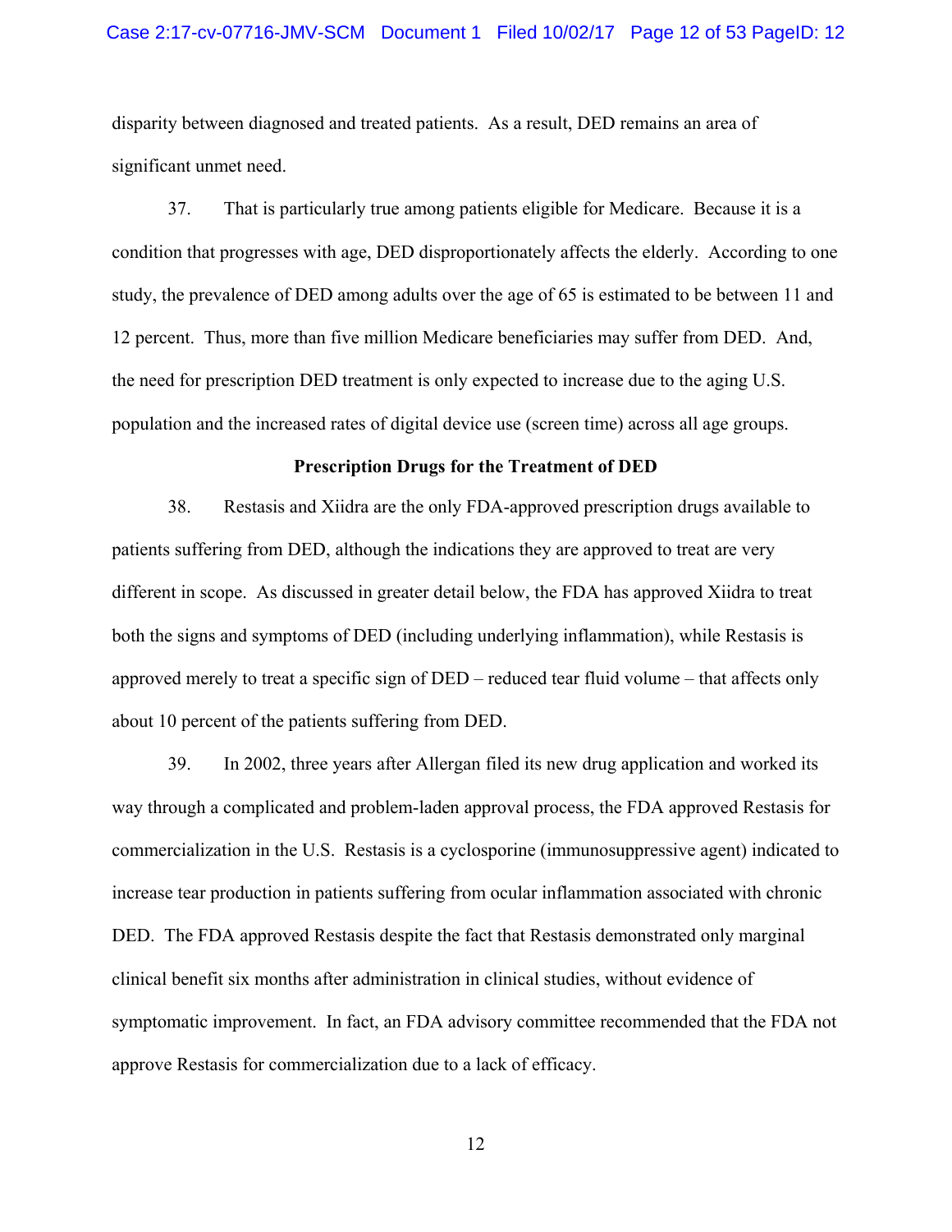disparity between diagnosed and treated patients. As a result, DED remains an area of significant unmet need.

37. That is particularly true among patients eligible for Medicare. Because it is a condition that progresses with age, DED disproportionately affects the elderly. According to one study, the prevalence of DED among adults over the age of 65 is estimated to be between 11 and 12 percent. Thus, more than five million Medicare beneficiaries may suffer from DED. And, the need for prescription DED treatment is only expected to increase due to the aging U.S. population and the increased rates of digital device use (screen time) across all age groups.

**Prescription Drugs for the Treatment of DED**

38. Restasis and Xiidra are the only FDA-approved prescription drugs available to patients suffering from DED, although the indications they are approved to treat are very different in scope. As discussed in greater detail below, the FDA has approved Xiidra to treat both the signs and symptoms of DED (including underlying inflammation), while Restasis is approved merely to treat a specific sign of DED – reduced tear fluid volume – that affects only about 10 percent of the patients suffering from DED.

39. In 2002, three years after Allergan filed its new drug application and worked its way through a complicated and problem-laden approval process, the FDA approved Restasis for commercialization in the U.S. Restasis is a cyclosporine (immunosuppressive agent) indicated to increase tear production in patients suffering from ocular inflammation associated with chronic DED. The FDA approved Restasis despite the fact that Restasis demonstrated only marginal clinical benefit six months after administration in clinical studies, without evidence of symptomatic improvement. In fact, an FDA advisory committee recommended that the FDA not approve Restasis for commercialization due to a lack of efficacy.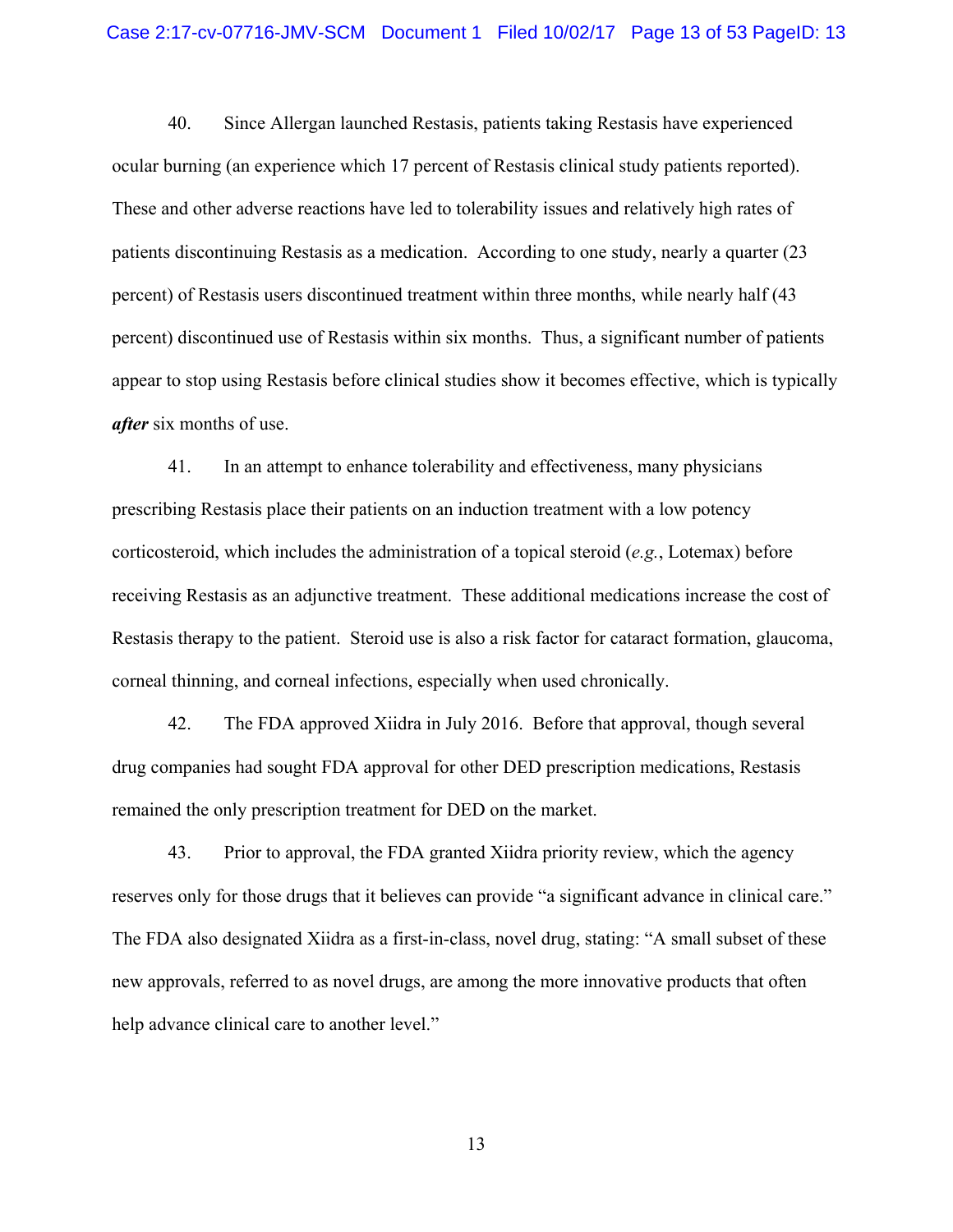40. Since Allergan launched Restasis, patients taking Restasis have experienced ocular burning (an experience which 17 percent of Restasis clinical study patients reported). These and other adverse reactions have led to tolerability issues and relatively high rates of patients discontinuing Restasis as a medication. According to one study, nearly a quarter (23 percent) of Restasis users discontinued treatment within three months, while nearly half (43 percent) discontinued use of Restasis within six months. Thus, a significant number of patients appear to stop using Restasis before clinical studies show it becomes effective, which is typically ***after*** six months of use.

41. In an attempt to enhance tolerability and effectiveness, many physicians prescribing Restasis place their patients on an induction treatment with a low potency corticosteroid, which includes the administration of a topical steroid (*e.g.*, Lotemax) before receiving Restasis as an adjunctive treatment. These additional medications increase the cost of Restasis therapy to the patient. Steroid use is also a risk factor for cataract formation, glaucoma, corneal thinning, and corneal infections, especially when used chronically.

42. The FDA approved Xiidra in July 2016. Before that approval, though several drug companies had sought FDA approval for other DED prescription medications, Restasis remained the only prescription treatment for DED on the market.

43. Prior to approval, the FDA granted Xiidra priority review, which the agency reserves only for those drugs that it believes can provide "a significant advance in clinical care." The FDA also designated Xiidra as a first-in-class, novel drug, stating: "A small subset of these new approvals, referred to as novel drugs, are among the more innovative products that often help advance clinical care to another level."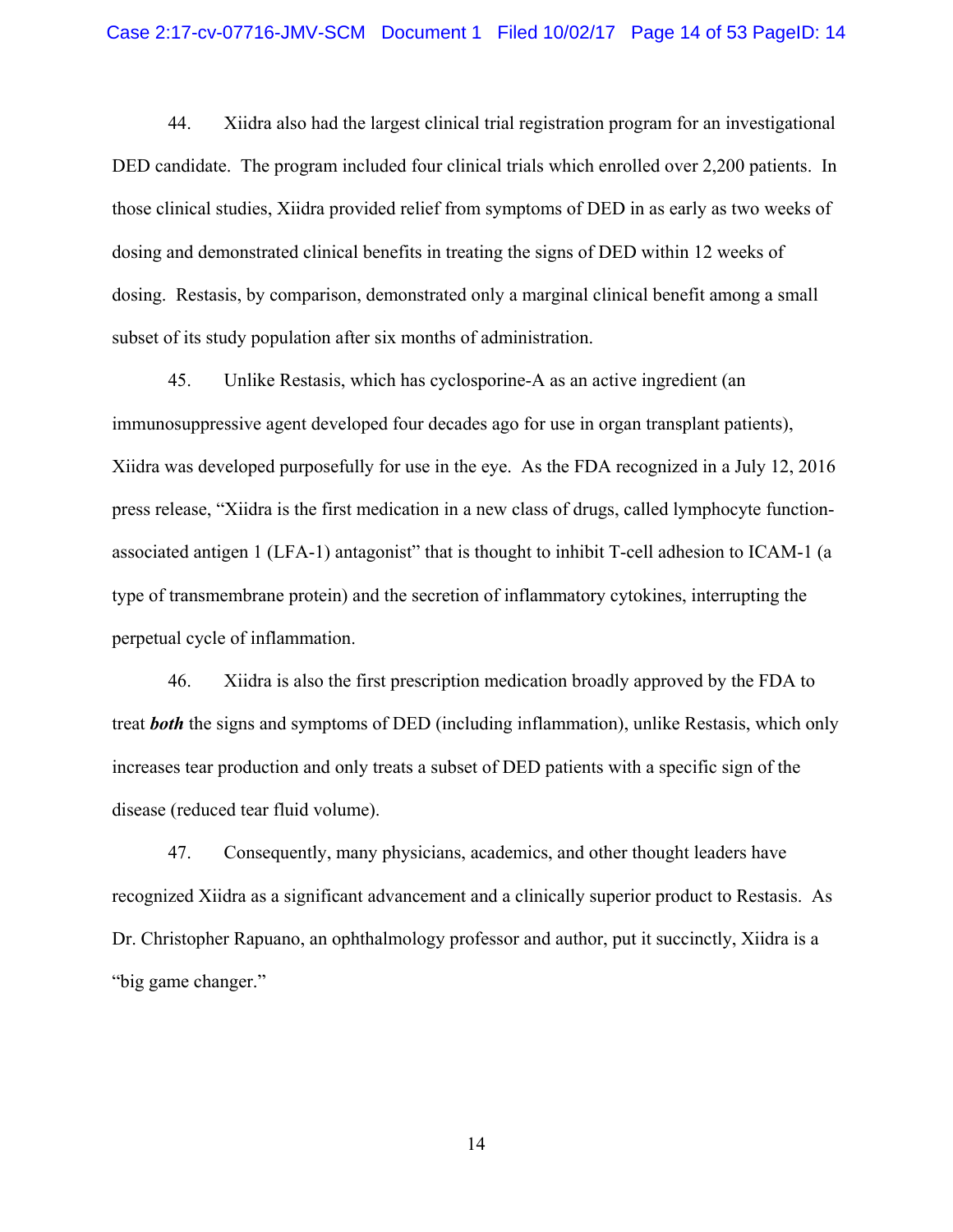44. Xiidra also had the largest clinical trial registration program for an investigational DED candidate. The program included four clinical trials which enrolled over 2,200 patients. In those clinical studies, Xiidra provided relief from symptoms of DED in as early as two weeks of dosing and demonstrated clinical benefits in treating the signs of DED within 12 weeks of dosing. Restasis, by comparison, demonstrated only a marginal clinical benefit among a small subset of its study population after six months of administration.

45. Unlike Restasis, which has cyclosporine-A as an active ingredient (an immunosuppressive agent developed four decades ago for use in organ transplant patients), Xiidra was developed purposefully for use in the eye. As the FDA recognized in a July 12, 2016 press release, "Xiidra is the first medication in a new class of drugs, called lymphocyte function-associated antigen 1 (LFA-1) antagonist" that is thought to inhibit T-cell adhesion to ICAM-1 (a type of transmembrane protein) and the secretion of inflammatory cytokines, interrupting the perpetual cycle of inflammation.

46. Xiidra is also the first prescription medication broadly approved by the FDA to treat ***both*** the signs and symptoms of DED (including inflammation), unlike Restasis, which only increases tear production and only treats a subset of DED patients with a specific sign of the disease (reduced tear fluid volume).

47. Consequently, many physicians, academics, and other thought leaders have recognized Xiidra as a significant advancement and a clinically superior product to Restasis. As Dr. Christopher Rapuano, an ophthalmology professor and author, put it succinctly, Xiidra is a "big game changer."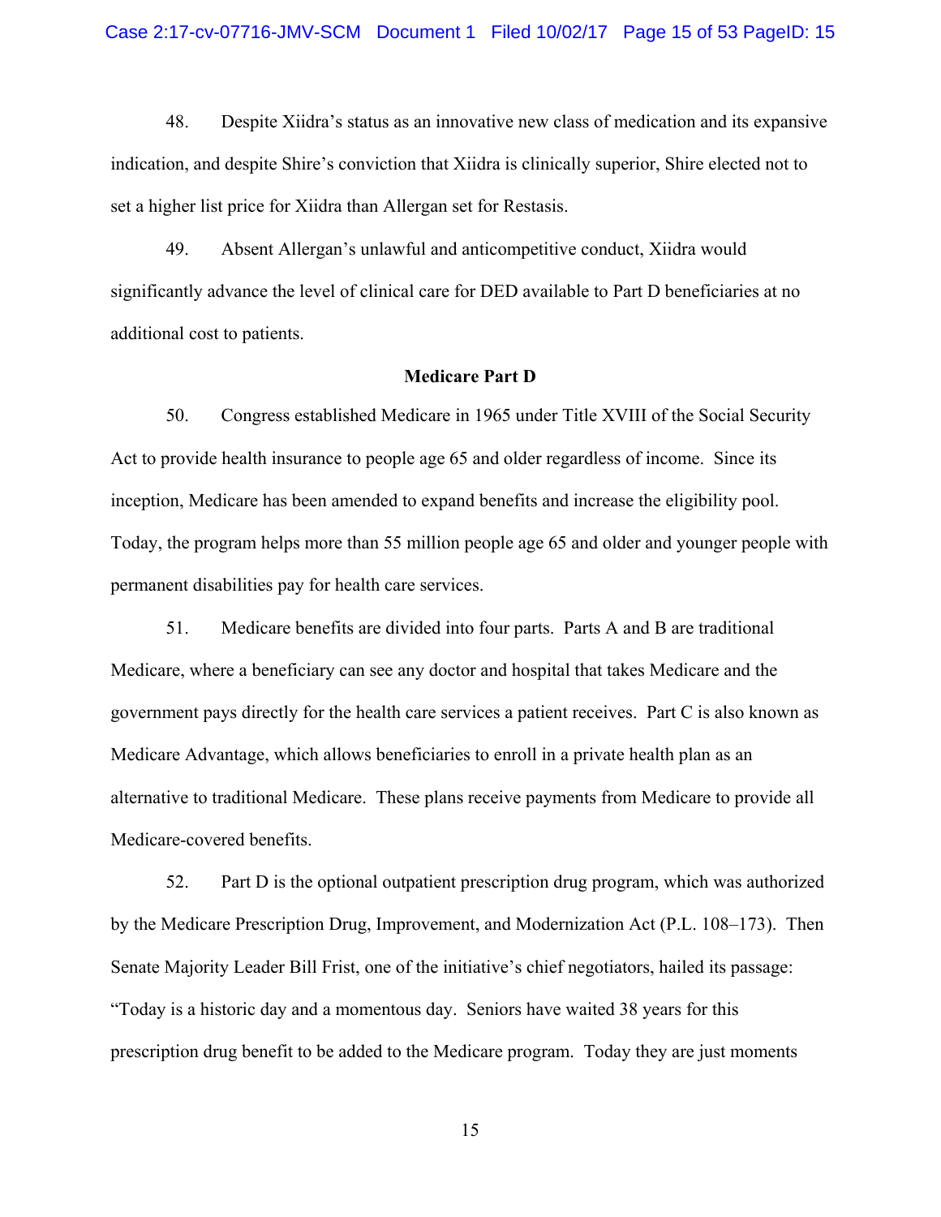48. Despite Xiidra's status as an innovative new class of medication and its expansive indication, and despite Shire's conviction that Xiidra is clinically superior, Shire elected not to set a higher list price for Xiidra than Allergan set for Restasis.

49. Absent Allergan's unlawful and anticompetitive conduct, Xiidra would significantly advance the level of clinical care for DED available to Part D beneficiaries at no additional cost to patients.

**Medicare Part D**

50. Congress established Medicare in 1965 under Title XVIII of the Social Security Act to provide health insurance to people age 65 and older regardless of income. Since its inception, Medicare has been amended to expand benefits and increase the eligibility pool. Today, the program helps more than 55 million people age 65 and older and younger people with permanent disabilities pay for health care services.

51. Medicare benefits are divided into four parts. Parts A and B are traditional Medicare, where a beneficiary can see any doctor and hospital that takes Medicare and the government pays directly for the health care services a patient receives. Part C is also known as Medicare Advantage, which allows beneficiaries to enroll in a private health plan as an alternative to traditional Medicare. These plans receive payments from Medicare to provide all Medicare-covered benefits.

52. Part D is the optional outpatient prescription drug program, which was authorized by the Medicare Prescription Drug, Improvement, and Modernization Act (P.L. 108–173). Then Senate Majority Leader Bill Frist, one of the initiative's chief negotiators, hailed its passage: "Today is a historic day and a momentous day. Seniors have waited 38 years for this prescription drug benefit to be added to the Medicare program. Today they are just moments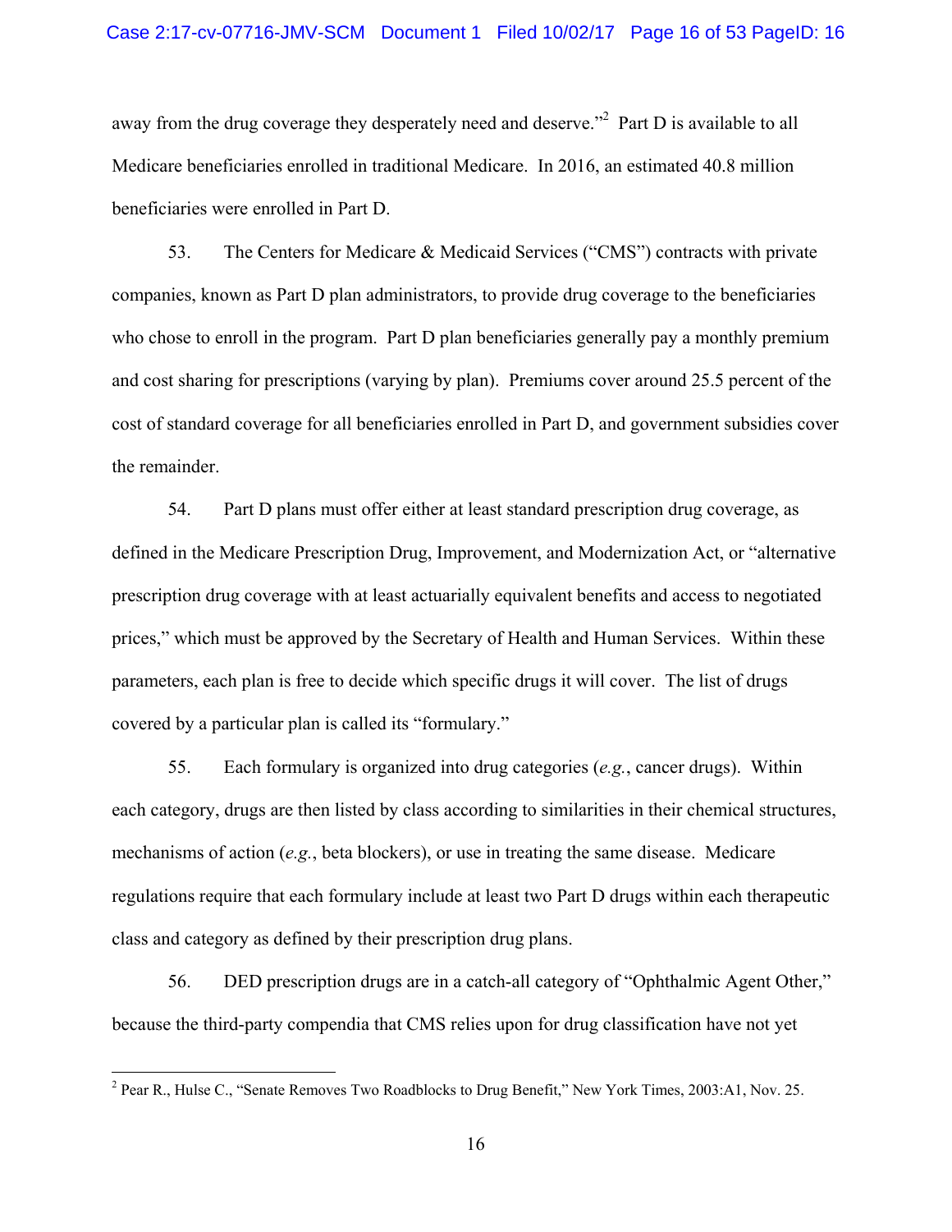away from the drug coverage they desperately need and deserve."[2] Part D is available to all Medicare beneficiaries enrolled in traditional Medicare. In 2016, an estimated 40.8 million beneficiaries were enrolled in Part D.

53. The Centers for Medicare & Medicaid Services ("CMS") contracts with private companies, known as Part D plan administrators, to provide drug coverage to the beneficiaries who chose to enroll in the program. Part D plan beneficiaries generally pay a monthly premium and cost sharing for prescriptions (varying by plan). Premiums cover around 25.5 percent of the cost of standard coverage for all beneficiaries enrolled in Part D, and government subsidies cover the remainder.

54. Part D plans must offer either at least standard prescription drug coverage, as defined in the Medicare Prescription Drug, Improvement, and Modernization Act, or "alternative prescription drug coverage with at least actuarially equivalent benefits and access to negotiated prices," which must be approved by the Secretary of Health and Human Services. Within these parameters, each plan is free to decide which specific drugs it will cover. The list of drugs covered by a particular plan is called its "formulary."

55. Each formulary is organized into drug categories (*e.g.*, cancer drugs). Within each category, drugs are then listed by class according to similarities in their chemical structures, mechanisms of action (*e.g.*, beta blockers), or use in treating the same disease. Medicare regulations require that each formulary include at least two Part D drugs within each therapeutic class and category as defined by their prescription drug plans.

56. DED prescription drugs are in a catch-all category of "Ophthalmic Agent Other," because the third-party compendia that CMS relies upon for drug classification have not yet

---

[2] Pear R., Hulse C., "Senate Removes Two Roadblocks to Drug Benefit," New York Times, 2003:A1, Nov. 25.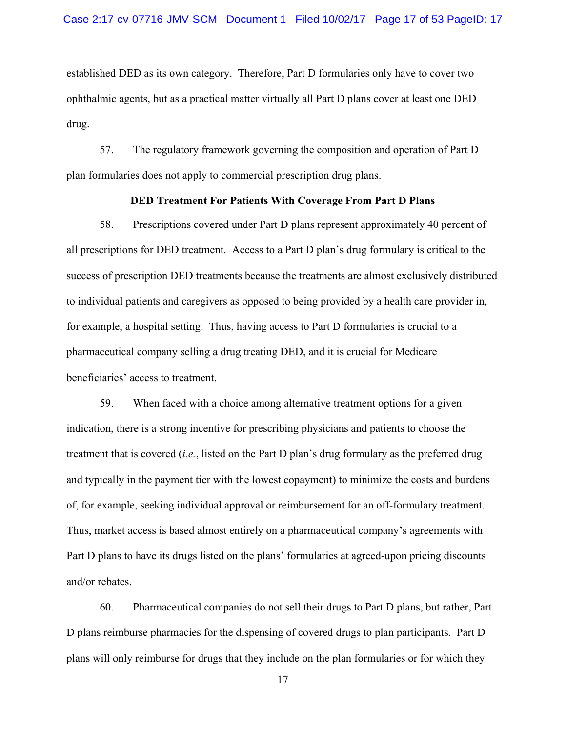established DED as its own category. Therefore, Part D formularies only have to cover two ophthalmic agents, but as a practical matter virtually all Part D plans cover at least one DED drug.

57. The regulatory framework governing the composition and operation of Part D plan formularies does not apply to commercial prescription drug plans.

**DED Treatment For Patients With Coverage From Part D Plans**

58. Prescriptions covered under Part D plans represent approximately 40 percent of all prescriptions for DED treatment. Access to a Part D plan's drug formulary is critical to the success of prescription DED treatments because the treatments are almost exclusively distributed to individual patients and caregivers as opposed to being provided by a health care provider in, for example, a hospital setting. Thus, having access to Part D formularies is crucial to a pharmaceutical company selling a drug treating DED, and it is crucial for Medicare beneficiaries' access to treatment.

59. When faced with a choice among alternative treatment options for a given indication, there is a strong incentive for prescribing physicians and patients to choose the treatment that is covered (*i.e.*, listed on the Part D plan's drug formulary as the preferred drug and typically in the payment tier with the lowest copayment) to minimize the costs and burdens of, for example, seeking individual approval or reimbursement for an off-formulary treatment. Thus, market access is based almost entirely on a pharmaceutical company's agreements with Part D plans to have its drugs listed on the plans' formularies at agreed-upon pricing discounts and/or rebates.

60. Pharmaceutical companies do not sell their drugs to Part D plans, but rather, Part D plans reimburse pharmacies for the dispensing of covered drugs to plan participants. Part D plans will only reimburse for drugs that they include on the plan formularies or for which they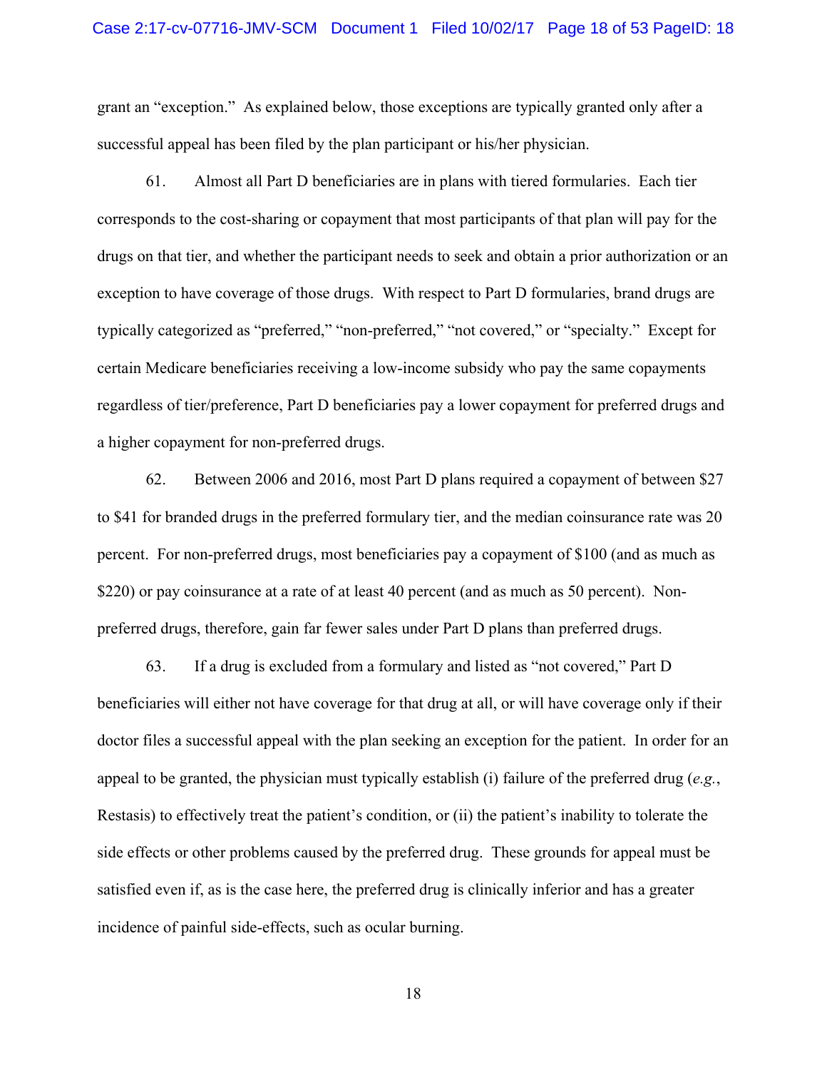grant an "exception." As explained below, those exceptions are typically granted only after a successful appeal has been filed by the plan participant or his/her physician.

61. Almost all Part D beneficiaries are in plans with tiered formularies. Each tier corresponds to the cost-sharing or copayment that most participants of that plan will pay for the drugs on that tier, and whether the participant needs to seek and obtain a prior authorization or an exception to have coverage of those drugs. With respect to Part D formularies, brand drugs are typically categorized as "preferred," "non-preferred," "not covered," or "specialty." Except for certain Medicare beneficiaries receiving a low-income subsidy who pay the same copayments regardless of tier/preference, Part D beneficiaries pay a lower copayment for preferred drugs and a higher copayment for non-preferred drugs.

62. Between 2006 and 2016, most Part D plans required a copayment of between $27 to $41 for branded drugs in the preferred formulary tier, and the median coinsurance rate was 20 percent. For non-preferred drugs, most beneficiaries pay a copayment of $100 (and as much as $220) or pay coinsurance at a rate of at least 40 percent (and as much as 50 percent). Non-preferred drugs, therefore, gain far fewer sales under Part D plans than preferred drugs.

63. If a drug is excluded from a formulary and listed as "not covered," Part D beneficiaries will either not have coverage for that drug at all, or will have coverage only if their doctor files a successful appeal with the plan seeking an exception for the patient. In order for an appeal to be granted, the physician must typically establish (i) failure of the preferred drug (*e.g.*, Restasis) to effectively treat the patient's condition, or (ii) the patient's inability to tolerate the side effects or other problems caused by the preferred drug. These grounds for appeal must be satisfied even if, as is the case here, the preferred drug is clinically inferior and has a greater incidence of painful side-effects, such as ocular burning.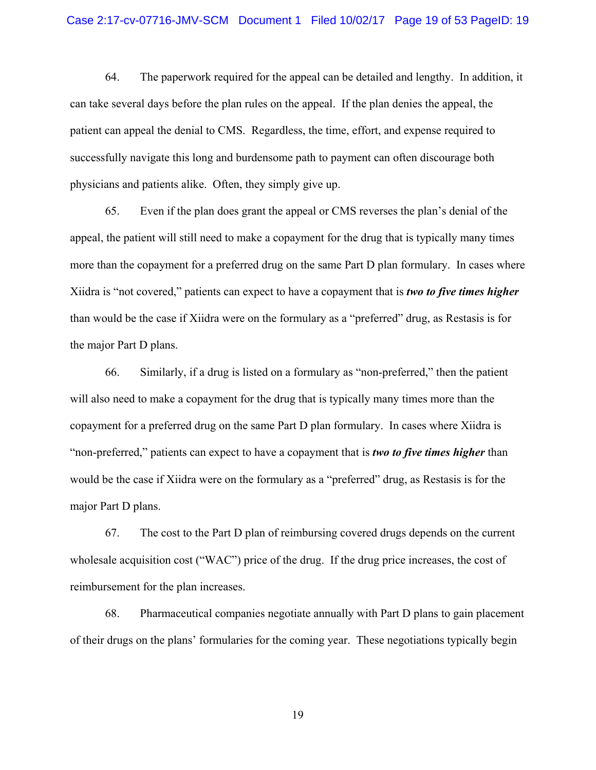64. The paperwork required for the appeal can be detailed and lengthy. In addition, it can take several days before the plan rules on the appeal. If the plan denies the appeal, the patient can appeal the denial to CMS. Regardless, the time, effort, and expense required to successfully navigate this long and burdensome path to payment can often discourage both physicians and patients alike. Often, they simply give up.

65. Even if the plan does grant the appeal or CMS reverses the plan's denial of the appeal, the patient will still need to make a copayment for the drug that is typically many times more than the copayment for a preferred drug on the same Part D plan formulary. In cases where Xiidra is "not covered," patients can expect to have a copayment that is ***two to five times higher*** than would be the case if Xiidra were on the formulary as a "preferred" drug, as Restasis is for the major Part D plans.

66. Similarly, if a drug is listed on a formulary as "non-preferred," then the patient will also need to make a copayment for the drug that is typically many times more than the copayment for a preferred drug on the same Part D plan formulary. In cases where Xiidra is "non-preferred," patients can expect to have a copayment that is ***two to five times higher*** than would be the case if Xiidra were on the formulary as a "preferred" drug, as Restasis is for the major Part D plans.

67. The cost to the Part D plan of reimbursing covered drugs depends on the current wholesale acquisition cost ("WAC") price of the drug. If the drug price increases, the cost of reimbursement for the plan increases.

68. Pharmaceutical companies negotiate annually with Part D plans to gain placement of their drugs on the plans' formularies for the coming year. These negotiations typically begin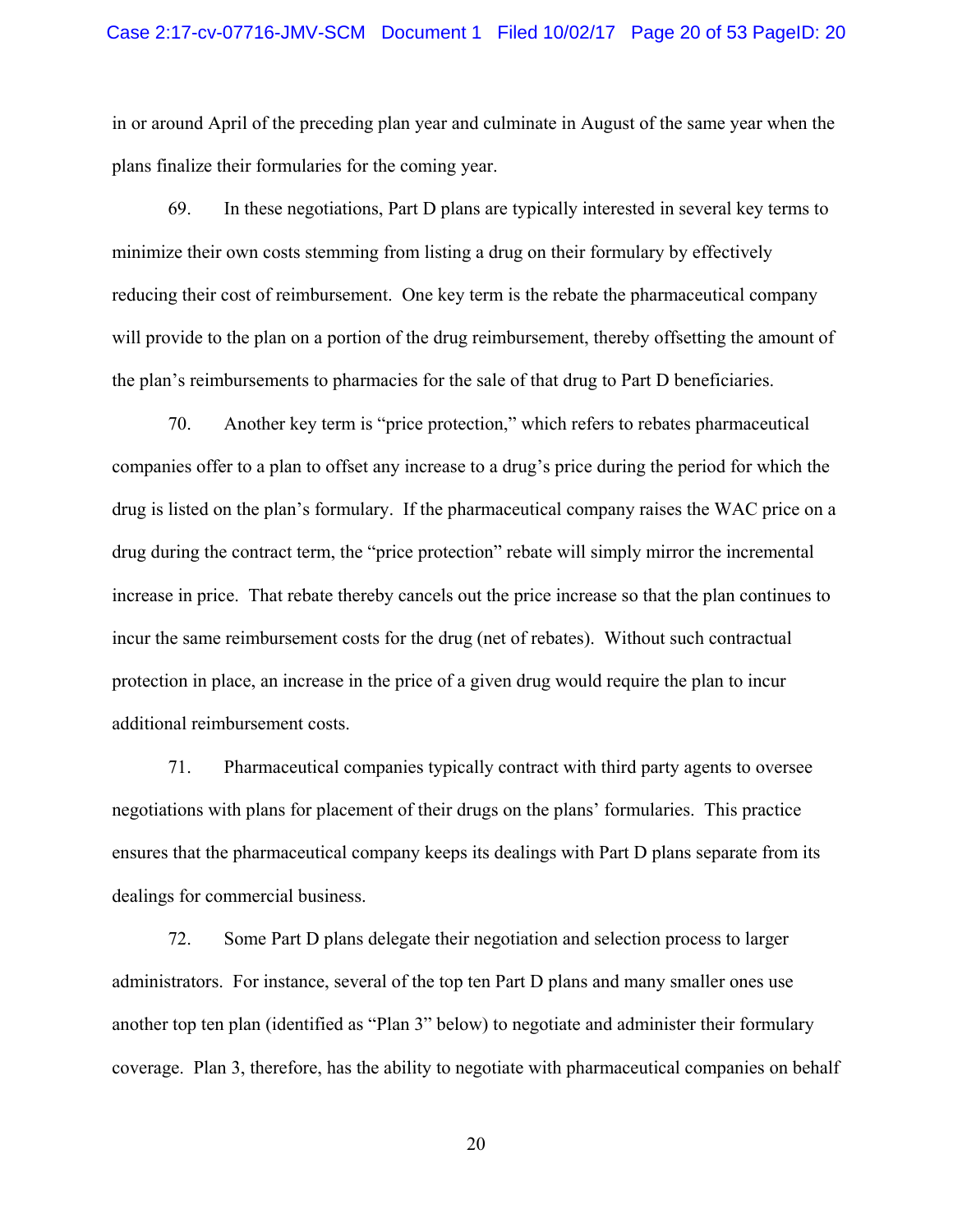in or around April of the preceding plan year and culminate in August of the same year when the plans finalize their formularies for the coming year.

69. In these negotiations, Part D plans are typically interested in several key terms to minimize their own costs stemming from listing a drug on their formulary by effectively reducing their cost of reimbursement. One key term is the rebate the pharmaceutical company will provide to the plan on a portion of the drug reimbursement, thereby offsetting the amount of the plan's reimbursements to pharmacies for the sale of that drug to Part D beneficiaries.

70. Another key term is "price protection," which refers to rebates pharmaceutical companies offer to a plan to offset any increase to a drug's price during the period for which the drug is listed on the plan's formulary. If the pharmaceutical company raises the WAC price on a drug during the contract term, the "price protection" rebate will simply mirror the incremental increase in price. That rebate thereby cancels out the price increase so that the plan continues to incur the same reimbursement costs for the drug (net of rebates). Without such contractual protection in place, an increase in the price of a given drug would require the plan to incur additional reimbursement costs.

71. Pharmaceutical companies typically contract with third party agents to oversee negotiations with plans for placement of their drugs on the plans' formularies. This practice ensures that the pharmaceutical company keeps its dealings with Part D plans separate from its dealings for commercial business.

72. Some Part D plans delegate their negotiation and selection process to larger administrators. For instance, several of the top ten Part D plans and many smaller ones use another top ten plan (identified as "Plan 3" below) to negotiate and administer their formulary coverage. Plan 3, therefore, has the ability to negotiate with pharmaceutical companies on behalf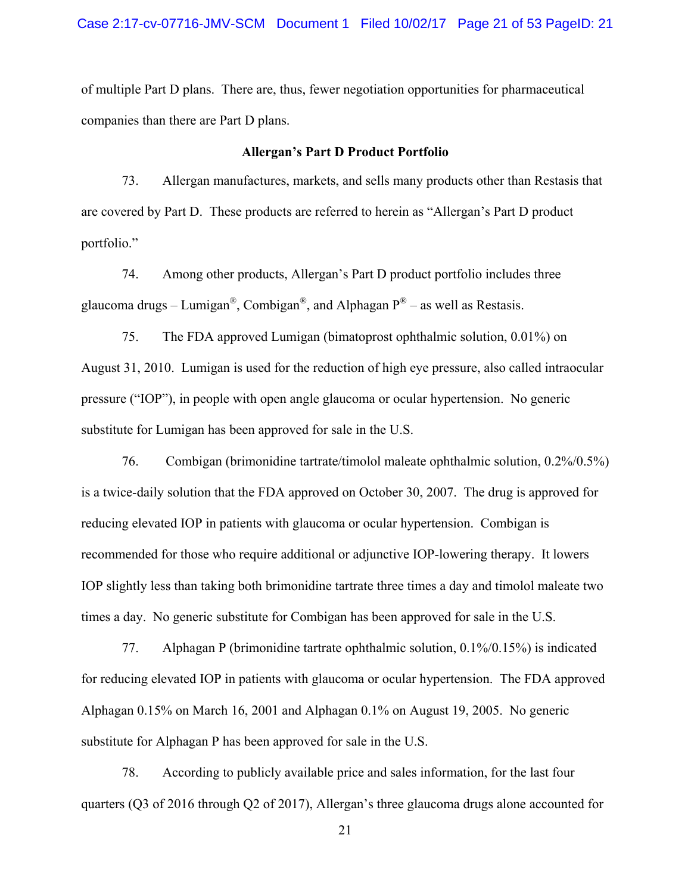of multiple Part D plans. There are, thus, fewer negotiation opportunities for pharmaceutical companies than there are Part D plans.

**Allergan's Part D Product Portfolio**

73. Allergan manufactures, markets, and sells many products other than Restasis that are covered by Part D. These products are referred to herein as "Allergan's Part D product portfolio."

74. Among other products, Allergan's Part D product portfolio includes three glaucoma drugs – Lumigan®, Combigan®, and Alphagan P® – as well as Restasis.

75. The FDA approved Lumigan (bimatoprost ophthalmic solution, 0.01%) on August 31, 2010. Lumigan is used for the reduction of high eye pressure, also called intraocular pressure ("IOP"), in people with open angle glaucoma or ocular hypertension. No generic substitute for Lumigan has been approved for sale in the U.S.

76. Combigan (brimonidine tartrate/timolol maleate ophthalmic solution, 0.2%/0.5%) is a twice-daily solution that the FDA approved on October 30, 2007. The drug is approved for reducing elevated IOP in patients with glaucoma or ocular hypertension. Combigan is recommended for those who require additional or adjunctive IOP-lowering therapy. It lowers IOP slightly less than taking both brimonidine tartrate three times a day and timolol maleate two times a day. No generic substitute for Combigan has been approved for sale in the U.S.

77. Alphagan P (brimonidine tartrate ophthalmic solution, 0.1%/0.15%) is indicated for reducing elevated IOP in patients with glaucoma or ocular hypertension. The FDA approved Alphagan 0.15% on March 16, 2001 and Alphagan 0.1% on August 19, 2005. No generic substitute for Alphagan P has been approved for sale in the U.S.

78. According to publicly available price and sales information, for the last four quarters (Q3 of 2016 through Q2 of 2017), Allergan's three glaucoma drugs alone accounted for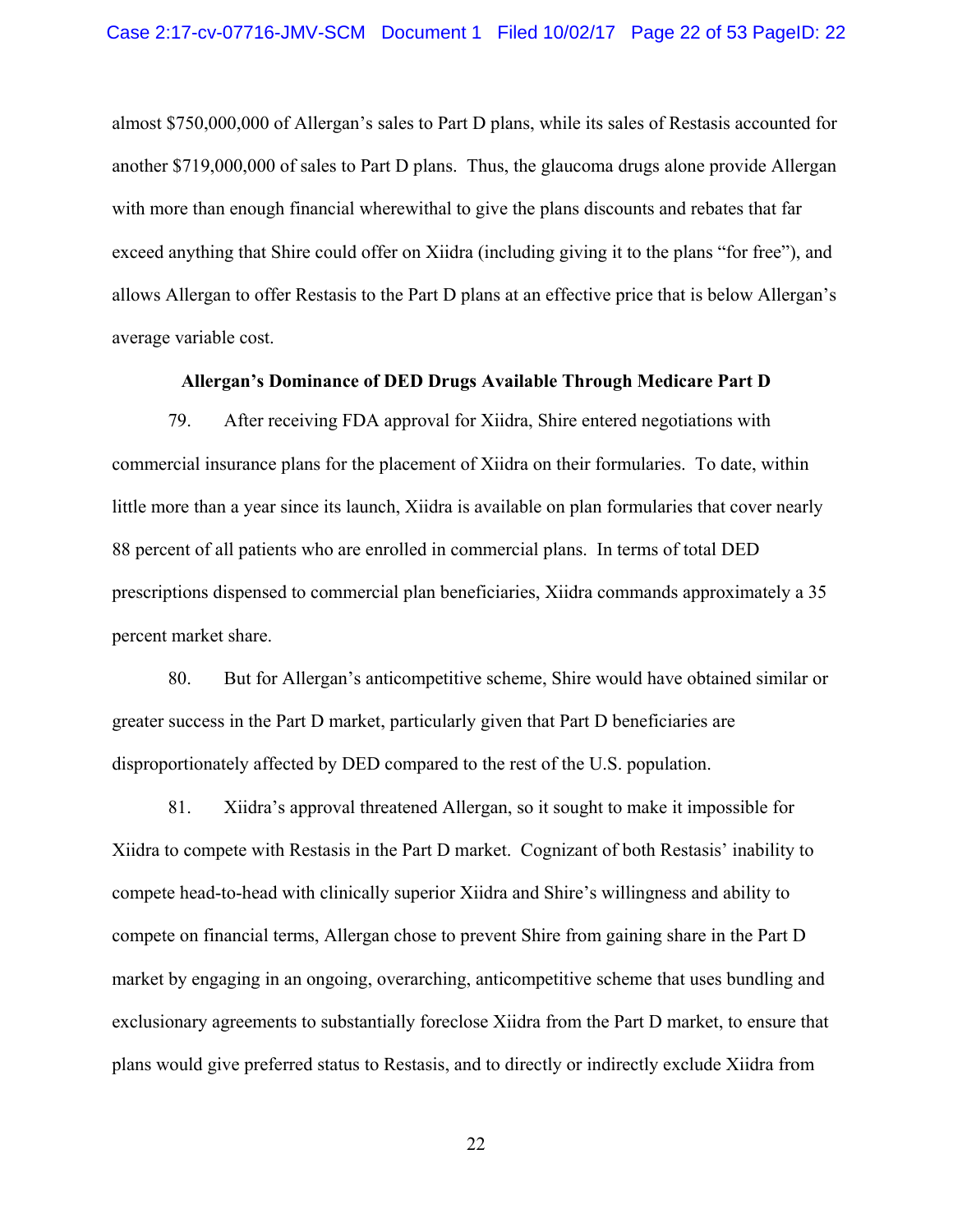almost $750,000,000 of Allergan's sales to Part D plans, while its sales of Restasis accounted for another $719,000,000 of sales to Part D plans. Thus, the glaucoma drugs alone provide Allergan with more than enough financial wherewithal to give the plans discounts and rebates that far exceed anything that Shire could offer on Xiidra (including giving it to the plans "for free"), and allows Allergan to offer Restasis to the Part D plans at an effective price that is below Allergan's average variable cost.

**Allergan's Dominance of DED Drugs Available Through Medicare Part D**

79. After receiving FDA approval for Xiidra, Shire entered negotiations with commercial insurance plans for the placement of Xiidra on their formularies. To date, within little more than a year since its launch, Xiidra is available on plan formularies that cover nearly 88 percent of all patients who are enrolled in commercial plans. In terms of total DED prescriptions dispensed to commercial plan beneficiaries, Xiidra commands approximately a 35 percent market share.

80. But for Allergan's anticompetitive scheme, Shire would have obtained similar or greater success in the Part D market, particularly given that Part D beneficiaries are disproportionately affected by DED compared to the rest of the U.S. population.

81. Xiidra's approval threatened Allergan, so it sought to make it impossible for Xiidra to compete with Restasis in the Part D market. Cognizant of both Restasis' inability to compete head-to-head with clinically superior Xiidra and Shire's willingness and ability to compete on financial terms, Allergan chose to prevent Shire from gaining share in the Part D market by engaging in an ongoing, overarching, anticompetitive scheme that uses bundling and exclusionary agreements to substantially foreclose Xiidra from the Part D market, to ensure that plans would give preferred status to Restasis, and to directly or indirectly exclude Xiidra from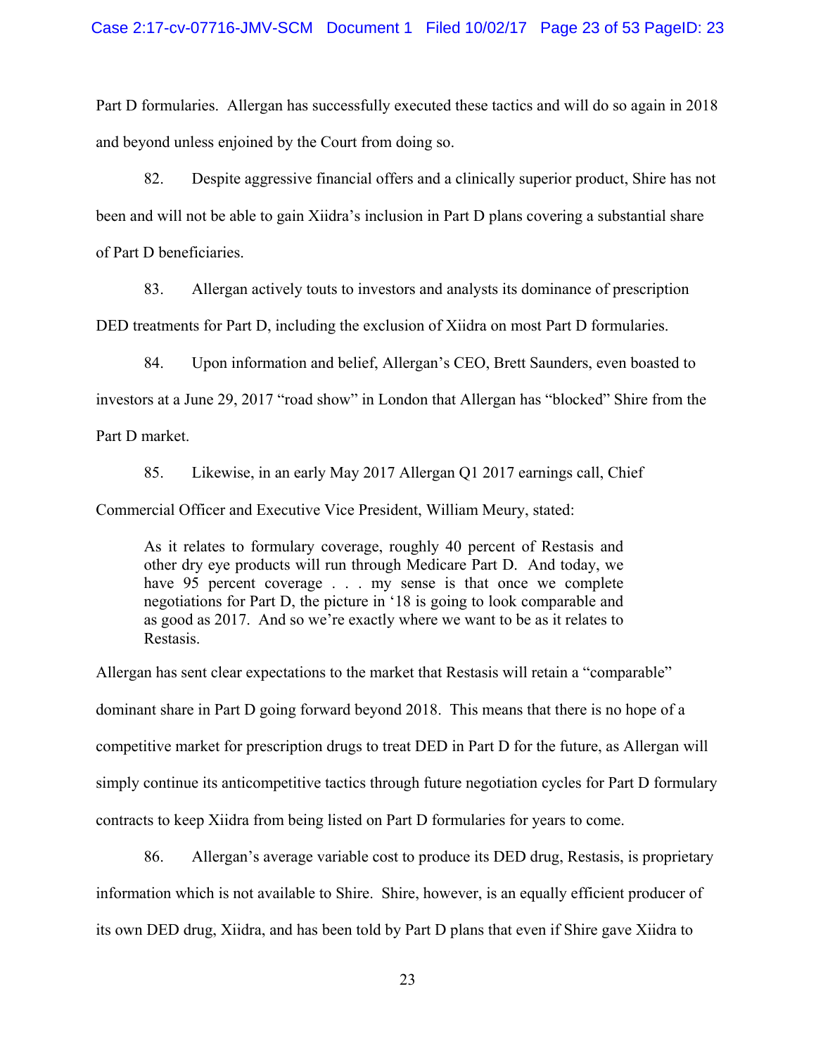Part D formularies. Allergan has successfully executed these tactics and will do so again in 2018 and beyond unless enjoined by the Court from doing so.

82. Despite aggressive financial offers and a clinically superior product, Shire has not been and will not be able to gain Xiidra's inclusion in Part D plans covering a substantial share of Part D beneficiaries.

83. Allergan actively touts to investors and analysts its dominance of prescription DED treatments for Part D, including the exclusion of Xiidra on most Part D formularies.

84. Upon information and belief, Allergan's CEO, Brett Saunders, even boasted to investors at a June 29, 2017 "road show" in London that Allergan has "blocked" Shire from the Part D market.

85. Likewise, in an early May 2017 Allergan Q1 2017 earnings call, Chief Commercial Officer and Executive Vice President, William Meury, stated:

> As it relates to formulary coverage, roughly 40 percent of Restasis and other dry eye products will run through Medicare Part D. And today, we have 95 percent coverage . . . my sense is that once we complete negotiations for Part D, the picture in '18 is going to look comparable and as good as 2017. And so we're exactly where we want to be as it relates to Restasis.

Allergan has sent clear expectations to the market that Restasis will retain a "comparable" dominant share in Part D going forward beyond 2018. This means that there is no hope of a competitive market for prescription drugs to treat DED in Part D for the future, as Allergan will simply continue its anticompetitive tactics through future negotiation cycles for Part D formulary contracts to keep Xiidra from being listed on Part D formularies for years to come.

86. Allergan's average variable cost to produce its DED drug, Restasis, is proprietary information which is not available to Shire. Shire, however, is an equally efficient producer of its own DED drug, Xiidra, and has been told by Part D plans that even if Shire gave Xiidra to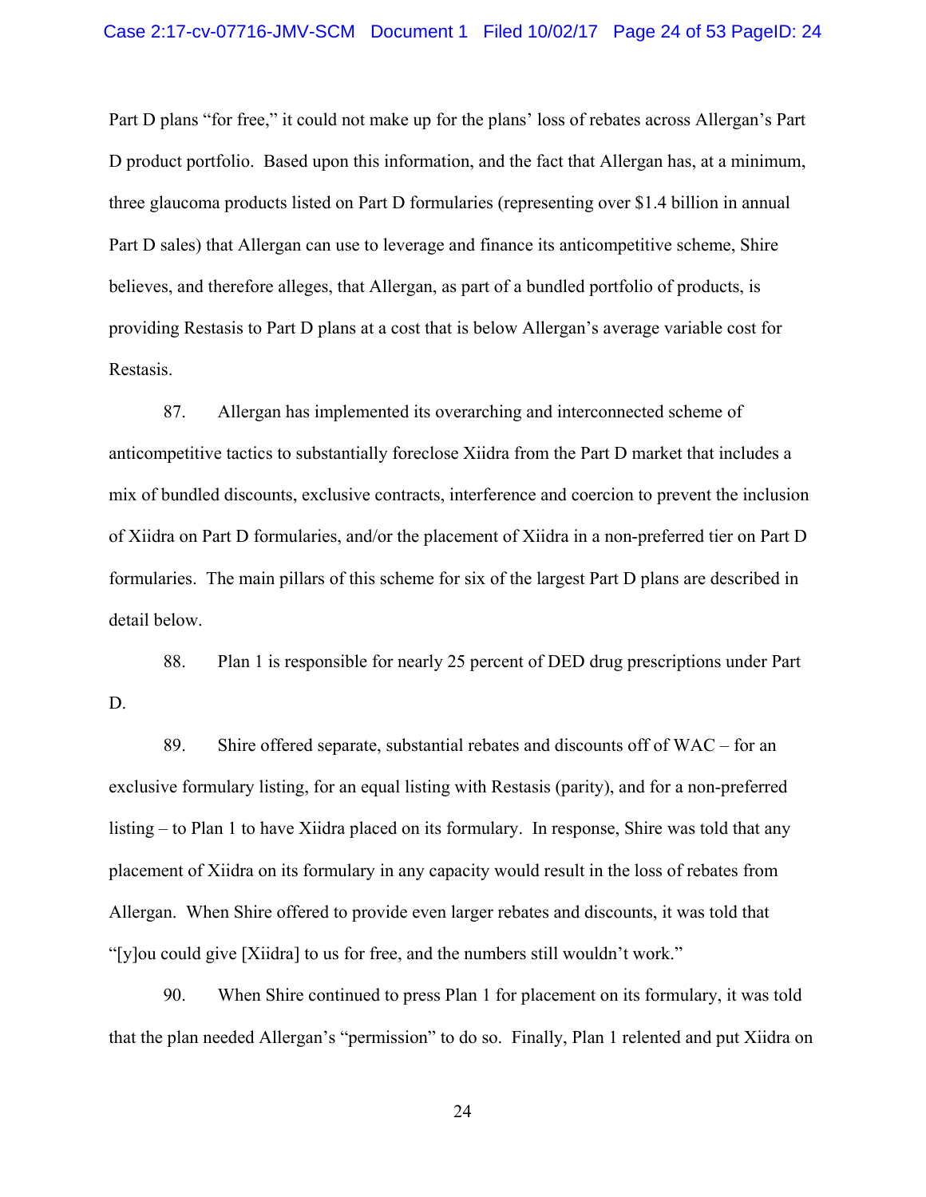Part D plans "for free," it could not make up for the plans' loss of rebates across Allergan's Part D product portfolio. Based upon this information, and the fact that Allergan has, at a minimum, three glaucoma products listed on Part D formularies (representing over $1.4 billion in annual Part D sales) that Allergan can use to leverage and finance its anticompetitive scheme, Shire believes, and therefore alleges, that Allergan, as part of a bundled portfolio of products, is providing Restasis to Part D plans at a cost that is below Allergan's average variable cost for Restasis.

87. Allergan has implemented its overarching and interconnected scheme of anticompetitive tactics to substantially foreclose Xiidra from the Part D market that includes a mix of bundled discounts, exclusive contracts, interference and coercion to prevent the inclusion of Xiidra on Part D formularies, and/or the placement of Xiidra in a non-preferred tier on Part D formularies. The main pillars of this scheme for six of the largest Part D plans are described in detail below.

88. Plan 1 is responsible for nearly 25 percent of DED drug prescriptions under Part D.

89. Shire offered separate, substantial rebates and discounts off of WAC – for an exclusive formulary listing, for an equal listing with Restasis (parity), and for a non-preferred listing – to Plan 1 to have Xiidra placed on its formulary. In response, Shire was told that any placement of Xiidra on its formulary in any capacity would result in the loss of rebates from Allergan. When Shire offered to provide even larger rebates and discounts, it was told that "[y]ou could give [Xiidra] to us for free, and the numbers still wouldn't work."

90. When Shire continued to press Plan 1 for placement on its formulary, it was told that the plan needed Allergan's "permission" to do so. Finally, Plan 1 relented and put Xiidra on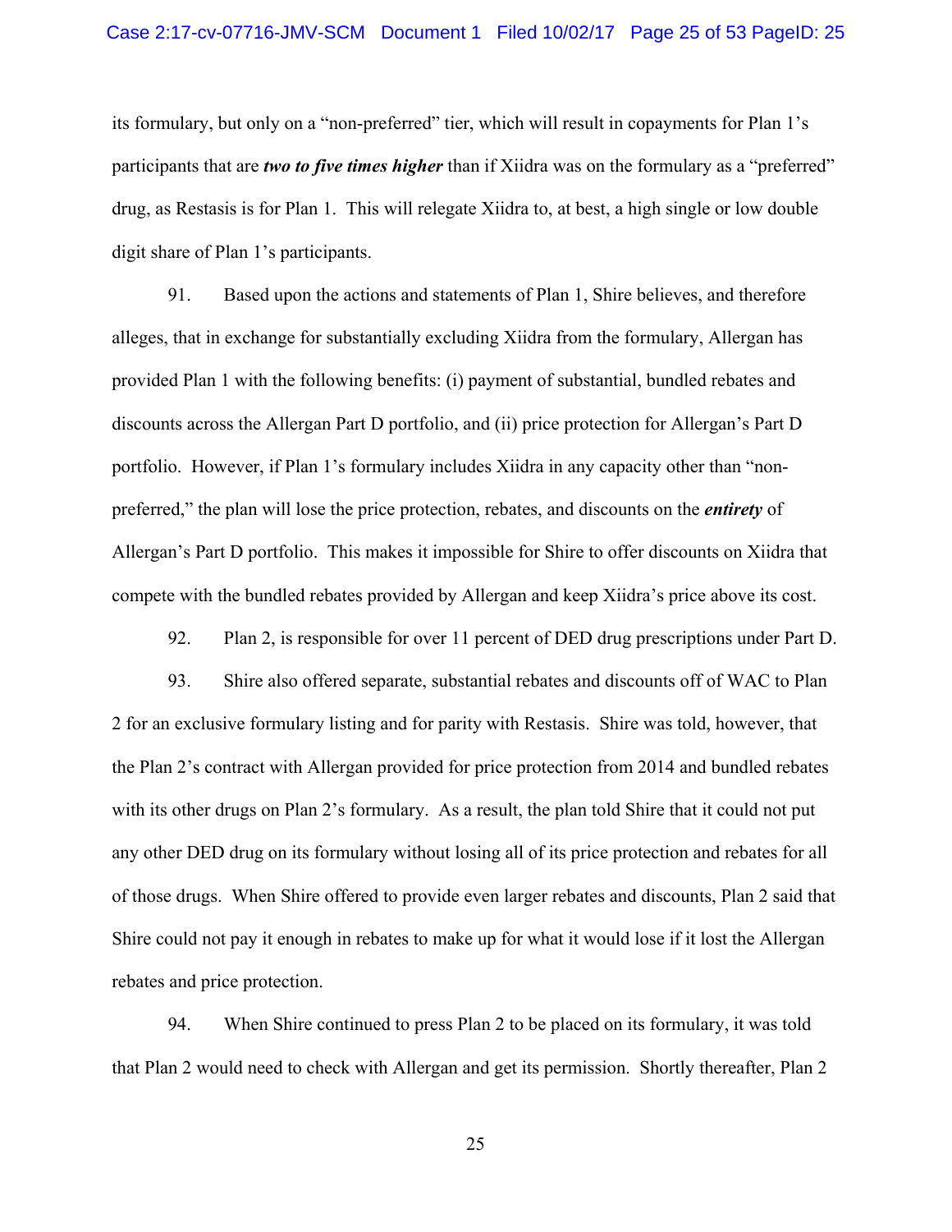its formulary, but only on a "non-preferred" tier, which will result in copayments for Plan 1's participants that are ***two to five times higher*** than if Xiidra was on the formulary as a "preferred" drug, as Restasis is for Plan 1. This will relegate Xiidra to, at best, a high single or low double digit share of Plan 1's participants.

91. Based upon the actions and statements of Plan 1, Shire believes, and therefore alleges, that in exchange for substantially excluding Xiidra from the formulary, Allergan has provided Plan 1 with the following benefits: (i) payment of substantial, bundled rebates and discounts across the Allergan Part D portfolio, and (ii) price protection for Allergan's Part D portfolio. However, if Plan 1's formulary includes Xiidra in any capacity other than "non-preferred," the plan will lose the price protection, rebates, and discounts on the ***entirety*** of Allergan's Part D portfolio. This makes it impossible for Shire to offer discounts on Xiidra that compete with the bundled rebates provided by Allergan and keep Xiidra's price above its cost.

92. Plan 2, is responsible for over 11 percent of DED drug prescriptions under Part D.

93. Shire also offered separate, substantial rebates and discounts off of WAC to Plan 2 for an exclusive formulary listing and for parity with Restasis. Shire was told, however, that the Plan 2's contract with Allergan provided for price protection from 2014 and bundled rebates with its other drugs on Plan 2's formulary. As a result, the plan told Shire that it could not put any other DED drug on its formulary without losing all of its price protection and rebates for all of those drugs. When Shire offered to provide even larger rebates and discounts, Plan 2 said that Shire could not pay it enough in rebates to make up for what it would lose if it lost the Allergan rebates and price protection.

94. When Shire continued to press Plan 2 to be placed on its formulary, it was told that Plan 2 would need to check with Allergan and get its permission. Shortly thereafter, Plan 2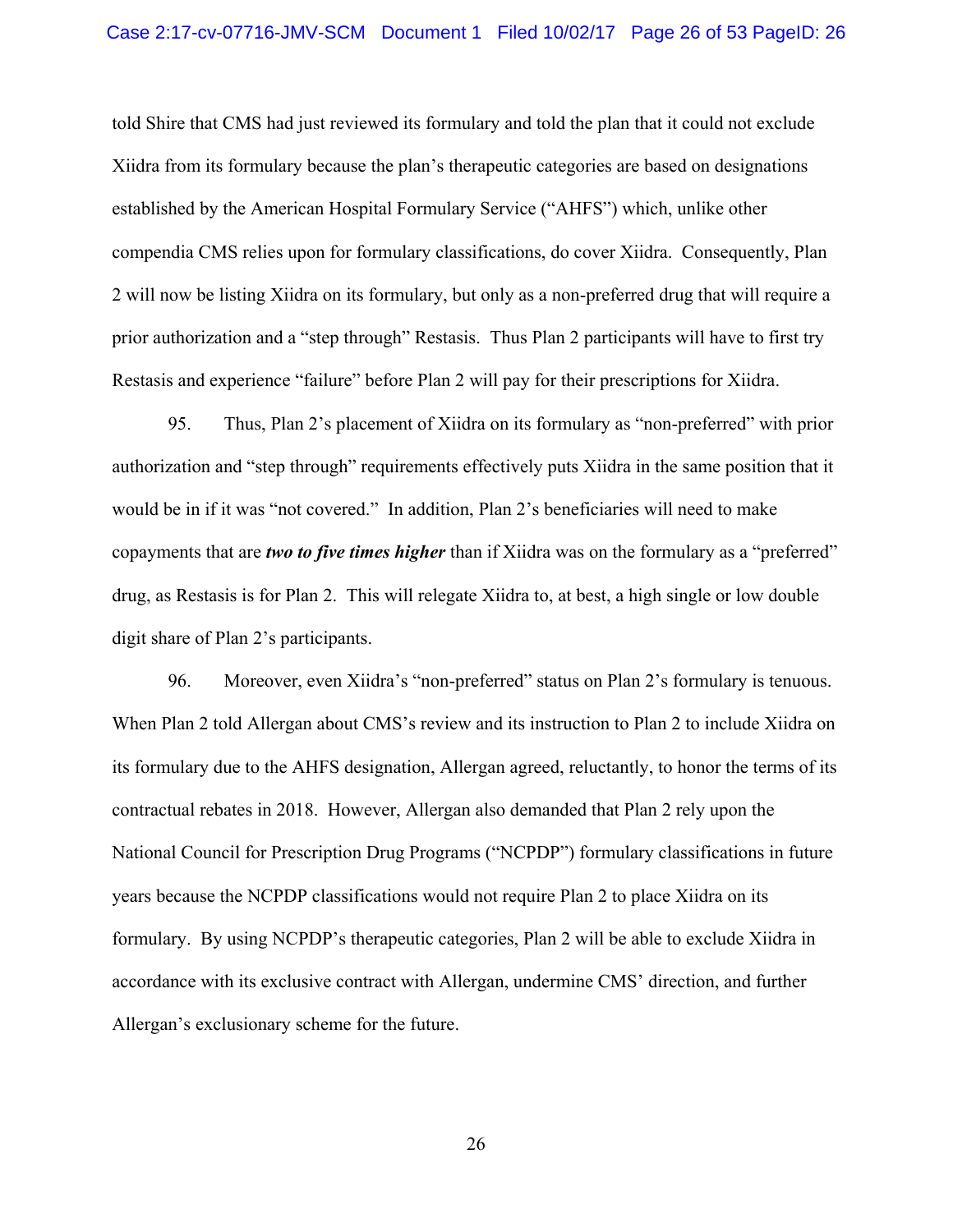told Shire that CMS had just reviewed its formulary and told the plan that it could not exclude Xiidra from its formulary because the plan's therapeutic categories are based on designations established by the American Hospital Formulary Service ("AHFS") which, unlike other compendia CMS relies upon for formulary classifications, do cover Xiidra. Consequently, Plan 2 will now be listing Xiidra on its formulary, but only as a non-preferred drug that will require a prior authorization and a "step through" Restasis. Thus Plan 2 participants will have to first try Restasis and experience "failure" before Plan 2 will pay for their prescriptions for Xiidra.

95. Thus, Plan 2's placement of Xiidra on its formulary as "non-preferred" with prior authorization and "step through" requirements effectively puts Xiidra in the same position that it would be in if it was "not covered." In addition, Plan 2's beneficiaries will need to make copayments that are ***two to five times higher*** than if Xiidra was on the formulary as a "preferred" drug, as Restasis is for Plan 2. This will relegate Xiidra to, at best, a high single or low double digit share of Plan 2's participants.

96. Moreover, even Xiidra's "non-preferred" status on Plan 2's formulary is tenuous. When Plan 2 told Allergan about CMS's review and its instruction to Plan 2 to include Xiidra on its formulary due to the AHFS designation, Allergan agreed, reluctantly, to honor the terms of its contractual rebates in 2018. However, Allergan also demanded that Plan 2 rely upon the National Council for Prescription Drug Programs ("NCPDP") formulary classifications in future years because the NCPDP classifications would not require Plan 2 to place Xiidra on its formulary. By using NCPDP's therapeutic categories, Plan 2 will be able to exclude Xiidra in accordance with its exclusive contract with Allergan, undermine CMS' direction, and further Allergan's exclusionary scheme for the future.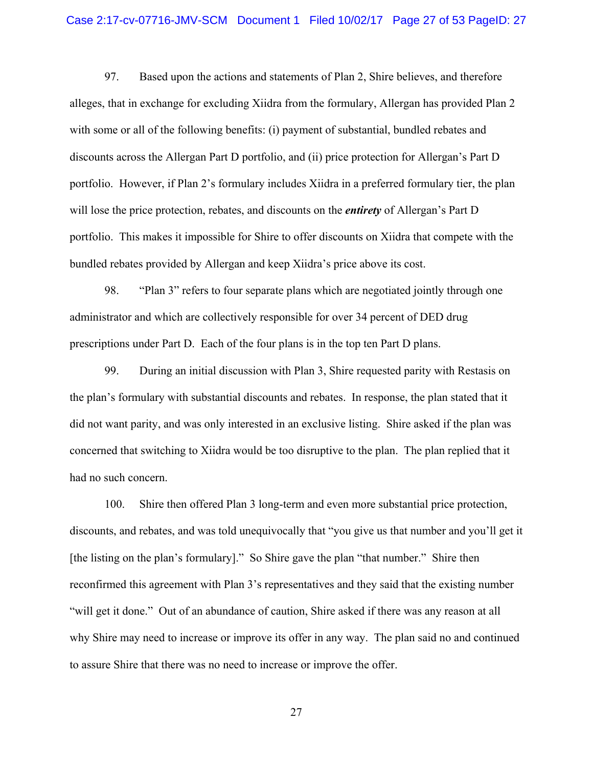97. Based upon the actions and statements of Plan 2, Shire believes, and therefore alleges, that in exchange for excluding Xiidra from the formulary, Allergan has provided Plan 2 with some or all of the following benefits: (i) payment of substantial, bundled rebates and discounts across the Allergan Part D portfolio, and (ii) price protection for Allergan's Part D portfolio. However, if Plan 2's formulary includes Xiidra in a preferred formulary tier, the plan will lose the price protection, rebates, and discounts on the ***entirety*** of Allergan's Part D portfolio. This makes it impossible for Shire to offer discounts on Xiidra that compete with the bundled rebates provided by Allergan and keep Xiidra's price above its cost.

98. "Plan 3" refers to four separate plans which are negotiated jointly through one administrator and which are collectively responsible for over 34 percent of DED drug prescriptions under Part D. Each of the four plans is in the top ten Part D plans.

99. During an initial discussion with Plan 3, Shire requested parity with Restasis on the plan's formulary with substantial discounts and rebates. In response, the plan stated that it did not want parity, and was only interested in an exclusive listing. Shire asked if the plan was concerned that switching to Xiidra would be too disruptive to the plan. The plan replied that it had no such concern.

100. Shire then offered Plan 3 long-term and even more substantial price protection, discounts, and rebates, and was told unequivocally that "you give us that number and you'll get it [the listing on the plan's formulary]." So Shire gave the plan "that number." Shire then reconfirmed this agreement with Plan 3's representatives and they said that the existing number "will get it done." Out of an abundance of caution, Shire asked if there was any reason at all why Shire may need to increase or improve its offer in any way. The plan said no and continued to assure Shire that there was no need to increase or improve the offer.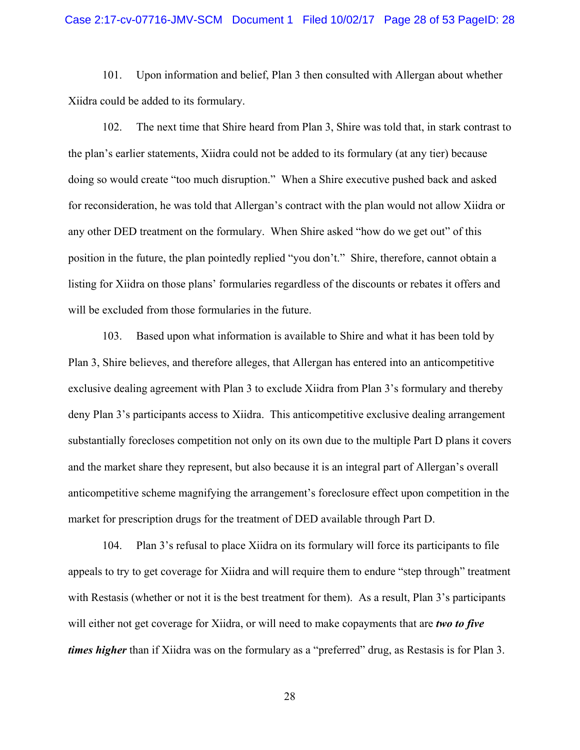101. Upon information and belief, Plan 3 then consulted with Allergan about whether Xiidra could be added to its formulary.

102. The next time that Shire heard from Plan 3, Shire was told that, in stark contrast to the plan's earlier statements, Xiidra could not be added to its formulary (at any tier) because doing so would create "too much disruption." When a Shire executive pushed back and asked for reconsideration, he was told that Allergan's contract with the plan would not allow Xiidra or any other DED treatment on the formulary. When Shire asked "how do we get out" of this position in the future, the plan pointedly replied "you don't." Shire, therefore, cannot obtain a listing for Xiidra on those plans' formularies regardless of the discounts or rebates it offers and will be excluded from those formularies in the future.

103. Based upon what information is available to Shire and what it has been told by Plan 3, Shire believes, and therefore alleges, that Allergan has entered into an anticompetitive exclusive dealing agreement with Plan 3 to exclude Xiidra from Plan 3's formulary and thereby deny Plan 3's participants access to Xiidra. This anticompetitive exclusive dealing arrangement substantially forecloses competition not only on its own due to the multiple Part D plans it covers and the market share they represent, but also because it is an integral part of Allergan's overall anticompetitive scheme magnifying the arrangement's foreclosure effect upon competition in the market for prescription drugs for the treatment of DED available through Part D.

104. Plan 3's refusal to place Xiidra on its formulary will force its participants to file appeals to try to get coverage for Xiidra and will require them to endure "step through" treatment with Restasis (whether or not it is the best treatment for them). As a result, Plan 3's participants will either not get coverage for Xiidra, or will need to make copayments that are ***two to five times higher*** than if Xiidra was on the formulary as a "preferred" drug, as Restasis is for Plan 3.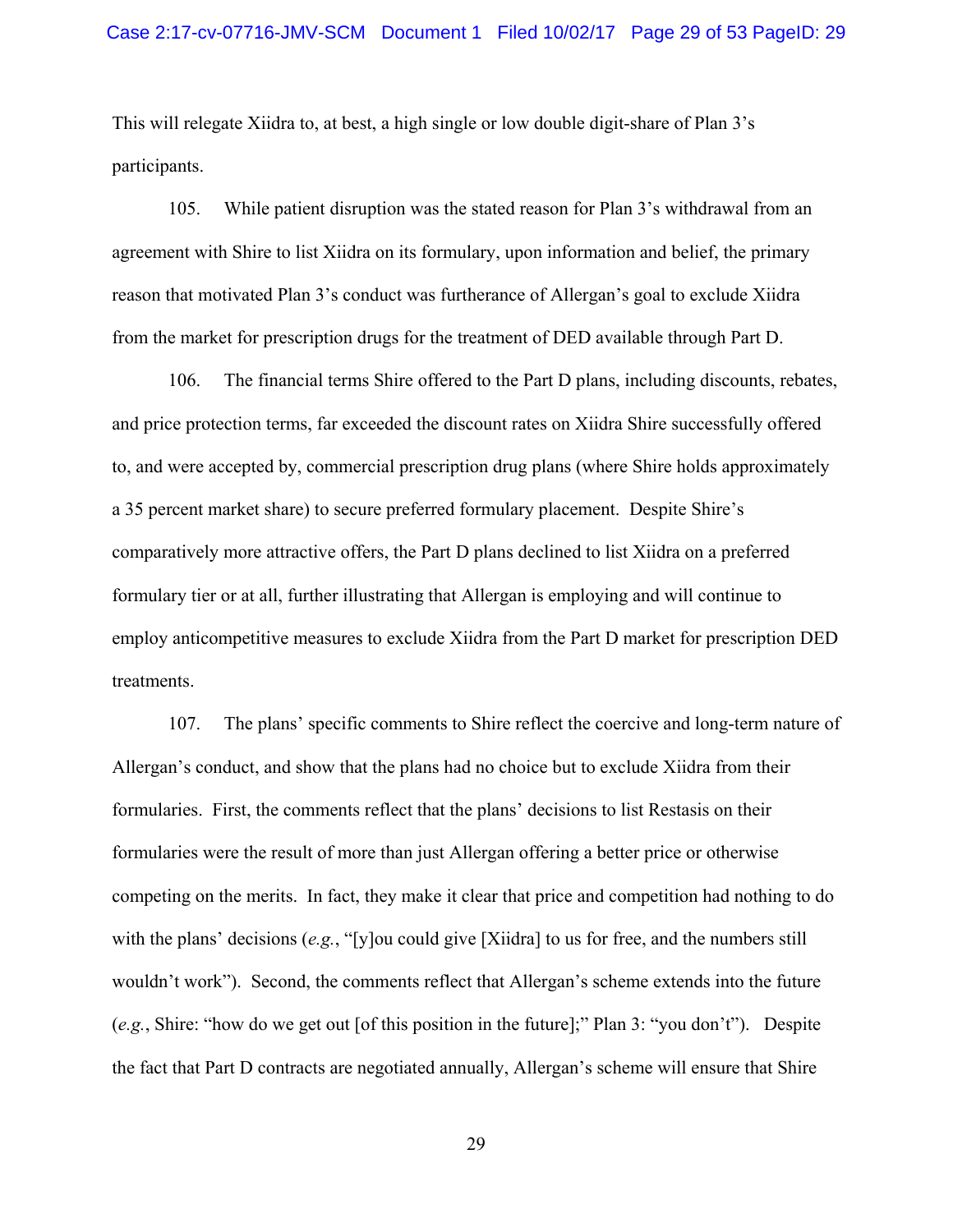This will relegate Xiidra to, at best, a high single or low double digit-share of Plan 3's participants.

105. While patient disruption was the stated reason for Plan 3's withdrawal from an agreement with Shire to list Xiidra on its formulary, upon information and belief, the primary reason that motivated Plan 3's conduct was furtherance of Allergan's goal to exclude Xiidra from the market for prescription drugs for the treatment of DED available through Part D.

106. The financial terms Shire offered to the Part D plans, including discounts, rebates, and price protection terms, far exceeded the discount rates on Xiidra Shire successfully offered to, and were accepted by, commercial prescription drug plans (where Shire holds approximately a 35 percent market share) to secure preferred formulary placement. Despite Shire's comparatively more attractive offers, the Part D plans declined to list Xiidra on a preferred formulary tier or at all, further illustrating that Allergan is employing and will continue to employ anticompetitive measures to exclude Xiidra from the Part D market for prescription DED treatments.

107. The plans' specific comments to Shire reflect the coercive and long-term nature of Allergan's conduct, and show that the plans had no choice but to exclude Xiidra from their formularies. First, the comments reflect that the plans' decisions to list Restasis on their formularies were the result of more than just Allergan offering a better price or otherwise competing on the merits. In fact, they make it clear that price and competition had nothing to do with the plans' decisions (*e.g.*, "[y]ou could give [Xiidra] to us for free, and the numbers still wouldn't work"). Second, the comments reflect that Allergan's scheme extends into the future (*e.g.*, Shire: "how do we get out [of this position in the future];" Plan 3: "you don't"). Despite the fact that Part D contracts are negotiated annually, Allergan's scheme will ensure that Shire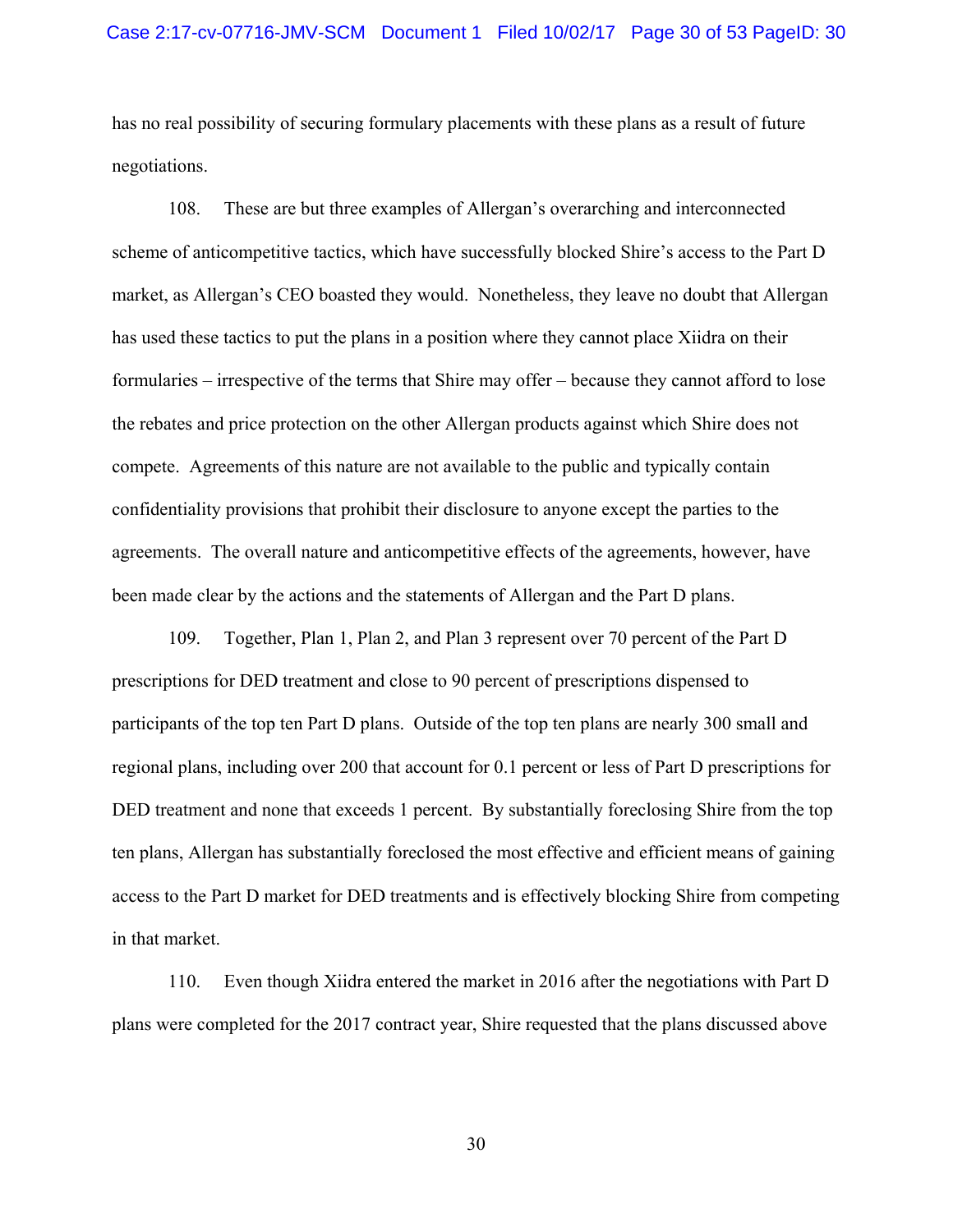has no real possibility of securing formulary placements with these plans as a result of future negotiations.

108. These are but three examples of Allergan's overarching and interconnected scheme of anticompetitive tactics, which have successfully blocked Shire's access to the Part D market, as Allergan's CEO boasted they would. Nonetheless, they leave no doubt that Allergan has used these tactics to put the plans in a position where they cannot place Xiidra on their formularies – irrespective of the terms that Shire may offer – because they cannot afford to lose the rebates and price protection on the other Allergan products against which Shire does not compete. Agreements of this nature are not available to the public and typically contain confidentiality provisions that prohibit their disclosure to anyone except the parties to the agreements. The overall nature and anticompetitive effects of the agreements, however, have been made clear by the actions and the statements of Allergan and the Part D plans.

109. Together, Plan 1, Plan 2, and Plan 3 represent over 70 percent of the Part D prescriptions for DED treatment and close to 90 percent of prescriptions dispensed to participants of the top ten Part D plans. Outside of the top ten plans are nearly 300 small and regional plans, including over 200 that account for 0.1 percent or less of Part D prescriptions for DED treatment and none that exceeds 1 percent. By substantially foreclosing Shire from the top ten plans, Allergan has substantially foreclosed the most effective and efficient means of gaining access to the Part D market for DED treatments and is effectively blocking Shire from competing in that market.

110. Even though Xiidra entered the market in 2016 after the negotiations with Part D plans were completed for the 2017 contract year, Shire requested that the plans discussed above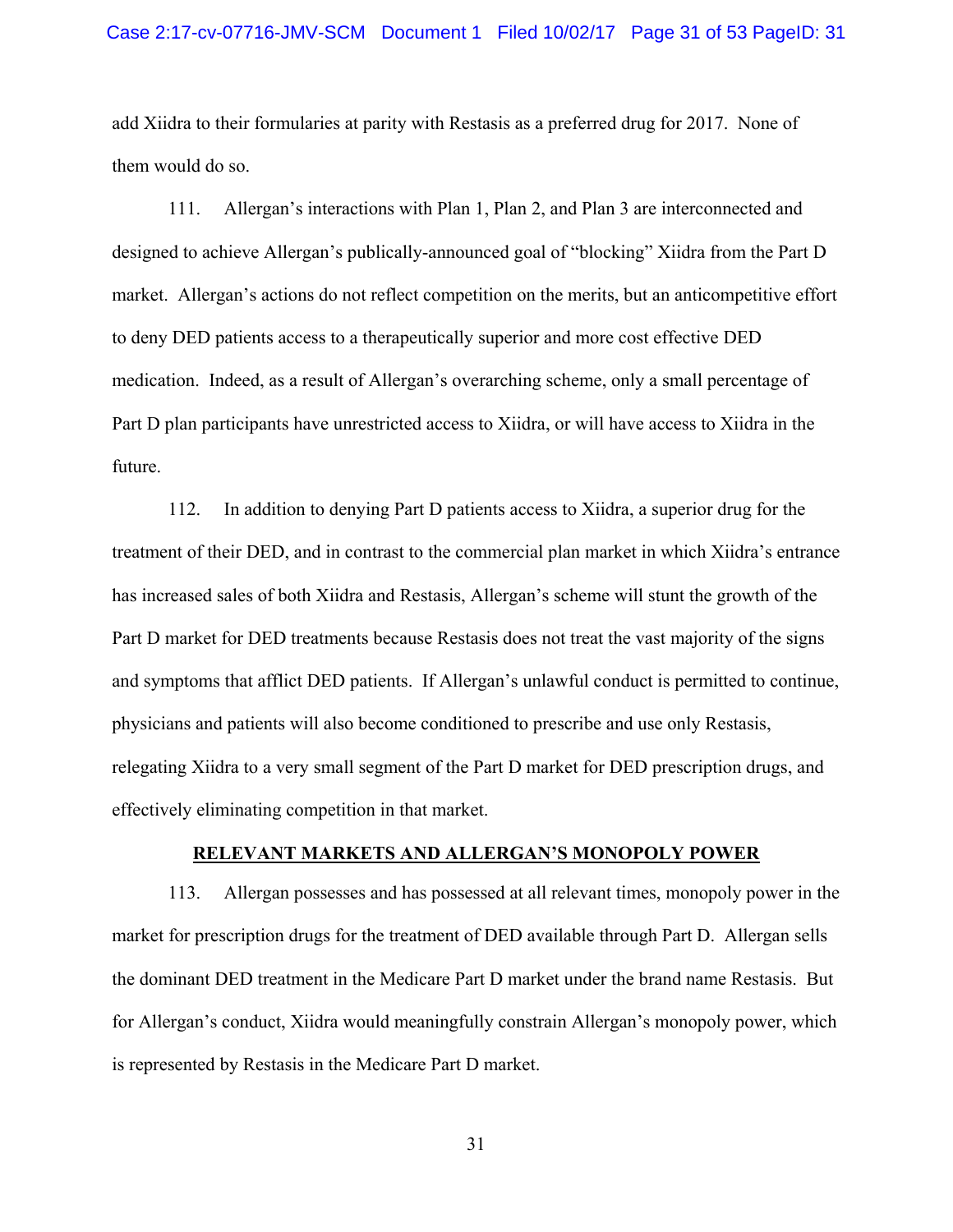add Xiidra to their formularies at parity with Restasis as a preferred drug for 2017. None of them would do so.

111. Allergan's interactions with Plan 1, Plan 2, and Plan 3 are interconnected and designed to achieve Allergan's publically-announced goal of "blocking" Xiidra from the Part D market. Allergan's actions do not reflect competition on the merits, but an anticompetitive effort to deny DED patients access to a therapeutically superior and more cost effective DED medication. Indeed, as a result of Allergan's overarching scheme, only a small percentage of Part D plan participants have unrestricted access to Xiidra, or will have access to Xiidra in the future.

112. In addition to denying Part D patients access to Xiidra, a superior drug for the treatment of their DED, and in contrast to the commercial plan market in which Xiidra's entrance has increased sales of both Xiidra and Restasis, Allergan's scheme will stunt the growth of the Part D market for DED treatments because Restasis does not treat the vast majority of the signs and symptoms that afflict DED patients. If Allergan's unlawful conduct is permitted to continue, physicians and patients will also become conditioned to prescribe and use only Restasis, relegating Xiidra to a very small segment of the Part D market for DED prescription drugs, and effectively eliminating competition in that market.

## RELEVANT MARKETS AND ALLERGAN'S MONOPOLY POWER

113. Allergan possesses and has possessed at all relevant times, monopoly power in the market for prescription drugs for the treatment of DED available through Part D. Allergan sells the dominant DED treatment in the Medicare Part D market under the brand name Restasis. But for Allergan's conduct, Xiidra would meaningfully constrain Allergan's monopoly power, which is represented by Restasis in the Medicare Part D market.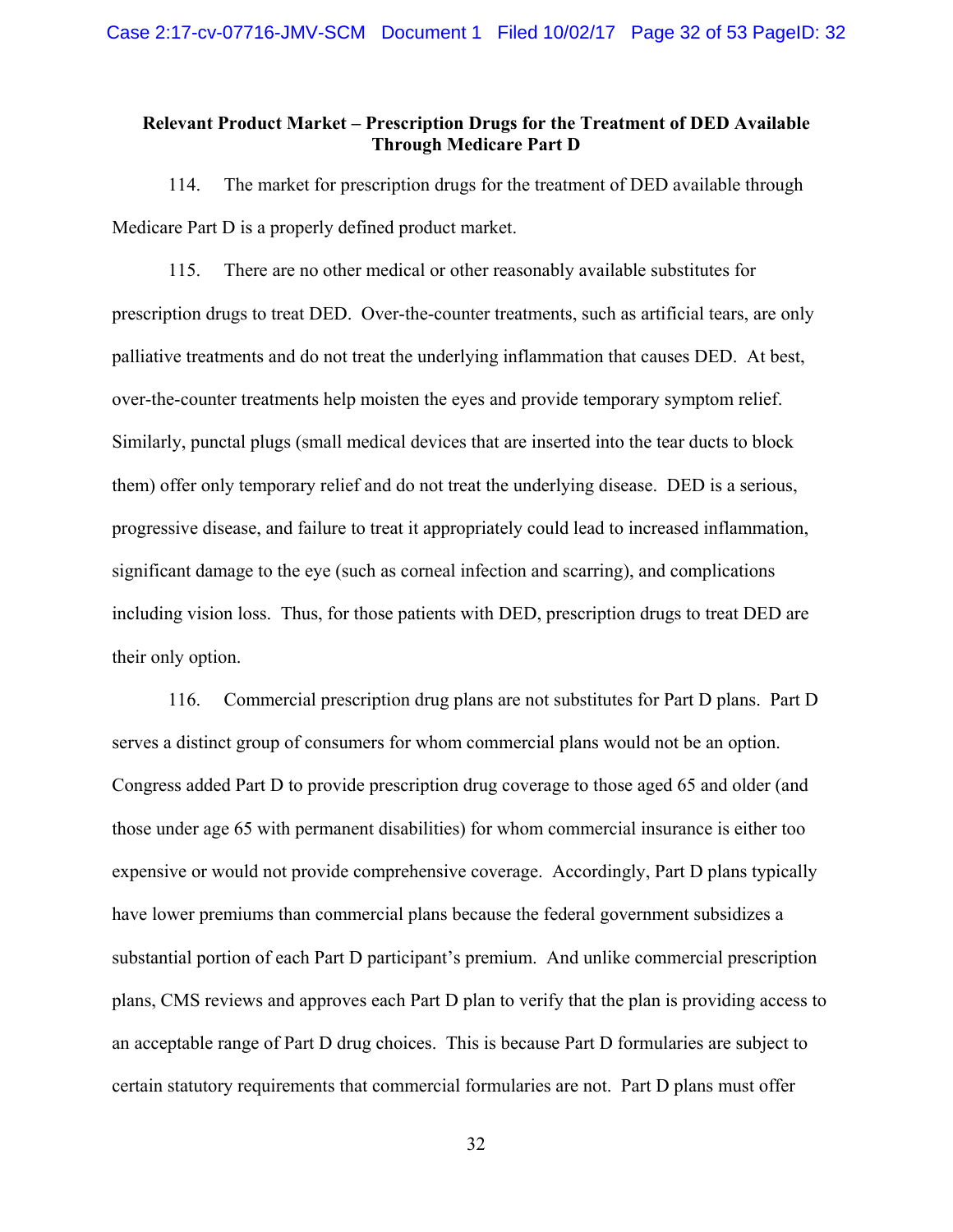**Relevant Product Market – Prescription Drugs for the Treatment of DED Available Through Medicare Part D**

114. The market for prescription drugs for the treatment of DED available through Medicare Part D is a properly defined product market.

115. There are no other medical or other reasonably available substitutes for prescription drugs to treat DED. Over-the-counter treatments, such as artificial tears, are only palliative treatments and do not treat the underlying inflammation that causes DED. At best, over-the-counter treatments help moisten the eyes and provide temporary symptom relief. Similarly, punctal plugs (small medical devices that are inserted into the tear ducts to block them) offer only temporary relief and do not treat the underlying disease. DED is a serious, progressive disease, and failure to treat it appropriately could lead to increased inflammation, significant damage to the eye (such as corneal infection and scarring), and complications including vision loss. Thus, for those patients with DED, prescription drugs to treat DED are their only option.

116. Commercial prescription drug plans are not substitutes for Part D plans. Part D serves a distinct group of consumers for whom commercial plans would not be an option. Congress added Part D to provide prescription drug coverage to those aged 65 and older (and those under age 65 with permanent disabilities) for whom commercial insurance is either too expensive or would not provide comprehensive coverage. Accordingly, Part D plans typically have lower premiums than commercial plans because the federal government subsidizes a substantial portion of each Part D participant's premium. And unlike commercial prescription plans, CMS reviews and approves each Part D plan to verify that the plan is providing access to an acceptable range of Part D drug choices. This is because Part D formularies are subject to certain statutory requirements that commercial formularies are not. Part D plans must offer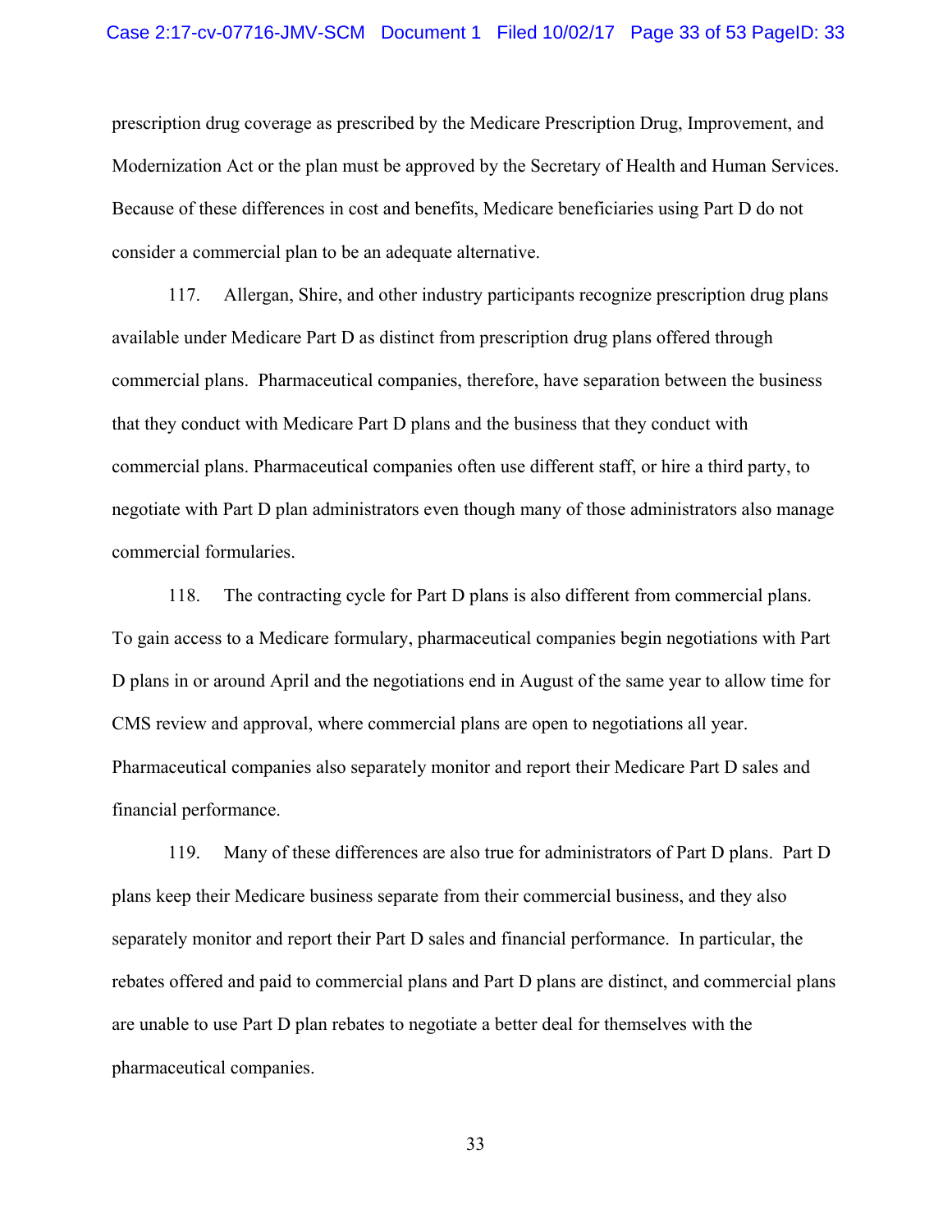prescription drug coverage as prescribed by the Medicare Prescription Drug, Improvement, and Modernization Act or the plan must be approved by the Secretary of Health and Human Services. Because of these differences in cost and benefits, Medicare beneficiaries using Part D do not consider a commercial plan to be an adequate alternative.

117. Allergan, Shire, and other industry participants recognize prescription drug plans available under Medicare Part D as distinct from prescription drug plans offered through commercial plans. Pharmaceutical companies, therefore, have separation between the business that they conduct with Medicare Part D plans and the business that they conduct with commercial plans. Pharmaceutical companies often use different staff, or hire a third party, to negotiate with Part D plan administrators even though many of those administrators also manage commercial formularies.

118. The contracting cycle for Part D plans is also different from commercial plans. To gain access to a Medicare formulary, pharmaceutical companies begin negotiations with Part D plans in or around April and the negotiations end in August of the same year to allow time for CMS review and approval, where commercial plans are open to negotiations all year. Pharmaceutical companies also separately monitor and report their Medicare Part D sales and financial performance.

119. Many of these differences are also true for administrators of Part D plans. Part D plans keep their Medicare business separate from their commercial business, and they also separately monitor and report their Part D sales and financial performance. In particular, the rebates offered and paid to commercial plans and Part D plans are distinct, and commercial plans are unable to use Part D plan rebates to negotiate a better deal for themselves with the pharmaceutical companies.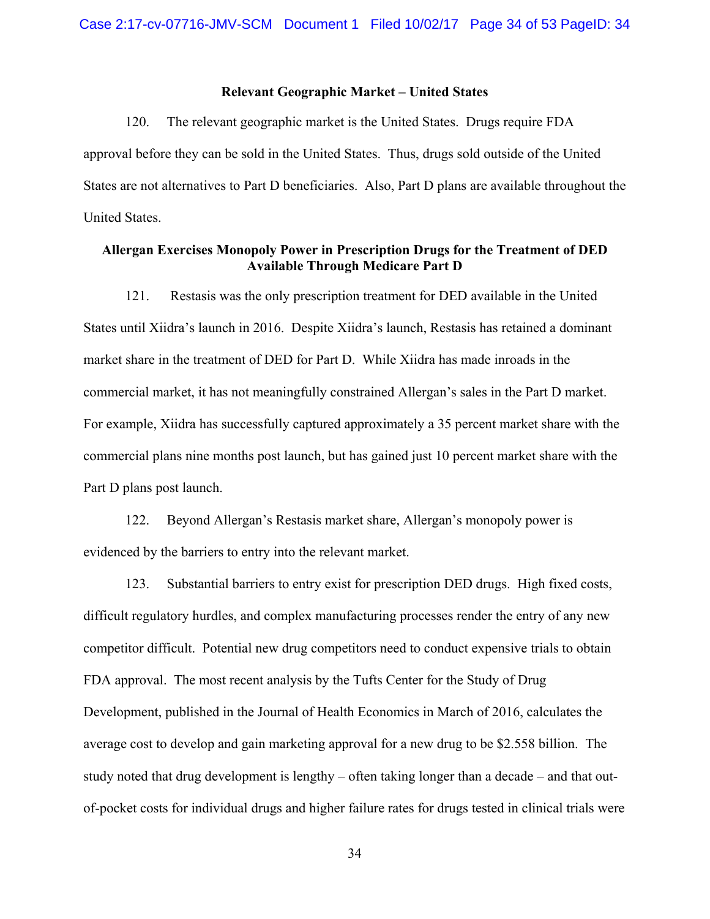### Relevant Geographic Market – United States

120. The relevant geographic market is the United States. Drugs require FDA approval before they can be sold in the United States. Thus, drugs sold outside of the United States are not alternatives to Part D beneficiaries. Also, Part D plans are available throughout the United States.

### Allergan Exercises Monopoly Power in Prescription Drugs for the Treatment of DED Available Through Medicare Part D

121. Restasis was the only prescription treatment for DED available in the United States until Xiidra's launch in 2016. Despite Xiidra's launch, Restasis has retained a dominant market share in the treatment of DED for Part D. While Xiidra has made inroads in the commercial market, it has not meaningfully constrained Allergan's sales in the Part D market. For example, Xiidra has successfully captured approximately a 35 percent market share with the commercial plans nine months post launch, but has gained just 10 percent market share with the Part D plans post launch.

122. Beyond Allergan's Restasis market share, Allergan's monopoly power is evidenced by the barriers to entry into the relevant market.

123. Substantial barriers to entry exist for prescription DED drugs. High fixed costs, difficult regulatory hurdles, and complex manufacturing processes render the entry of any new competitor difficult. Potential new drug competitors need to conduct expensive trials to obtain FDA approval. The most recent analysis by the Tufts Center for the Study of Drug Development, published in the Journal of Health Economics in March of 2016, calculates the average cost to develop and gain marketing approval for a new drug to be $2.558 billion. The study noted that drug development is lengthy – often taking longer than a decade – and that out-of-pocket costs for individual drugs and higher failure rates for drugs tested in clinical trials were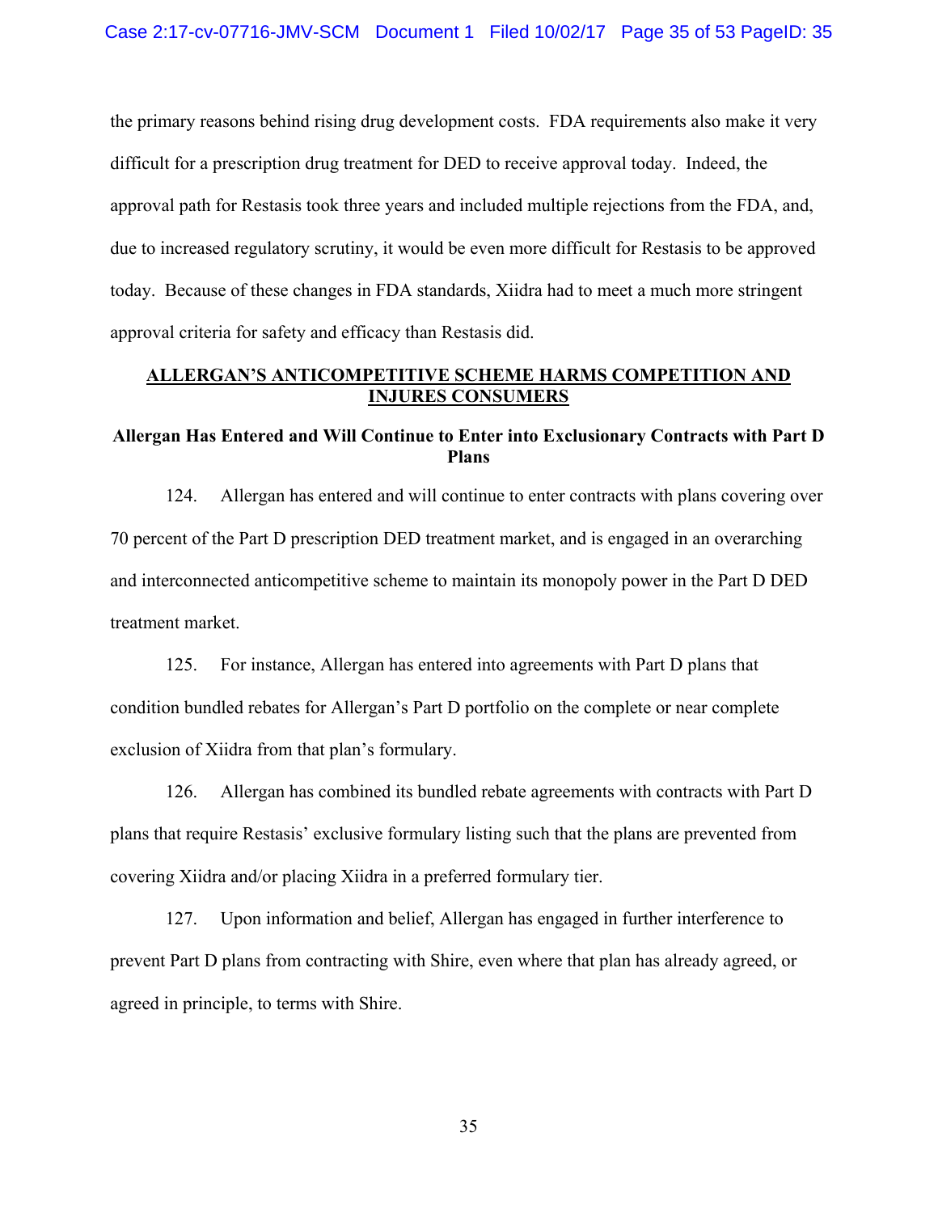the primary reasons behind rising drug development costs. FDA requirements also make it very difficult for a prescription drug treatment for DED to receive approval today. Indeed, the approval path for Restasis took three years and included multiple rejections from the FDA, and, due to increased regulatory scrutiny, it would be even more difficult for Restasis to be approved today. Because of these changes in FDA standards, Xiidra had to meet a much more stringent approval criteria for safety and efficacy than Restasis did.

## ALLERGAN'S ANTICOMPETITIVE SCHEME HARMS COMPETITION AND INJURES CONSUMERS

### Allergan Has Entered and Will Continue to Enter into Exclusionary Contracts with Part D Plans

124. Allergan has entered and will continue to enter contracts with plans covering over 70 percent of the Part D prescription DED treatment market, and is engaged in an overarching and interconnected anticompetitive scheme to maintain its monopoly power in the Part D DED treatment market.

125. For instance, Allergan has entered into agreements with Part D plans that condition bundled rebates for Allergan's Part D portfolio on the complete or near complete exclusion of Xiidra from that plan's formulary.

126. Allergan has combined its bundled rebate agreements with contracts with Part D plans that require Restasis' exclusive formulary listing such that the plans are prevented from covering Xiidra and/or placing Xiidra in a preferred formulary tier.

127. Upon information and belief, Allergan has engaged in further interference to prevent Part D plans from contracting with Shire, even where that plan has already agreed, or agreed in principle, to terms with Shire.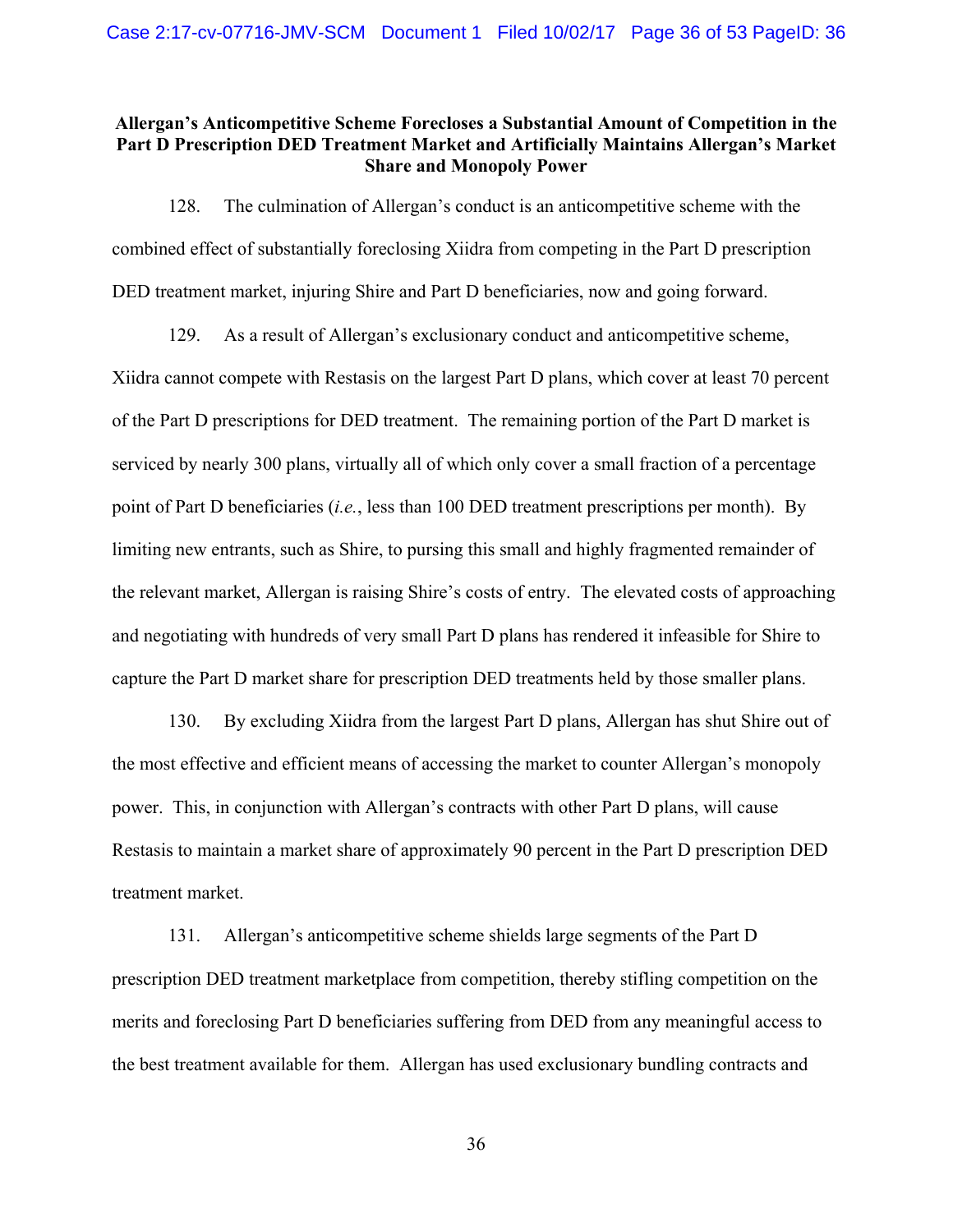### Allergan's Anticompetitive Scheme Forecloses a Substantial Amount of Competition in the Part D Prescription DED Treatment Market and Artificially Maintains Allergan's Market Share and Monopoly Power

128. The culmination of Allergan's conduct is an anticompetitive scheme with the combined effect of substantially foreclosing Xiidra from competing in the Part D prescription DED treatment market, injuring Shire and Part D beneficiaries, now and going forward.

129. As a result of Allergan's exclusionary conduct and anticompetitive scheme, Xiidra cannot compete with Restasis on the largest Part D plans, which cover at least 70 percent of the Part D prescriptions for DED treatment. The remaining portion of the Part D market is serviced by nearly 300 plans, virtually all of which only cover a small fraction of a percentage point of Part D beneficiaries (*i.e.*, less than 100 DED treatment prescriptions per month). By limiting new entrants, such as Shire, to pursing this small and highly fragmented remainder of the relevant market, Allergan is raising Shire's costs of entry. The elevated costs of approaching and negotiating with hundreds of very small Part D plans has rendered it infeasible for Shire to capture the Part D market share for prescription DED treatments held by those smaller plans.

130. By excluding Xiidra from the largest Part D plans, Allergan has shut Shire out of the most effective and efficient means of accessing the market to counter Allergan's monopoly power. This, in conjunction with Allergan's contracts with other Part D plans, will cause Restasis to maintain a market share of approximately 90 percent in the Part D prescription DED treatment market.

131. Allergan's anticompetitive scheme shields large segments of the Part D prescription DED treatment marketplace from competition, thereby stifling competition on the merits and foreclosing Part D beneficiaries suffering from DED from any meaningful access to the best treatment available for them. Allergan has used exclusionary bundling contracts and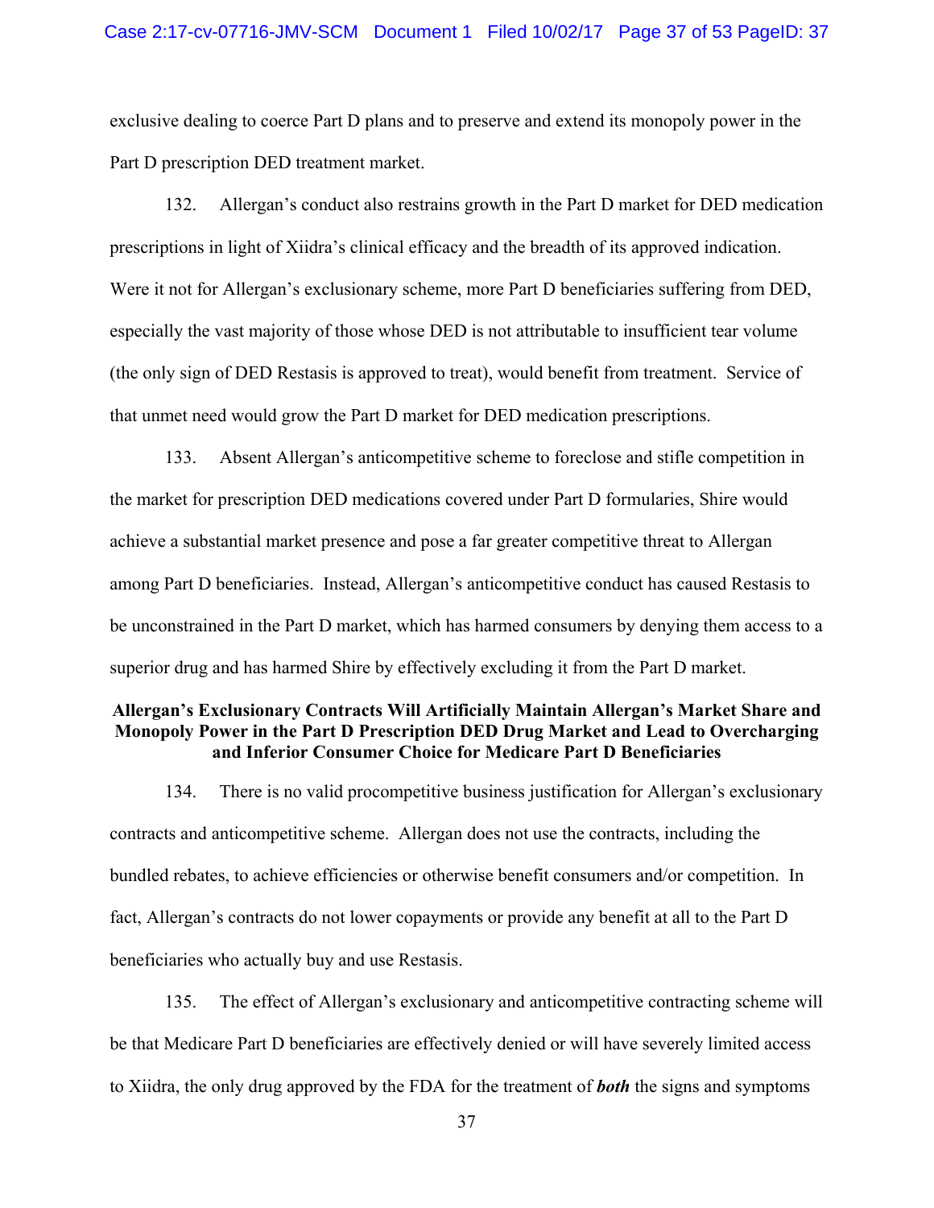exclusive dealing to coerce Part D plans and to preserve and extend its monopoly power in the Part D prescription DED treatment market.

132. Allergan's conduct also restrains growth in the Part D market for DED medication prescriptions in light of Xiidra's clinical efficacy and the breadth of its approved indication. Were it not for Allergan's exclusionary scheme, more Part D beneficiaries suffering from DED, especially the vast majority of those whose DED is not attributable to insufficient tear volume (the only sign of DED Restasis is approved to treat), would benefit from treatment. Service of that unmet need would grow the Part D market for DED medication prescriptions.

133. Absent Allergan's anticompetitive scheme to foreclose and stifle competition in the market for prescription DED medications covered under Part D formularies, Shire would achieve a substantial market presence and pose a far greater competitive threat to Allergan among Part D beneficiaries. Instead, Allergan's anticompetitive conduct has caused Restasis to be unconstrained in the Part D market, which has harmed consumers by denying them access to a superior drug and has harmed Shire by effectively excluding it from the Part D market.

**Allergan's Exclusionary Contracts Will Artificially Maintain Allergan's Market Share and Monopoly Power in the Part D Prescription DED Drug Market and Lead to Overcharging and Inferior Consumer Choice for Medicare Part D Beneficiaries**

134. There is no valid procompetitive business justification for Allergan's exclusionary contracts and anticompetitive scheme. Allergan does not use the contracts, including the bundled rebates, to achieve efficiencies or otherwise benefit consumers and/or competition. In fact, Allergan's contracts do not lower copayments or provide any benefit at all to the Part D beneficiaries who actually buy and use Restasis.

135. The effect of Allergan's exclusionary and anticompetitive contracting scheme will be that Medicare Part D beneficiaries are effectively denied or will have severely limited access to Xiidra, the only drug approved by the FDA for the treatment of ***both*** the signs and symptoms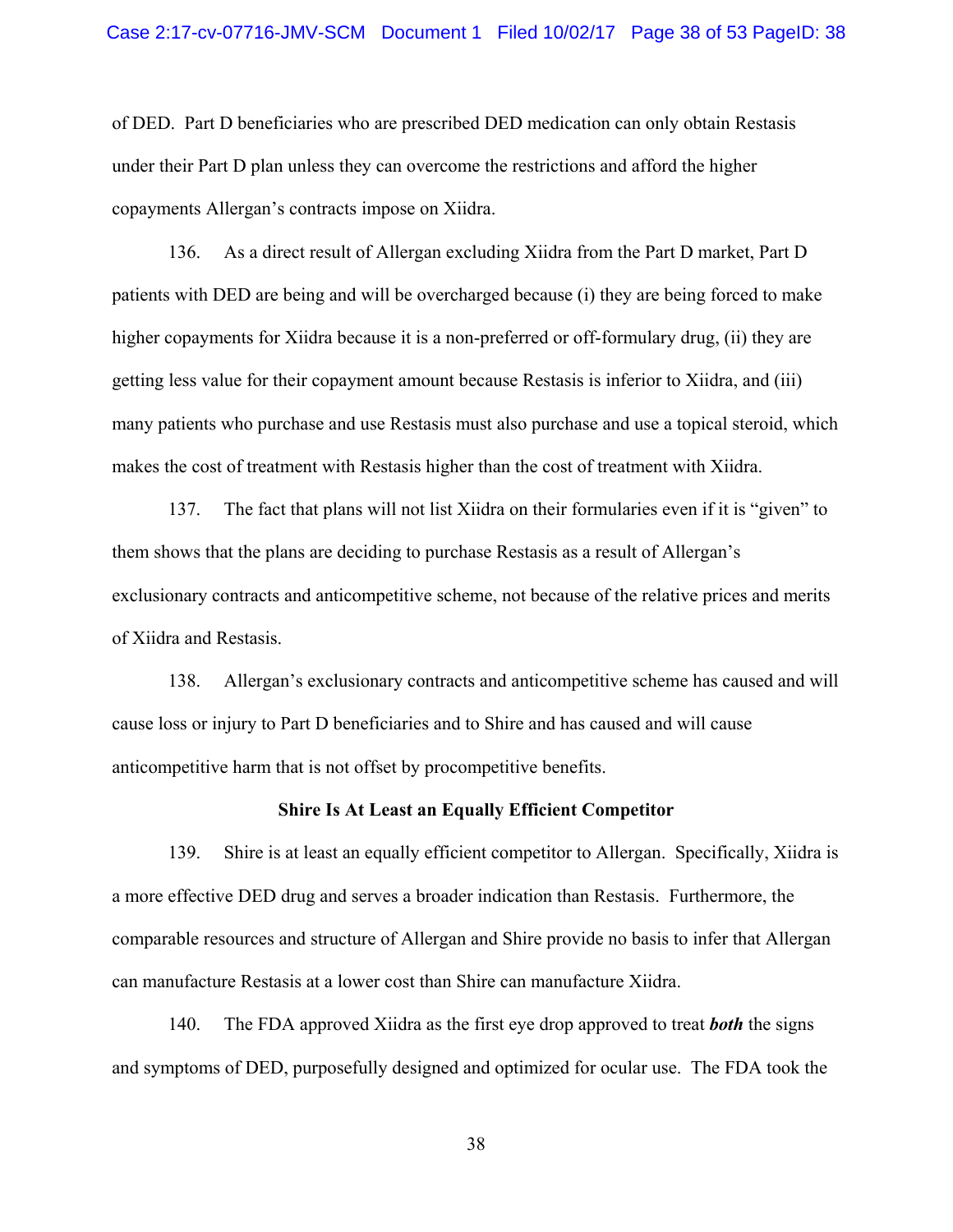of DED. Part D beneficiaries who are prescribed DED medication can only obtain Restasis under their Part D plan unless they can overcome the restrictions and afford the higher copayments Allergan's contracts impose on Xiidra.

136. As a direct result of Allergan excluding Xiidra from the Part D market, Part D patients with DED are being and will be overcharged because (i) they are being forced to make higher copayments for Xiidra because it is a non-preferred or off-formulary drug, (ii) they are getting less value for their copayment amount because Restasis is inferior to Xiidra, and (iii) many patients who purchase and use Restasis must also purchase and use a topical steroid, which makes the cost of treatment with Restasis higher than the cost of treatment with Xiidra.

137. The fact that plans will not list Xiidra on their formularies even if it is "given" to them shows that the plans are deciding to purchase Restasis as a result of Allergan's exclusionary contracts and anticompetitive scheme, not because of the relative prices and merits of Xiidra and Restasis.

138. Allergan's exclusionary contracts and anticompetitive scheme has caused and will cause loss or injury to Part D beneficiaries and to Shire and has caused and will cause anticompetitive harm that is not offset by procompetitive benefits.

**Shire Is At Least an Equally Efficient Competitor**

139. Shire is at least an equally efficient competitor to Allergan. Specifically, Xiidra is a more effective DED drug and serves a broader indication than Restasis. Furthermore, the comparable resources and structure of Allergan and Shire provide no basis to infer that Allergan can manufacture Restasis at a lower cost than Shire can manufacture Xiidra.

140. The FDA approved Xiidra as the first eye drop approved to treat ***both*** the signs and symptoms of DED, purposefully designed and optimized for ocular use. The FDA took the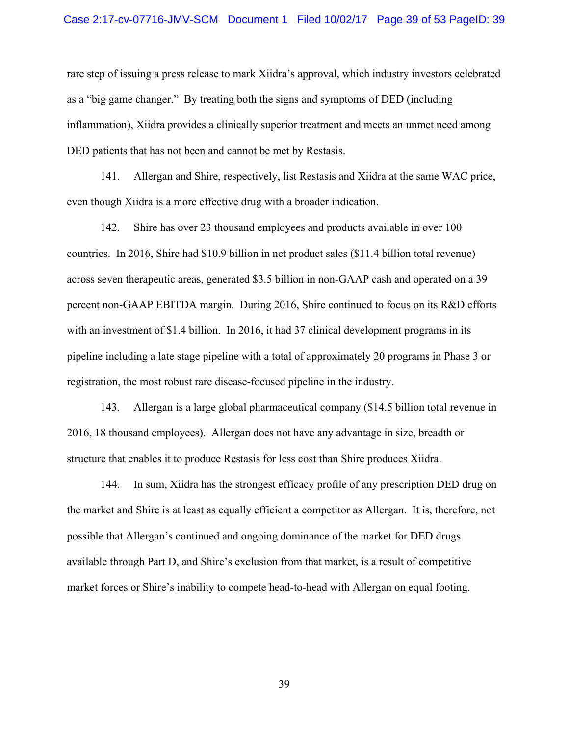rare step of issuing a press release to mark Xiidra's approval, which industry investors celebrated as a "big game changer." By treating both the signs and symptoms of DED (including inflammation), Xiidra provides a clinically superior treatment and meets an unmet need among DED patients that has not been and cannot be met by Restasis.

141. Allergan and Shire, respectively, list Restasis and Xiidra at the same WAC price, even though Xiidra is a more effective drug with a broader indication.

142. Shire has over 23 thousand employees and products available in over 100 countries. In 2016, Shire had $10.9 billion in net product sales ($11.4 billion total revenue) across seven therapeutic areas, generated $3.5 billion in non-GAAP cash and operated on a 39 percent non-GAAP EBITDA margin. During 2016, Shire continued to focus on its R&D efforts with an investment of $1.4 billion. In 2016, it had 37 clinical development programs in its pipeline including a late stage pipeline with a total of approximately 20 programs in Phase 3 or registration, the most robust rare disease-focused pipeline in the industry.

143. Allergan is a large global pharmaceutical company ($14.5 billion total revenue in 2016, 18 thousand employees). Allergan does not have any advantage in size, breadth or structure that enables it to produce Restasis for less cost than Shire produces Xiidra.

144. In sum, Xiidra has the strongest efficacy profile of any prescription DED drug on the market and Shire is at least as equally efficient a competitor as Allergan. It is, therefore, not possible that Allergan's continued and ongoing dominance of the market for DED drugs available through Part D, and Shire's exclusion from that market, is a result of competitive market forces or Shire's inability to compete head-to-head with Allergan on equal footing.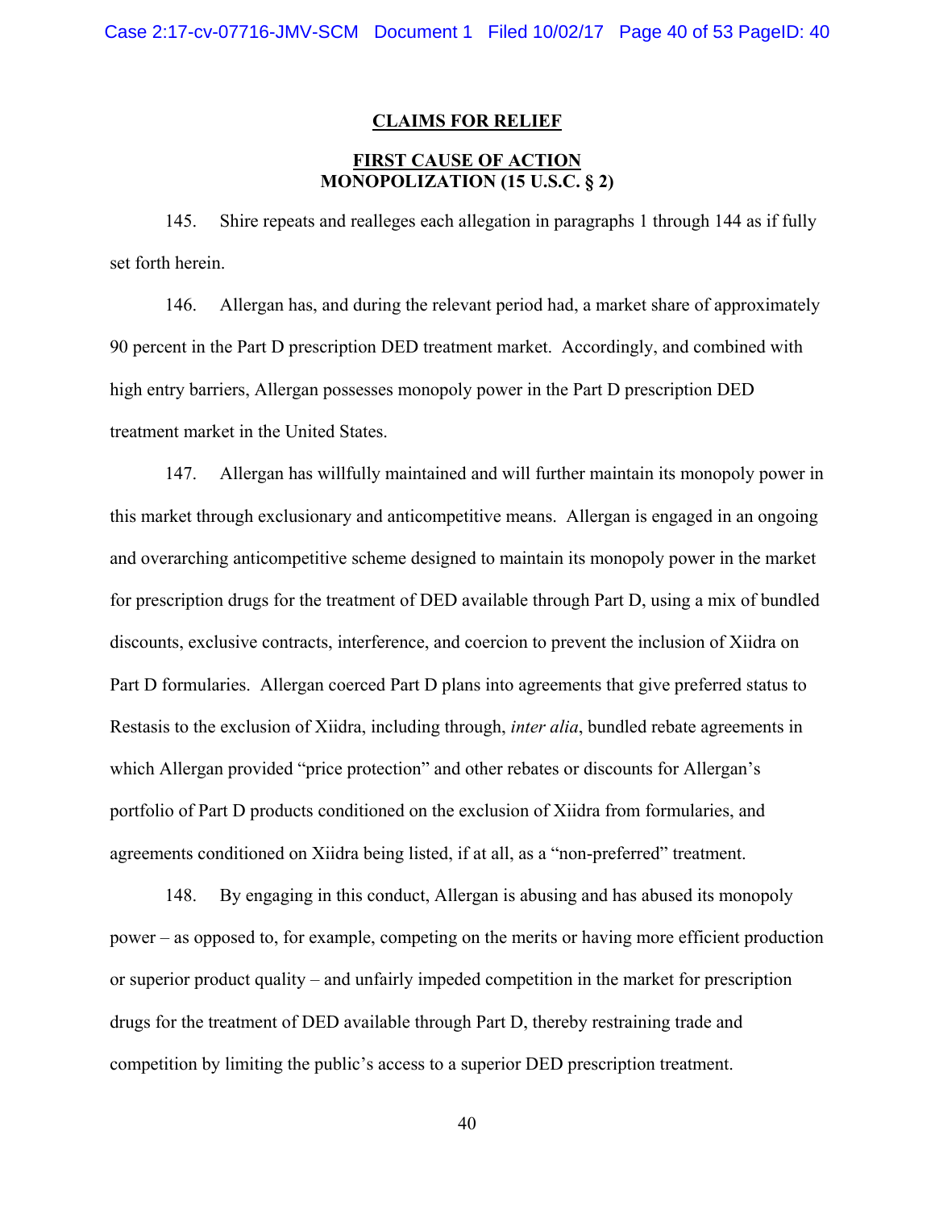## CLAIMS FOR RELIEF

### FIRST CAUSE OF ACTION
### MONOPOLIZATION (15 U.S.C. § 2)

145. Shire repeats and realleges each allegation in paragraphs 1 through 144 as if fully set forth herein.

146. Allergan has, and during the relevant period had, a market share of approximately 90 percent in the Part D prescription DED treatment market. Accordingly, and combined with high entry barriers, Allergan possesses monopoly power in the Part D prescription DED treatment market in the United States.

147. Allergan has willfully maintained and will further maintain its monopoly power in this market through exclusionary and anticompetitive means. Allergan is engaged in an ongoing and overarching anticompetitive scheme designed to maintain its monopoly power in the market for prescription drugs for the treatment of DED available through Part D, using a mix of bundled discounts, exclusive contracts, interference, and coercion to prevent the inclusion of Xiidra on Part D formularies. Allergan coerced Part D plans into agreements that give preferred status to Restasis to the exclusion of Xiidra, including through, *inter alia*, bundled rebate agreements in which Allergan provided "price protection" and other rebates or discounts for Allergan's portfolio of Part D products conditioned on the exclusion of Xiidra from formularies, and agreements conditioned on Xiidra being listed, if at all, as a "non-preferred" treatment.

148. By engaging in this conduct, Allergan is abusing and has abused its monopoly power – as opposed to, for example, competing on the merits or having more efficient production or superior product quality – and unfairly impeded competition in the market for prescription drugs for the treatment of DED available through Part D, thereby restraining trade and competition by limiting the public's access to a superior DED prescription treatment.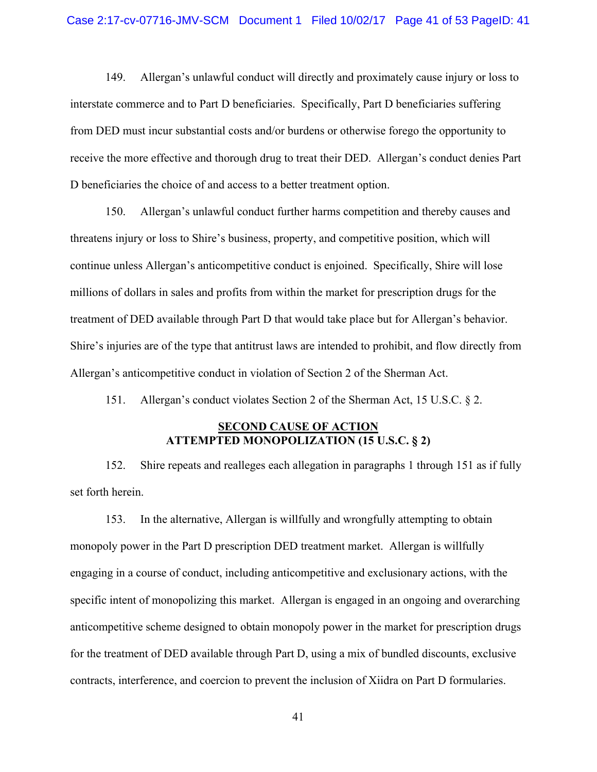149. Allergan's unlawful conduct will directly and proximately cause injury or loss to interstate commerce and to Part D beneficiaries. Specifically, Part D beneficiaries suffering from DED must incur substantial costs and/or burdens or otherwise forego the opportunity to receive the more effective and thorough drug to treat their DED. Allergan's conduct denies Part D beneficiaries the choice of and access to a better treatment option.

150. Allergan's unlawful conduct further harms competition and thereby causes and threatens injury or loss to Shire's business, property, and competitive position, which will continue unless Allergan's anticompetitive conduct is enjoined. Specifically, Shire will lose millions of dollars in sales and profits from within the market for prescription drugs for the treatment of DED available through Part D that would take place but for Allergan's behavior. Shire's injuries are of the type that antitrust laws are intended to prohibit, and flow directly from Allergan's anticompetitive conduct in violation of Section 2 of the Sherman Act.

151. Allergan's conduct violates Section 2 of the Sherman Act, 15 U.S.C. § 2.

## SECOND CAUSE OF ACTION
## ATTEMPTED MONOPOLIZATION (15 U.S.C. § 2)

152. Shire repeats and realleges each allegation in paragraphs 1 through 151 as if fully set forth herein.

153. In the alternative, Allergan is willfully and wrongfully attempting to obtain monopoly power in the Part D prescription DED treatment market. Allergan is willfully engaging in a course of conduct, including anticompetitive and exclusionary actions, with the specific intent of monopolizing this market. Allergan is engaged in an ongoing and overarching anticompetitive scheme designed to obtain monopoly power in the market for prescription drugs for the treatment of DED available through Part D, using a mix of bundled discounts, exclusive contracts, interference, and coercion to prevent the inclusion of Xiidra on Part D formularies.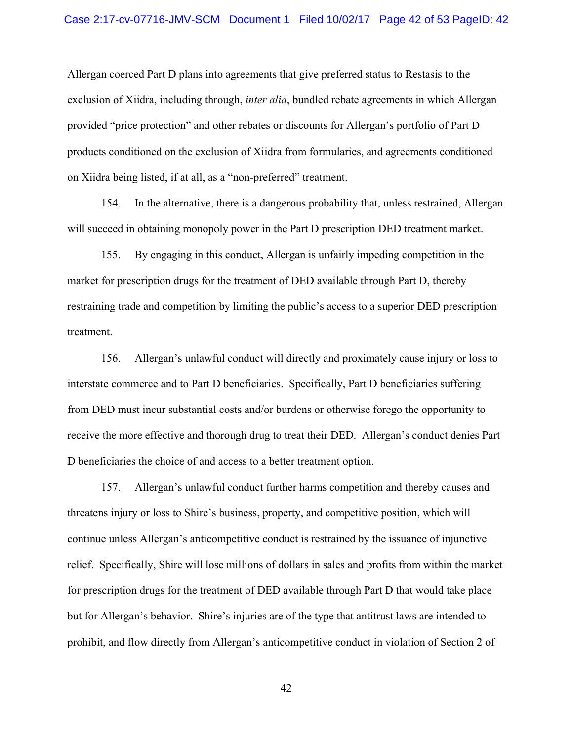Allergan coerced Part D plans into agreements that give preferred status to Restasis to the exclusion of Xiidra, including through, *inter alia*, bundled rebate agreements in which Allergan provided "price protection" and other rebates or discounts for Allergan's portfolio of Part D products conditioned on the exclusion of Xiidra from formularies, and agreements conditioned on Xiidra being listed, if at all, as a "non-preferred" treatment.

154. In the alternative, there is a dangerous probability that, unless restrained, Allergan will succeed in obtaining monopoly power in the Part D prescription DED treatment market.

155. By engaging in this conduct, Allergan is unfairly impeding competition in the market for prescription drugs for the treatment of DED available through Part D, thereby restraining trade and competition by limiting the public's access to a superior DED prescription treatment.

156. Allergan's unlawful conduct will directly and proximately cause injury or loss to interstate commerce and to Part D beneficiaries. Specifically, Part D beneficiaries suffering from DED must incur substantial costs and/or burdens or otherwise forego the opportunity to receive the more effective and thorough drug to treat their DED. Allergan's conduct denies Part D beneficiaries the choice of and access to a better treatment option.

157. Allergan's unlawful conduct further harms competition and thereby causes and threatens injury or loss to Shire's business, property, and competitive position, which will continue unless Allergan's anticompetitive conduct is restrained by the issuance of injunctive relief. Specifically, Shire will lose millions of dollars in sales and profits from within the market for prescription drugs for the treatment of DED available through Part D that would take place but for Allergan's behavior. Shire's injuries are of the type that antitrust laws are intended to prohibit, and flow directly from Allergan's anticompetitive conduct in violation of Section 2 of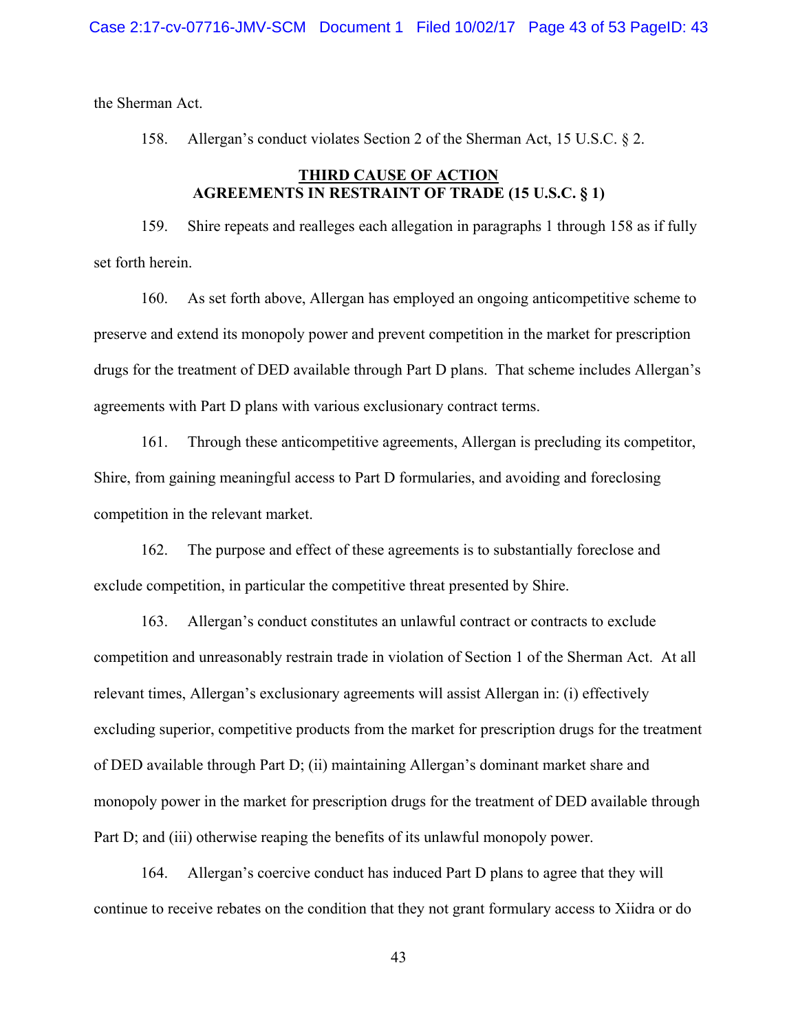the Sherman Act.

158. Allergan's conduct violates Section 2 of the Sherman Act, 15 U.S.C. § 2.

## THIRD CAUSE OF ACTION
## AGREEMENTS IN RESTRAINT OF TRADE (15 U.S.C. § 1)

159. Shire repeats and realleges each allegation in paragraphs 1 through 158 as if fully set forth herein.

160. As set forth above, Allergan has employed an ongoing anticompetitive scheme to preserve and extend its monopoly power and prevent competition in the market for prescription drugs for the treatment of DED available through Part D plans. That scheme includes Allergan's agreements with Part D plans with various exclusionary contract terms.

161. Through these anticompetitive agreements, Allergan is precluding its competitor, Shire, from gaining meaningful access to Part D formularies, and avoiding and foreclosing competition in the relevant market.

162. The purpose and effect of these agreements is to substantially foreclose and exclude competition, in particular the competitive threat presented by Shire.

163. Allergan's conduct constitutes an unlawful contract or contracts to exclude competition and unreasonably restrain trade in violation of Section 1 of the Sherman Act. At all relevant times, Allergan's exclusionary agreements will assist Allergan in: (i) effectively excluding superior, competitive products from the market for prescription drugs for the treatment of DED available through Part D; (ii) maintaining Allergan's dominant market share and monopoly power in the market for prescription drugs for the treatment of DED available through Part D; and (iii) otherwise reaping the benefits of its unlawful monopoly power.

164. Allergan's coercive conduct has induced Part D plans to agree that they will continue to receive rebates on the condition that they not grant formulary access to Xiidra or do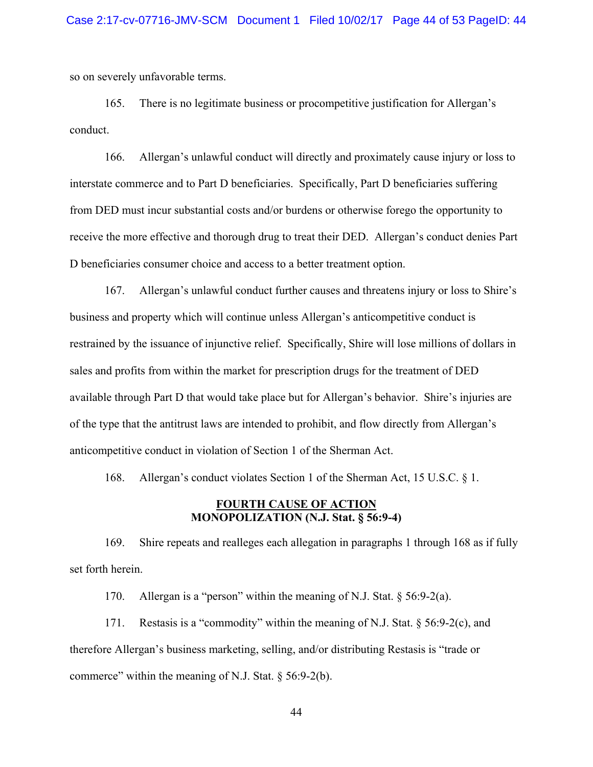so on severely unfavorable terms.

165. There is no legitimate business or procompetitive justification for Allergan's conduct.

166. Allergan's unlawful conduct will directly and proximately cause injury or loss to interstate commerce and to Part D beneficiaries. Specifically, Part D beneficiaries suffering from DED must incur substantial costs and/or burdens or otherwise forego the opportunity to receive the more effective and thorough drug to treat their DED. Allergan's conduct denies Part D beneficiaries consumer choice and access to a better treatment option.

167. Allergan's unlawful conduct further causes and threatens injury or loss to Shire's business and property which will continue unless Allergan's anticompetitive conduct is restrained by the issuance of injunctive relief. Specifically, Shire will lose millions of dollars in sales and profits from within the market for prescription drugs for the treatment of DED available through Part D that would take place but for Allergan's behavior. Shire's injuries are of the type that the antitrust laws are intended to prohibit, and flow directly from Allergan's anticompetitive conduct in violation of Section 1 of the Sherman Act.

168. Allergan's conduct violates Section 1 of the Sherman Act, 15 U.S.C. § 1.

## FOURTH CAUSE OF ACTION
## MONOPOLIZATION (N.J. Stat. § 56:9-4)

169. Shire repeats and realleges each allegation in paragraphs 1 through 168 as if fully set forth herein.

170. Allergan is a "person" within the meaning of N.J. Stat. § 56:9-2(a).

171. Restasis is a "commodity" within the meaning of N.J. Stat. § 56:9-2(c), and therefore Allergan's business marketing, selling, and/or distributing Restasis is "trade or commerce" within the meaning of N.J. Stat. § 56:9-2(b).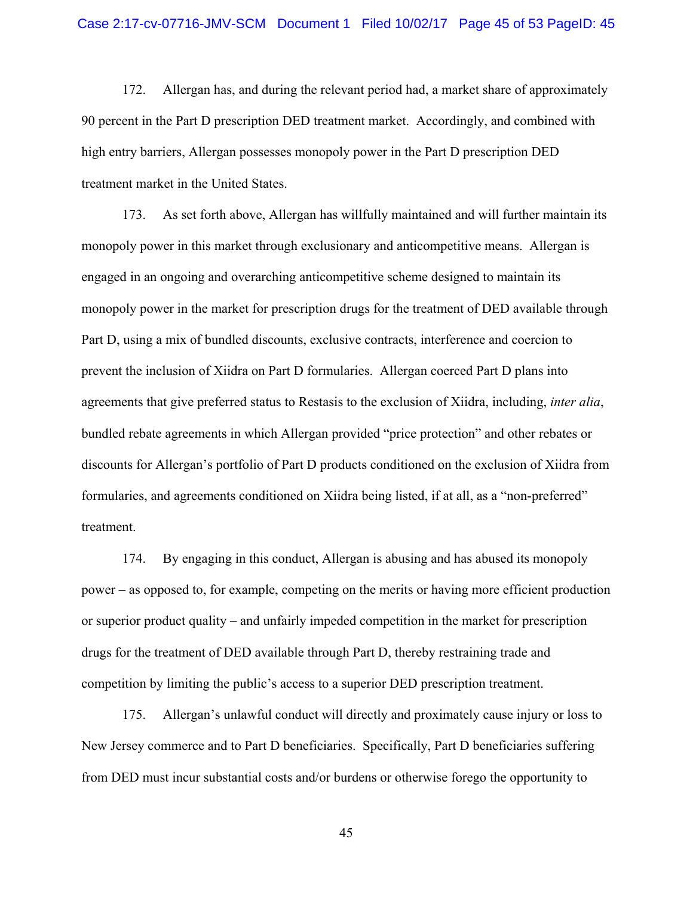172. Allergan has, and during the relevant period had, a market share of approximately 90 percent in the Part D prescription DED treatment market. Accordingly, and combined with high entry barriers, Allergan possesses monopoly power in the Part D prescription DED treatment market in the United States.

173. As set forth above, Allergan has willfully maintained and will further maintain its monopoly power in this market through exclusionary and anticompetitive means. Allergan is engaged in an ongoing and overarching anticompetitive scheme designed to maintain its monopoly power in the market for prescription drugs for the treatment of DED available through Part D, using a mix of bundled discounts, exclusive contracts, interference and coercion to prevent the inclusion of Xiidra on Part D formularies. Allergan coerced Part D plans into agreements that give preferred status to Restasis to the exclusion of Xiidra, including, *inter alia*, bundled rebate agreements in which Allergan provided "price protection" and other rebates or discounts for Allergan's portfolio of Part D products conditioned on the exclusion of Xiidra from formularies, and agreements conditioned on Xiidra being listed, if at all, as a "non-preferred" treatment.

174. By engaging in this conduct, Allergan is abusing and has abused its monopoly power – as opposed to, for example, competing on the merits or having more efficient production or superior product quality – and unfairly impeded competition in the market for prescription drugs for the treatment of DED available through Part D, thereby restraining trade and competition by limiting the public's access to a superior DED prescription treatment.

175. Allergan's unlawful conduct will directly and proximately cause injury or loss to New Jersey commerce and to Part D beneficiaries. Specifically, Part D beneficiaries suffering from DED must incur substantial costs and/or burdens or otherwise forego the opportunity to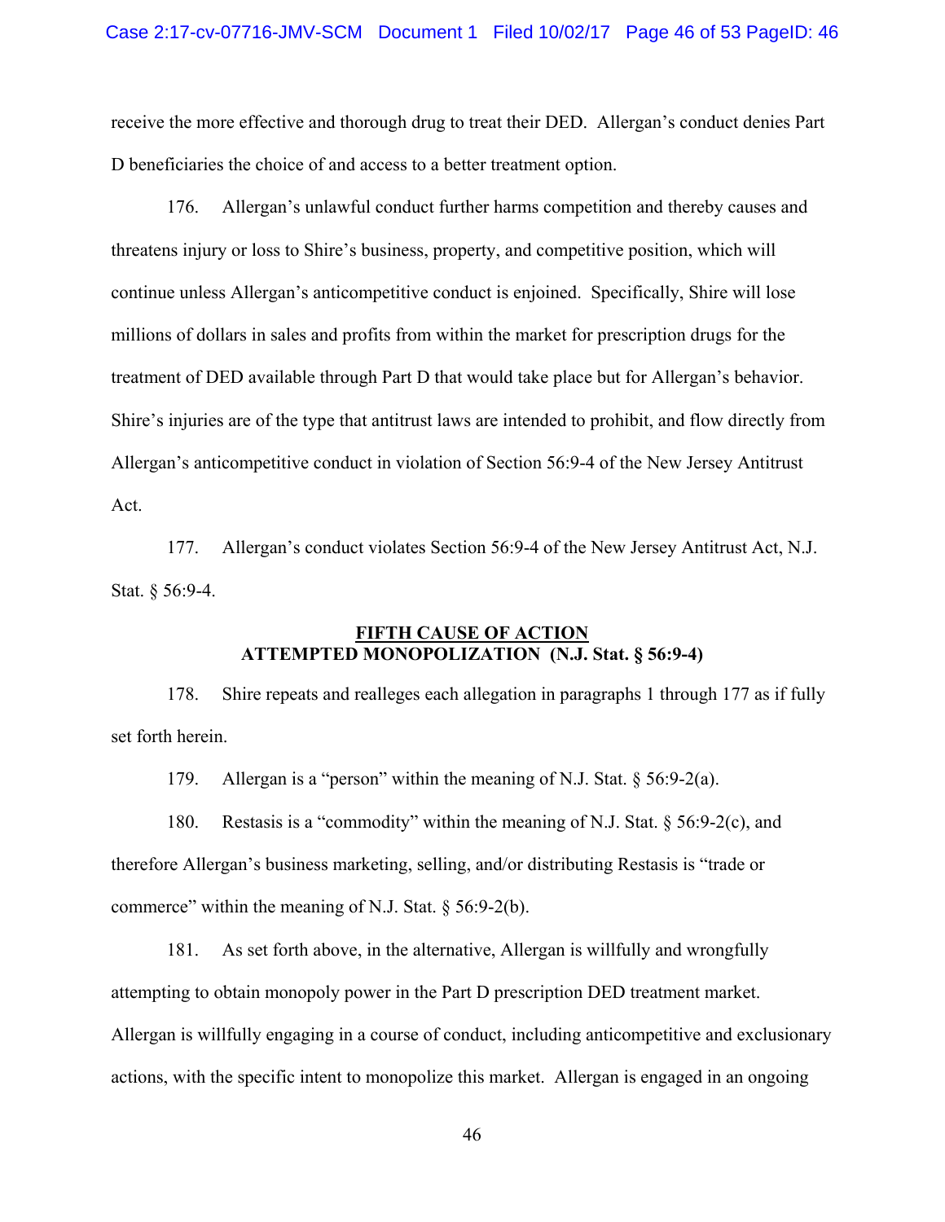receive the more effective and thorough drug to treat their DED. Allergan's conduct denies Part D beneficiaries the choice of and access to a better treatment option.

176. Allergan's unlawful conduct further harms competition and thereby causes and threatens injury or loss to Shire's business, property, and competitive position, which will continue unless Allergan's anticompetitive conduct is enjoined. Specifically, Shire will lose millions of dollars in sales and profits from within the market for prescription drugs for the treatment of DED available through Part D that would take place but for Allergan's behavior. Shire's injuries are of the type that antitrust laws are intended to prohibit, and flow directly from Allergan's anticompetitive conduct in violation of Section 56:9-4 of the New Jersey Antitrust Act.

177. Allergan's conduct violates Section 56:9-4 of the New Jersey Antitrust Act, N.J. Stat. § 56:9-4.

**FIFTH CAUSE OF ACTION**
**ATTEMPTED MONOPOLIZATION (N.J. Stat. § 56:9-4)**

178. Shire repeats and realleges each allegation in paragraphs 1 through 177 as if fully set forth herein.

179. Allergan is a "person" within the meaning of N.J. Stat. § 56:9-2(a).

180. Restasis is a "commodity" within the meaning of N.J. Stat. § 56:9-2(c), and therefore Allergan's business marketing, selling, and/or distributing Restasis is "trade or commerce" within the meaning of N.J. Stat. § 56:9-2(b).

181. As set forth above, in the alternative, Allergan is willfully and wrongfully attempting to obtain monopoly power in the Part D prescription DED treatment market. Allergan is willfully engaging in a course of conduct, including anticompetitive and exclusionary actions, with the specific intent to monopolize this market. Allergan is engaged in an ongoing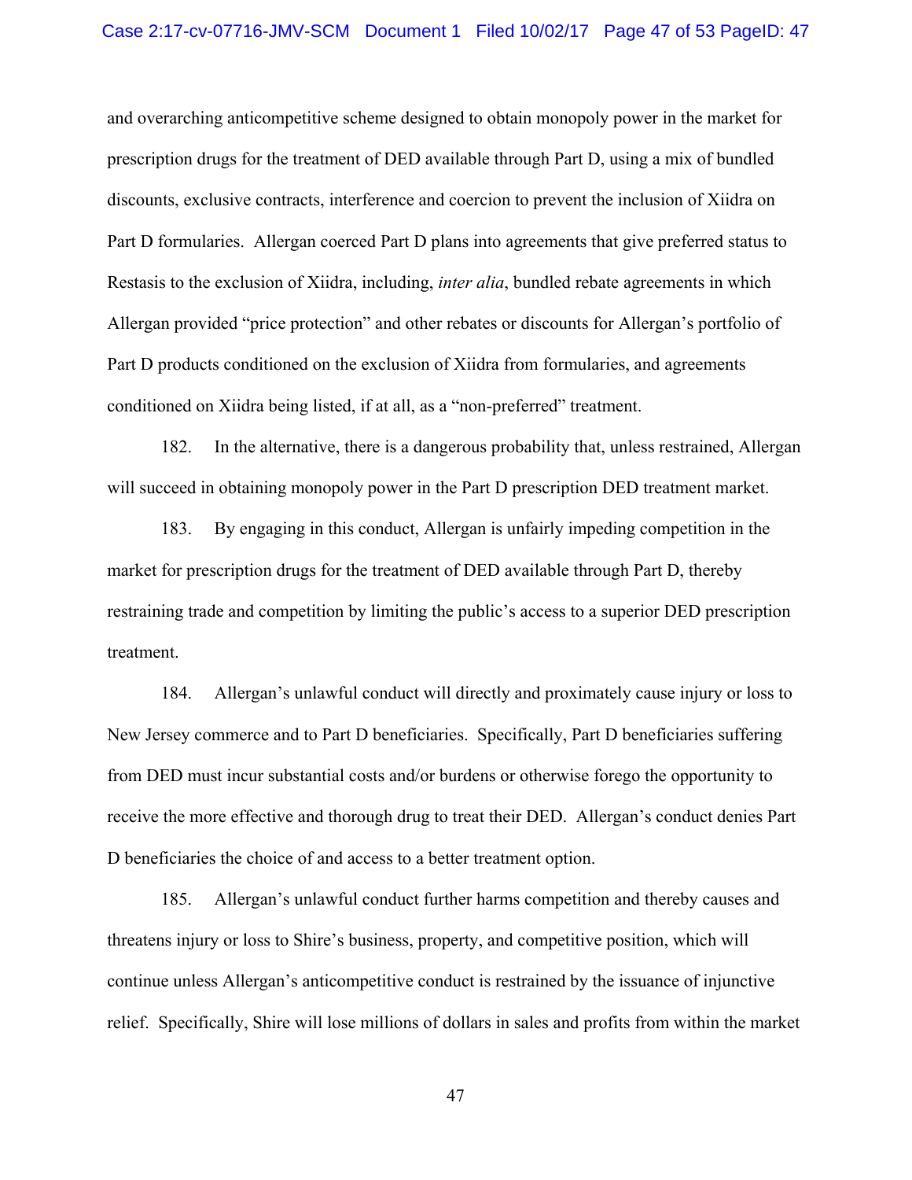and overarching anticompetitive scheme designed to obtain monopoly power in the market for prescription drugs for the treatment of DED available through Part D, using a mix of bundled discounts, exclusive contracts, interference and coercion to prevent the inclusion of Xiidra on Part D formularies. Allergan coerced Part D plans into agreements that give preferred status to Restasis to the exclusion of Xiidra, including, *inter alia*, bundled rebate agreements in which Allergan provided "price protection" and other rebates or discounts for Allergan's portfolio of Part D products conditioned on the exclusion of Xiidra from formularies, and agreements conditioned on Xiidra being listed, if at all, as a "non-preferred" treatment.

182. In the alternative, there is a dangerous probability that, unless restrained, Allergan will succeed in obtaining monopoly power in the Part D prescription DED treatment market.

183. By engaging in this conduct, Allergan is unfairly impeding competition in the market for prescription drugs for the treatment of DED available through Part D, thereby restraining trade and competition by limiting the public's access to a superior DED prescription treatment.

184. Allergan's unlawful conduct will directly and proximately cause injury or loss to New Jersey commerce and to Part D beneficiaries. Specifically, Part D beneficiaries suffering from DED must incur substantial costs and/or burdens or otherwise forego the opportunity to receive the more effective and thorough drug to treat their DED. Allergan's conduct denies Part D beneficiaries the choice of and access to a better treatment option.

185. Allergan's unlawful conduct further harms competition and thereby causes and threatens injury or loss to Shire's business, property, and competitive position, which will continue unless Allergan's anticompetitive conduct is restrained by the issuance of injunctive relief. Specifically, Shire will lose millions of dollars in sales and profits from within the market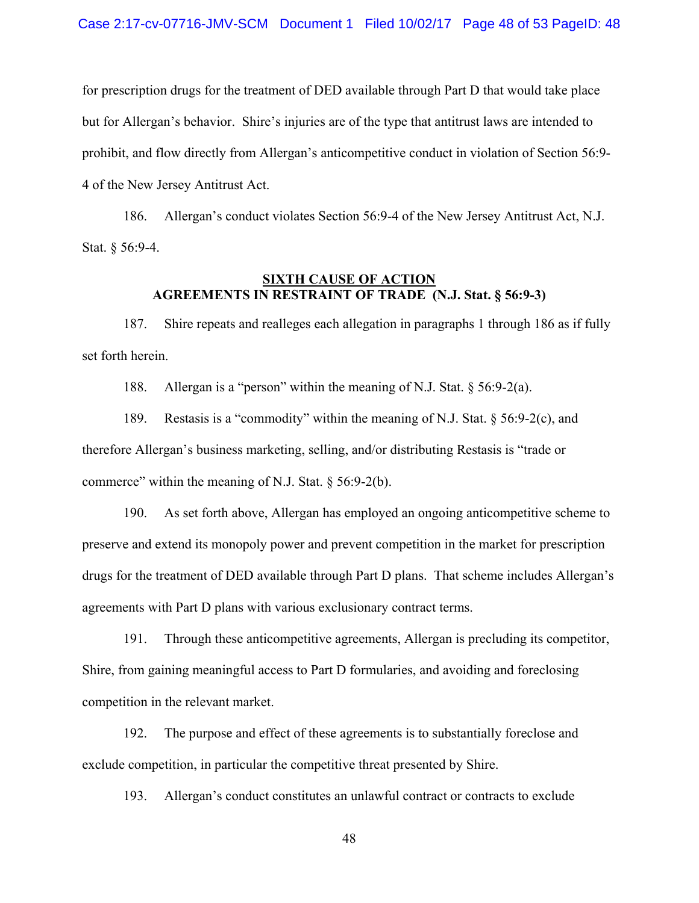for prescription drugs for the treatment of DED available through Part D that would take place but for Allergan's behavior. Shire's injuries are of the type that antitrust laws are intended to prohibit, and flow directly from Allergan's anticompetitive conduct in violation of Section 56:9-4 of the New Jersey Antitrust Act.

186. Allergan's conduct violates Section 56:9-4 of the New Jersey Antitrust Act, N.J. Stat. § 56:9-4.

## SIXTH CAUSE OF ACTION
## AGREEMENTS IN RESTRAINT OF TRADE (N.J. Stat. § 56:9-3)

187. Shire repeats and realleges each allegation in paragraphs 1 through 186 as if fully set forth herein.

188. Allergan is a "person" within the meaning of N.J. Stat. § 56:9-2(a).

189. Restasis is a "commodity" within the meaning of N.J. Stat. § 56:9-2(c), and therefore Allergan's business marketing, selling, and/or distributing Restasis is "trade or commerce" within the meaning of N.J. Stat. § 56:9-2(b).

190. As set forth above, Allergan has employed an ongoing anticompetitive scheme to preserve and extend its monopoly power and prevent competition in the market for prescription drugs for the treatment of DED available through Part D plans. That scheme includes Allergan's agreements with Part D plans with various exclusionary contract terms.

191. Through these anticompetitive agreements, Allergan is precluding its competitor, Shire, from gaining meaningful access to Part D formularies, and avoiding and foreclosing competition in the relevant market.

192. The purpose and effect of these agreements is to substantially foreclose and exclude competition, in particular the competitive threat presented by Shire.

193. Allergan's conduct constitutes an unlawful contract or contracts to exclude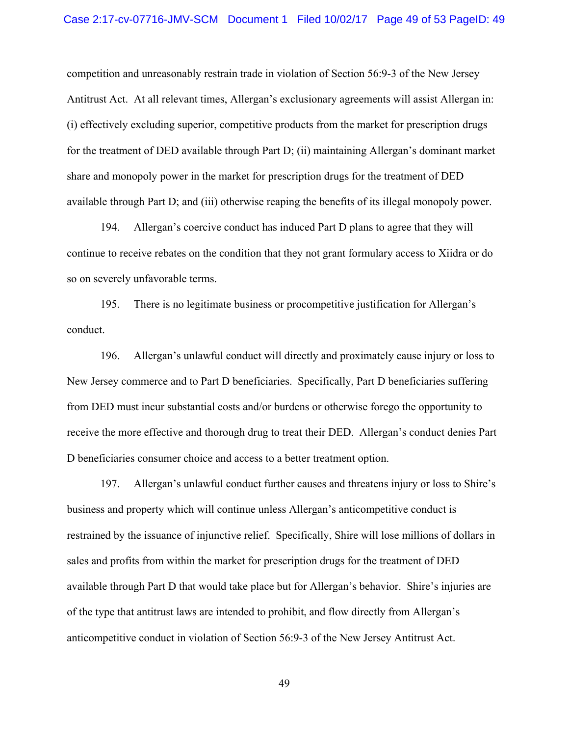competition and unreasonably restrain trade in violation of Section 56:9-3 of the New Jersey Antitrust Act. At all relevant times, Allergan's exclusionary agreements will assist Allergan in: (i) effectively excluding superior, competitive products from the market for prescription drugs for the treatment of DED available through Part D; (ii) maintaining Allergan's dominant market share and monopoly power in the market for prescription drugs for the treatment of DED available through Part D; and (iii) otherwise reaping the benefits of its illegal monopoly power.

194. Allergan's coercive conduct has induced Part D plans to agree that they will continue to receive rebates on the condition that they not grant formulary access to Xiidra or do so on severely unfavorable terms.

195. There is no legitimate business or procompetitive justification for Allergan's conduct.

196. Allergan's unlawful conduct will directly and proximately cause injury or loss to New Jersey commerce and to Part D beneficiaries. Specifically, Part D beneficiaries suffering from DED must incur substantial costs and/or burdens or otherwise forego the opportunity to receive the more effective and thorough drug to treat their DED. Allergan's conduct denies Part D beneficiaries consumer choice and access to a better treatment option.

197. Allergan's unlawful conduct further causes and threatens injury or loss to Shire's business and property which will continue unless Allergan's anticompetitive conduct is restrained by the issuance of injunctive relief. Specifically, Shire will lose millions of dollars in sales and profits from within the market for prescription drugs for the treatment of DED available through Part D that would take place but for Allergan's behavior. Shire's injuries are of the type that antitrust laws are intended to prohibit, and flow directly from Allergan's anticompetitive conduct in violation of Section 56:9-3 of the New Jersey Antitrust Act.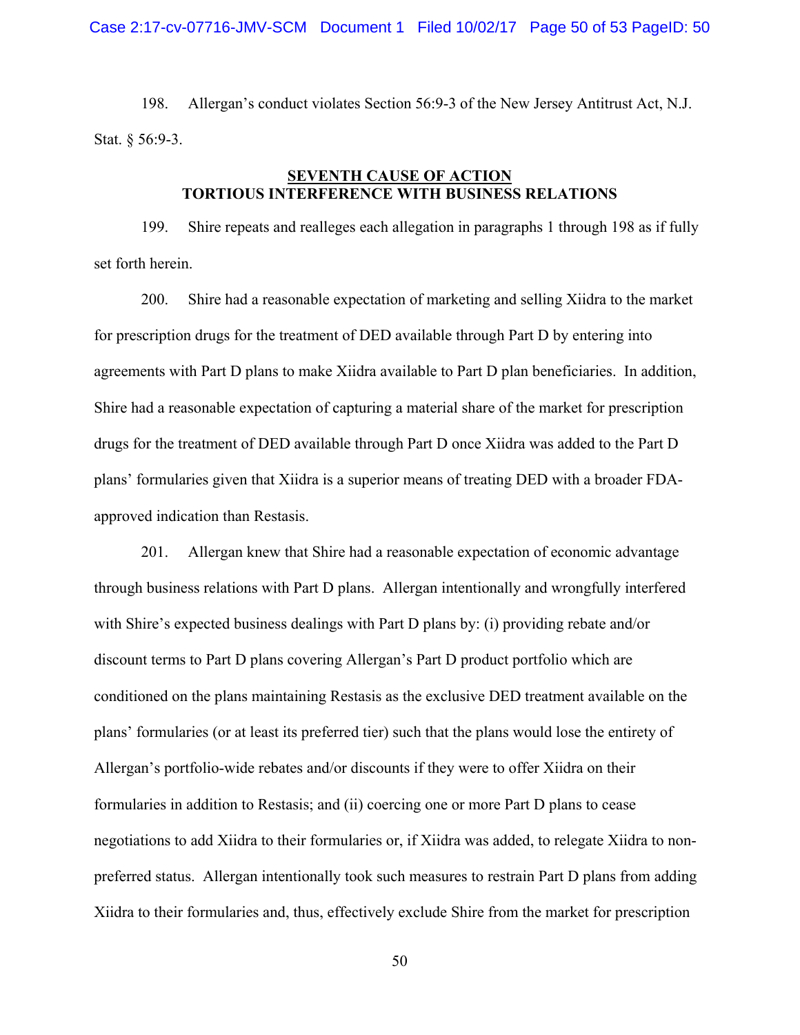198. Allergan's conduct violates Section 56:9-3 of the New Jersey Antitrust Act, N.J. Stat. § 56:9-3.

## SEVENTH CAUSE OF ACTION
## TORTIOUS INTERFERENCE WITH BUSINESS RELATIONS

199. Shire repeats and realleges each allegation in paragraphs 1 through 198 as if fully set forth herein.

200. Shire had a reasonable expectation of marketing and selling Xiidra to the market for prescription drugs for the treatment of DED available through Part D by entering into agreements with Part D plans to make Xiidra available to Part D plan beneficiaries. In addition, Shire had a reasonable expectation of capturing a material share of the market for prescription drugs for the treatment of DED available through Part D once Xiidra was added to the Part D plans' formularies given that Xiidra is a superior means of treating DED with a broader FDA-approved indication than Restasis.

201. Allergan knew that Shire had a reasonable expectation of economic advantage through business relations with Part D plans. Allergan intentionally and wrongfully interfered with Shire's expected business dealings with Part D plans by: (i) providing rebate and/or discount terms to Part D plans covering Allergan's Part D product portfolio which are conditioned on the plans maintaining Restasis as the exclusive DED treatment available on the plans' formularies (or at least its preferred tier) such that the plans would lose the entirety of Allergan's portfolio-wide rebates and/or discounts if they were to offer Xiidra on their formularies in addition to Restasis; and (ii) coercing one or more Part D plans to cease negotiations to add Xiidra to their formularies or, if Xiidra was added, to relegate Xiidra to non-preferred status. Allergan intentionally took such measures to restrain Part D plans from adding Xiidra to their formularies and, thus, effectively exclude Shire from the market for prescription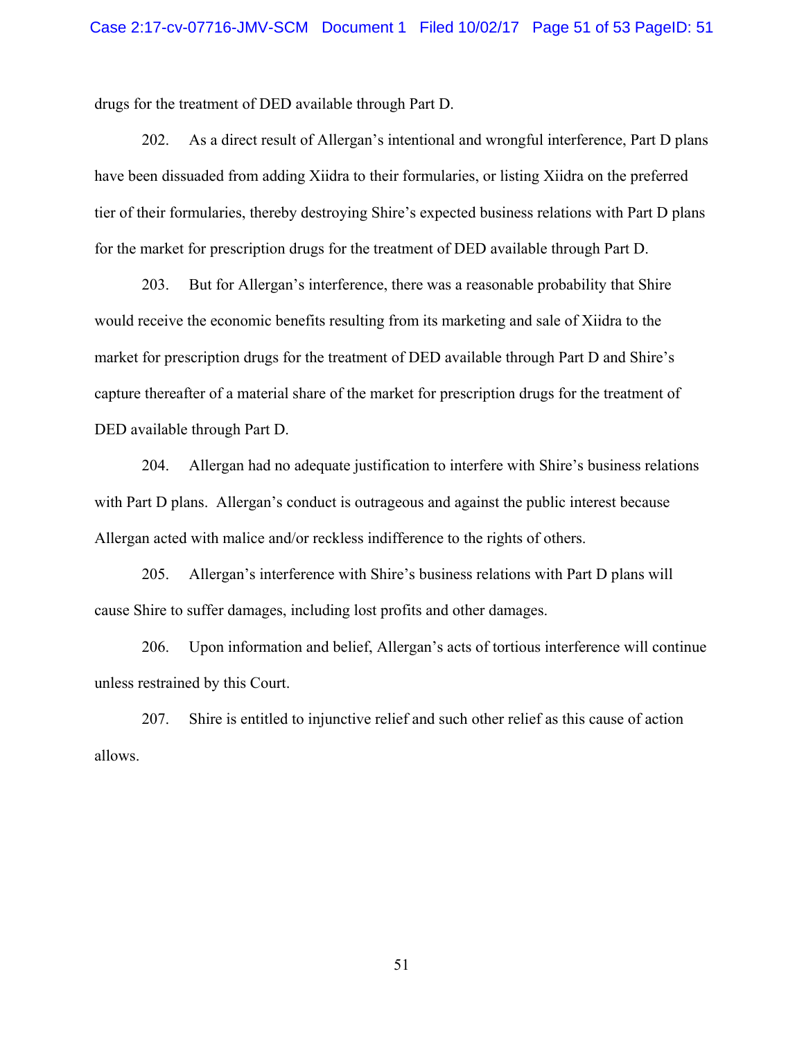drugs for the treatment of DED available through Part D.

202. As a direct result of Allergan's intentional and wrongful interference, Part D plans have been dissuaded from adding Xiidra to their formularies, or listing Xiidra on the preferred tier of their formularies, thereby destroying Shire's expected business relations with Part D plans for the market for prescription drugs for the treatment of DED available through Part D.

203. But for Allergan's interference, there was a reasonable probability that Shire would receive the economic benefits resulting from its marketing and sale of Xiidra to the market for prescription drugs for the treatment of DED available through Part D and Shire's capture thereafter of a material share of the market for prescription drugs for the treatment of DED available through Part D.

204. Allergan had no adequate justification to interfere with Shire's business relations with Part D plans. Allergan's conduct is outrageous and against the public interest because Allergan acted with malice and/or reckless indifference to the rights of others.

205. Allergan's interference with Shire's business relations with Part D plans will cause Shire to suffer damages, including lost profits and other damages.

206. Upon information and belief, Allergan's acts of tortious interference will continue unless restrained by this Court.

207. Shire is entitled to injunctive relief and such other relief as this cause of action allows.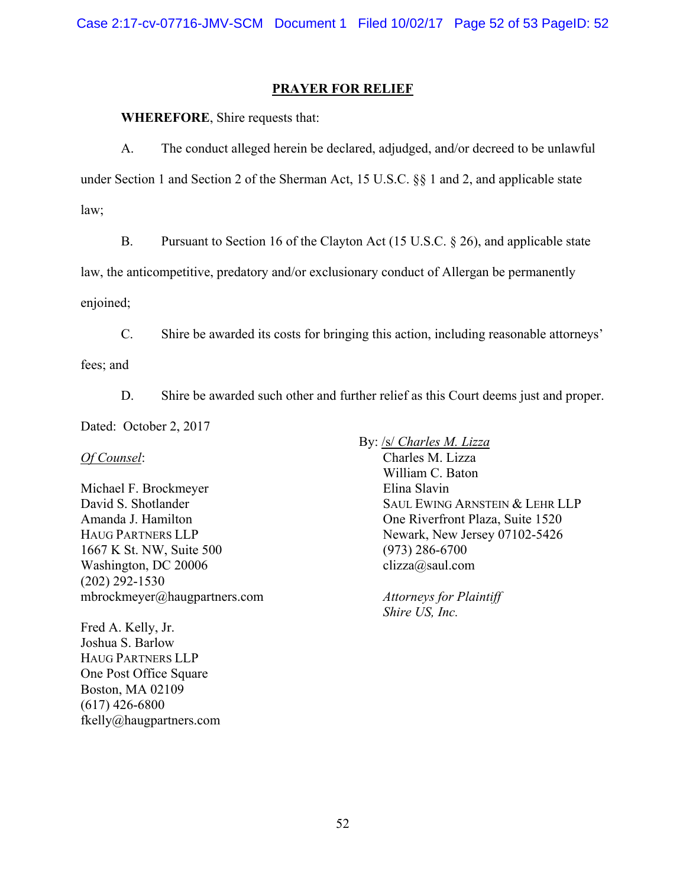## PRAYER FOR RELIEF

**WHEREFORE**, Shire requests that:

A. The conduct alleged herein be declared, adjudged, and/or decreed to be unlawful under Section 1 and Section 2 of the Sherman Act, 15 U.S.C. §§ 1 and 2, and applicable state law;

B. Pursuant to Section 16 of the Clayton Act (15 U.S.C. § 26), and applicable state law, the anticompetitive, predatory and/or exclusionary conduct of Allergan be permanently enjoined;

C. Shire be awarded its costs for bringing this action, including reasonable attorneys' fees; and

D. Shire be awarded such other and further relief as this Court deems just and proper.

Dated: October 2, 2017

By: /s/ *Charles M. Lizza*
Charles M. Lizza
William C. Baton
Elina Slavin
SAUL EWING ARNSTEIN & LEHR LLP
One Riverfront Plaza, Suite 1520
Newark, New Jersey 07102-5426
(973) 286-6700
clizza@saul.com

*Attorneys for Plaintiff*
*Shire US, Inc.*

*Of Counsel*:

Michael F. Brockmeyer
David S. Shotlander
Amanda J. Hamilton
HAUG PARTNERS LLP
1667 K St. NW, Suite 500
Washington, DC 20006
(202) 292-1530
mbrockmeyer@haugpartners.com

Fred A. Kelly, Jr.
Joshua S. Barlow
HAUG PARTNERS LLP
One Post Office Square
Boston, MA 02109
(617) 426-6800
fkelly@haugpartners.com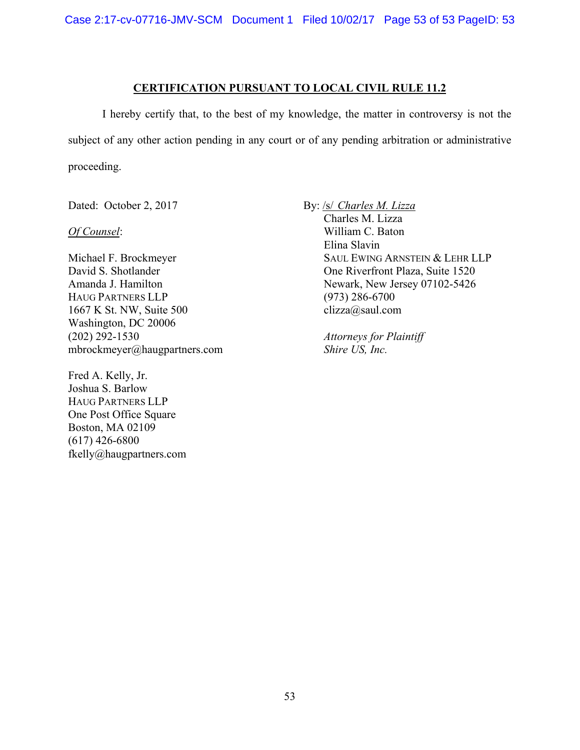**CERTIFICATION PURSUANT TO LOCAL CIVIL RULE 11.2**

I hereby certify that, to the best of my knowledge, the matter in controversy is not the subject of any other action pending in any court or of any pending arbitration or administrative proceeding.

Dated: October 2, 2017

By: /s/ *Charles M. Lizza*
Charles M. Lizza
William C. Baton
Elina Slavin
SAUL EWING ARNSTEIN & LEHR LLP
One Riverfront Plaza, Suite 1520
Newark, New Jersey 07102-5426
(973) 286-6700
clizza@saul.com

*Attorneys for Plaintiff Shire US, Inc.*

*Of Counsel*:

Michael F. Brockmeyer
David S. Shotlander
Amanda J. Hamilton
HAUG PARTNERS LLP
1667 K St. NW, Suite 500
Washington, DC 20006
(202) 292-1530
mbrockmeyer@haugpartners.com

Fred A. Kelly, Jr.
Joshua S. Barlow
HAUG PARTNERS LLP
One Post Office Square
Boston, MA 02109
(617) 426-6800
fkelly@haugpartners.com